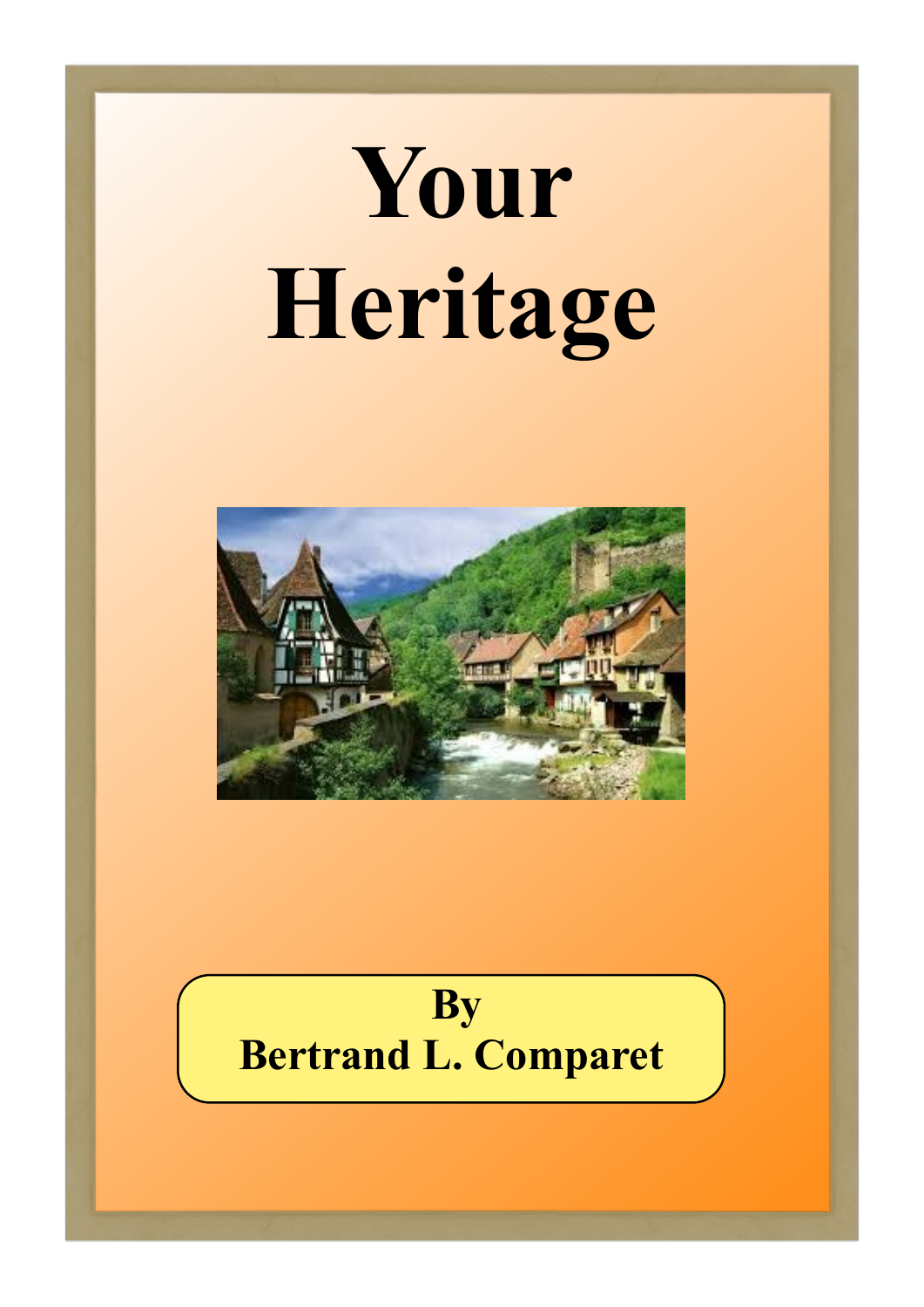# Your Heritage

By
Bertrand L. Comparet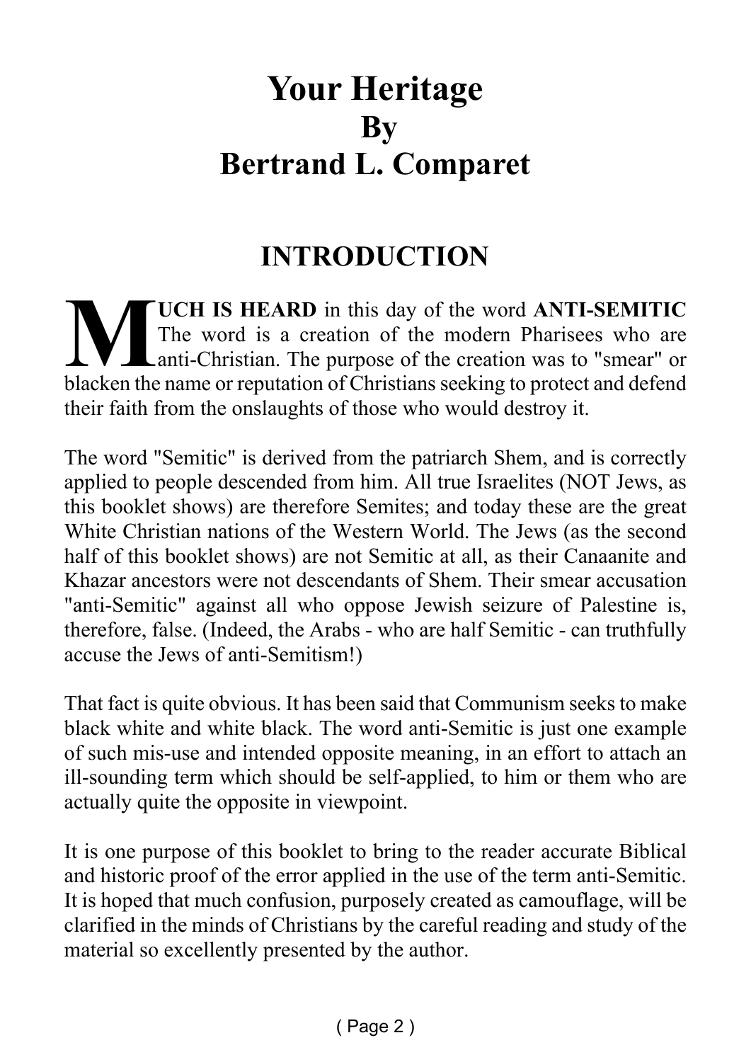# Your Heritage
# By
# Bertrand L. Comparet

## INTRODUCTION

**MUCH IS HEARD** in this day of the word **ANTI-SEMITIC** The word is a creation of the modern Pharisees who are anti-Christian. The purpose of the creation was to "smear" or blacken the name or reputation of Christians seeking to protect and defend their faith from the onslaughts of those who would destroy it.

The word "Semitic" is derived from the patriarch Shem, and is correctly applied to people descended from him. All true Israelites (NOT Jews, as this booklet shows) are therefore Semites; and today these are the great White Christian nations of the Western World. The Jews (as the second half of this booklet shows) are not Semitic at all, as their Canaanite and Khazar ancestors were not descendants of Shem. Their smear accusation "anti-Semitic" against all who oppose Jewish seizure of Palestine is, therefore, false. (Indeed, the Arabs - who are half Semitic - can truthfully accuse the Jews of anti-Semitism!)

That fact is quite obvious. It has been said that Communism seeks to make black white and white black. The word anti-Semitic is just one example of such mis-use and intended opposite meaning, in an effort to attach an ill-sounding term which should be self-applied, to him or them who are actually quite the opposite in viewpoint.

It is one purpose of this booklet to bring to the reader accurate Biblical and historic proof of the error applied in the use of the term anti-Semitic. It is hoped that much confusion, purposely created as camouflage, will be clarified in the minds of Christians by the careful reading and study of the material so excellently presented by the author.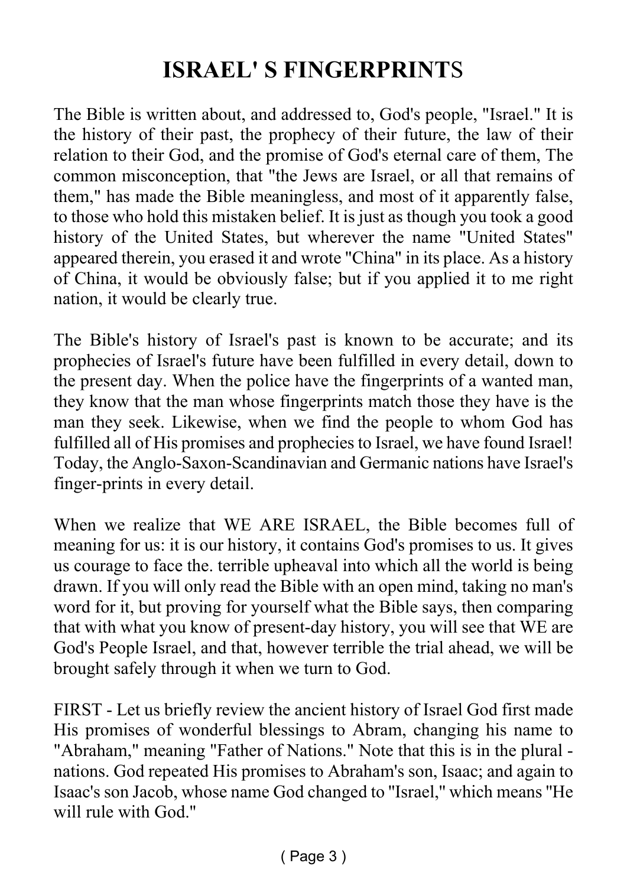# ISRAEL' S FINGERPRINTS

The Bible is written about, and addressed to, God's people, "Israel." It is the history of their past, the prophecy of their future, the law of their relation to their God, and the promise of God's eternal care of them, The common misconception, that "the Jews are Israel, or all that remains of them," has made the Bible meaningless, and most of it apparently false, to those who hold this mistaken belief. It is just as though you took a good history of the United States, but wherever the name "United States" appeared therein, you erased it and wrote "China" in its place. As a history of China, it would be obviously false; but if you applied it to me right nation, it would be clearly true.

The Bible's history of Israel's past is known to be accurate; and its prophecies of Israel's future have been fulfilled in every detail, down to the present day. When the police have the fingerprints of a wanted man, they know that the man whose fingerprints match those they have is the man they seek. Likewise, when we find the people to whom God has fulfilled all of His promises and prophecies to Israel, we have found Israel! Today, the Anglo-Saxon-Scandinavian and Germanic nations have Israel's finger-prints in every detail.

When we realize that WE ARE ISRAEL, the Bible becomes full of meaning for us: it is our history, it contains God's promises to us. It gives us courage to face the. terrible upheaval into which all the world is being drawn. If you will only read the Bible with an open mind, taking no man's word for it, but proving for yourself what the Bible says, then comparing that with what you know of present-day history, you will see that WE are God's People Israel, and that, however terrible the trial ahead, we will be brought safely through it when we turn to God.

FIRST - Let us briefly review the ancient history of Israel God first made His promises of wonderful blessings to Abram, changing his name to "Abraham," meaning "Father of Nations." Note that this is in the plural - nations. God repeated His promises to Abraham's son, Isaac; and again to Isaac's son Jacob, whose name God changed to "Israel," which means "He will rule with God."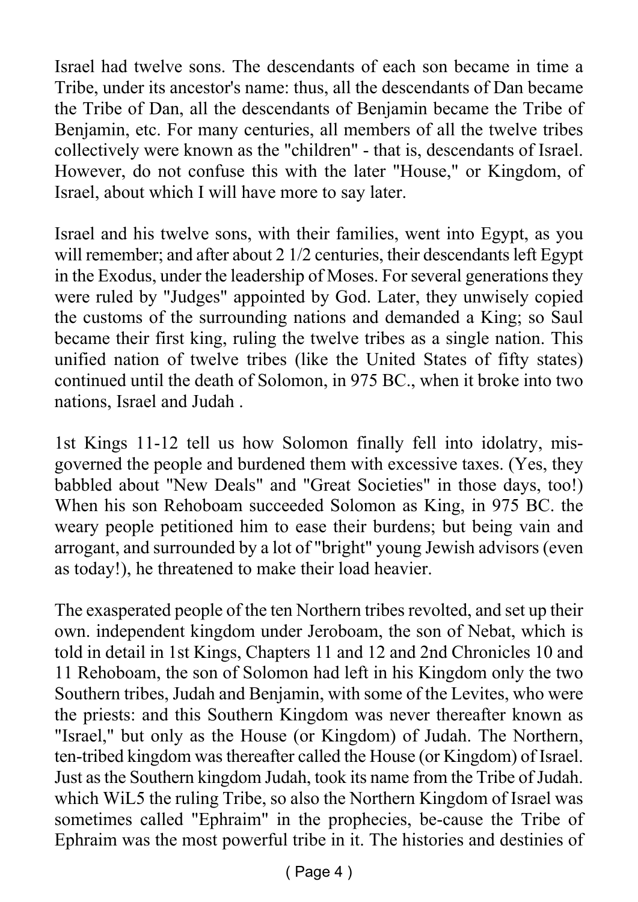Israel had twelve sons. The descendants of each son became in time a Tribe, under its ancestor's name: thus, all the descendants of Dan became the Tribe of Dan, all the descendants of Benjamin became the Tribe of Benjamin, etc. For many centuries, all members of all the twelve tribes collectively were known as the "children" - that is, descendants of Israel. However, do not confuse this with the later "House," or Kingdom, of Israel, about which I will have more to say later.

Israel and his twelve sons, with their families, went into Egypt, as you will remember; and after about 2 1/2 centuries, their descendants left Egypt in the Exodus, under the leadership of Moses. For several generations they were ruled by "Judges" appointed by God. Later, they unwisely copied the customs of the surrounding nations and demanded a King; so Saul became their first king, ruling the twelve tribes as a single nation. This unified nation of twelve tribes (like the United States of fifty states) continued until the death of Solomon, in 975 BC., when it broke into two nations, Israel and Judah .

1st Kings 11-12 tell us how Solomon finally fell into idolatry, mis-governed the people and burdened them with excessive taxes. (Yes, they babbled about "New Deals" and "Great Societies" in those days, too!) When his son Rehoboam succeeded Solomon as King, in 975 BC. the weary people petitioned him to ease their burdens; but being vain and arrogant, and surrounded by a lot of "bright" young Jewish advisors (even as today!), he threatened to make their load heavier.

The exasperated people of the ten Northern tribes revolted, and set up their own. independent kingdom under Jeroboam, the son of Nebat, which is told in detail in 1st Kings, Chapters 11 and 12 and 2nd Chronicles 10 and 11 Rehoboam, the son of Solomon had left in his Kingdom only the two Southern tribes, Judah and Benjamin, with some of the Levites, who were the priests: and this Southern Kingdom was never thereafter known as "Israel," but only as the House (or Kingdom) of Judah. The Northern, ten-tribed kingdom was thereafter called the House (or Kingdom) of Israel. Just as the Southern kingdom Judah, took its name from the Tribe of Judah. which WiL5 the ruling Tribe, so also the Northern Kingdom of Israel was sometimes called "Ephraim" in the prophecies, be-cause the Tribe of Ephraim was the most powerful tribe in it. The histories and destinies of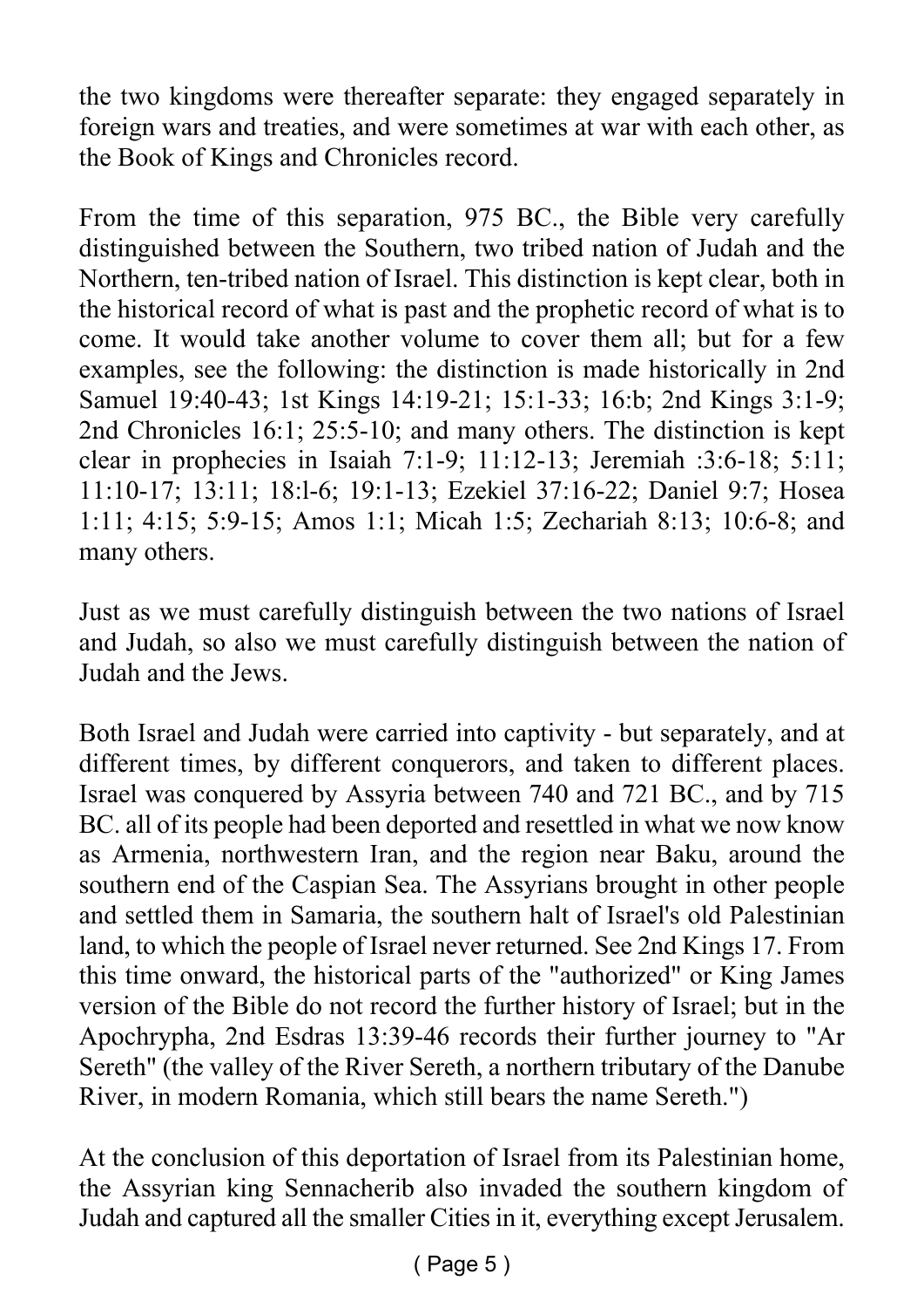the two kingdoms were thereafter separate: they engaged separately in foreign wars and treaties, and were sometimes at war with each other, as the Book of Kings and Chronicles record.

From the time of this separation, 975 BC., the Bible very carefully distinguished between the Southern, two tribed nation of Judah and the Northern, ten-tribed nation of Israel. This distinction is kept clear, both in the historical record of what is past and the prophetic record of what is to come. It would take another volume to cover them all; but for a few examples, see the following: the distinction is made historically in 2nd Samuel 19:40-43; 1st Kings 14:19-21; 15:1-33; 16:b; 2nd Kings 3:1-9; 2nd Chronicles 16:1; 25:5-10; and many others. The distinction is kept clear in prophecies in Isaiah 7:1-9; 11:12-13; Jeremiah :3:6-18; 5:11; 11:10-17; 13:11; 18:l-6; 19:1-13; Ezekiel 37:16-22; Daniel 9:7; Hosea 1:11; 4:15; 5:9-15; Amos 1:1; Micah 1:5; Zechariah 8:13; 10:6-8; and many others.

Just as we must carefully distinguish between the two nations of Israel and Judah, so also we must carefully distinguish between the nation of Judah and the Jews.

Both Israel and Judah were carried into captivity - but separately, and at different times, by different conquerors, and taken to different places. Israel was conquered by Assyria between 740 and 721 BC., and by 715 BC. all of its people had been deported and resettled in what we now know as Armenia, northwestern Iran, and the region near Baku, around the southern end of the Caspian Sea. The Assyrians brought in other people and settled them in Samaria, the southern halt of Israel's old Palestinian land, to which the people of Israel never returned. See 2nd Kings 17. From this time onward, the historical parts of the "authorized" or King James version of the Bible do not record the further history of Israel; but in the Apochrypha, 2nd Esdras 13:39-46 records their further journey to "Ar Sereth" (the valley of the River Sereth, a northern tributary of the Danube River, in modern Romania, which still bears the name Sereth.")

At the conclusion of this deportation of Israel from its Palestinian home, the Assyrian king Sennacherib also invaded the southern kingdom of Judah and captured all the smaller Cities in it, everything except Jerusalem.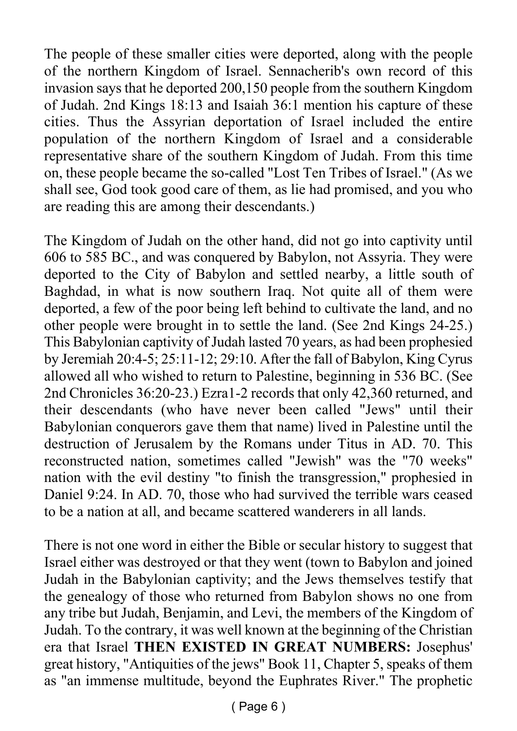The people of these smaller cities were deported, along with the people of the northern Kingdom of Israel. Sennacherib's own record of this invasion says that he deported 200,150 people from the southern Kingdom of Judah. 2nd Kings 18:13 and Isaiah 36:1 mention his capture of these cities. Thus the Assyrian deportation of Israel included the entire population of the northern Kingdom of Israel and a considerable representative share of the southern Kingdom of Judah. From this time on, these people became the so-called "Lost Ten Tribes of Israel." (As we shall see, God took good care of them, as lie had promised, and you who are reading this are among their descendants.)

The Kingdom of Judah on the other hand, did not go into captivity until 606 to 585 BC., and was conquered by Babylon, not Assyria. They were deported to the City of Babylon and settled nearby, a little south of Baghdad, in what is now southern Iraq. Not quite all of them were deported, a few of the poor being left behind to cultivate the land, and no other people were brought in to settle the land. (See 2nd Kings 24-25.) This Babylonian captivity of Judah lasted 70 years, as had been prophesied by Jeremiah 20:4-5; 25:11-12; 29:10. After the fall of Babylon, King Cyrus allowed all who wished to return to Palestine, beginning in 536 BC. (See 2nd Chronicles 36:20-23.) Ezra1-2 records that only 42,360 returned, and their descendants (who have never been called "Jews" until their Babylonian conquerors gave them that name) lived in Palestine until the destruction of Jerusalem by the Romans under Titus in AD. 70. This reconstructed nation, sometimes called "Jewish" was the "70 weeks" nation with the evil destiny "to finish the transgression," prophesied in Daniel 9:24. In AD. 70, those who had survived the terrible wars ceased to be a nation at all, and became scattered wanderers in all lands.

There is not one word in either the Bible or secular history to suggest that Israel either was destroyed or that they went (town to Babylon and joined Judah in the Babylonian captivity; and the Jews themselves testify that the genealogy of those who returned from Babylon shows no one from any tribe but Judah, Benjamin, and Levi, the members of the Kingdom of Judah. To the contrary, it was well known at the beginning of the Christian era that Israel **THEN EXISTED IN GREAT NUMBERS:** Josephus' great history, "Antiquities of the jews" Book 11, Chapter 5, speaks of them as "an immense multitude, beyond the Euphrates River." The prophetic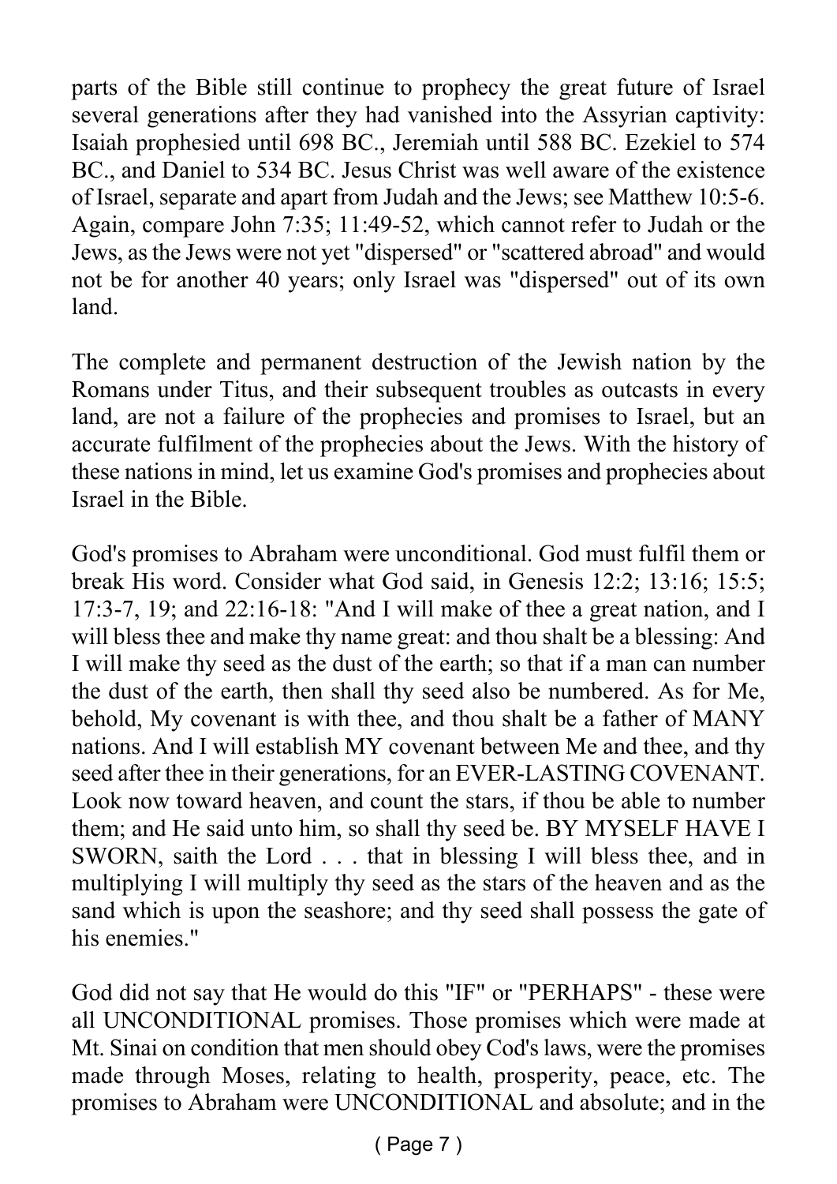parts of the Bible still continue to prophecy the great future of Israel several generations after they had vanished into the Assyrian captivity: Isaiah prophesied until 698 BC., Jeremiah until 588 BC. Ezekiel to 574 BC., and Daniel to 534 BC. Jesus Christ was well aware of the existence of Israel, separate and apart from Judah and the Jews; see Matthew 10:5-6. Again, compare John 7:35; 11:49-52, which cannot refer to Judah or the Jews, as the Jews were not yet "dispersed" or "scattered abroad" and would not be for another 40 years; only Israel was "dispersed" out of its own land.

The complete and permanent destruction of the Jewish nation by the Romans under Titus, and their subsequent troubles as outcasts in every land, are not a failure of the prophecies and promises to Israel, but an accurate fulfilment of the prophecies about the Jews. With the history of these nations in mind, let us examine God's promises and prophecies about Israel in the Bible.

God's promises to Abraham were unconditional. God must fulfil them or break His word. Consider what God said, in Genesis 12:2; 13:16; 15:5; 17:3-7, 19; and 22:16-18: "And I will make of thee a great nation, and I will bless thee and make thy name great: and thou shalt be a blessing: And I will make thy seed as the dust of the earth; so that if a man can number the dust of the earth, then shall thy seed also be numbered. As for Me, behold, My covenant is with thee, and thou shalt be a father of MANY nations. And I will establish MY covenant between Me and thee, and thy seed after thee in their generations, for an EVER-LASTING COVENANT. Look now toward heaven, and count the stars, if thou be able to number them; and He said unto him, so shall thy seed be. BY MYSELF HAVE I SWORN, saith the Lord . . . that in blessing I will bless thee, and in multiplying I will multiply thy seed as the stars of the heaven and as the sand which is upon the seashore; and thy seed shall possess the gate of his enemies."

God did not say that He would do this "IF" or "PERHAPS" - these were all UNCONDITIONAL promises. Those promises which were made at Mt. Sinai on condition that men should obey Cod's laws, were the promises made through Moses, relating to health, prosperity, peace, etc. The promises to Abraham were UNCONDITIONAL and absolute; and in the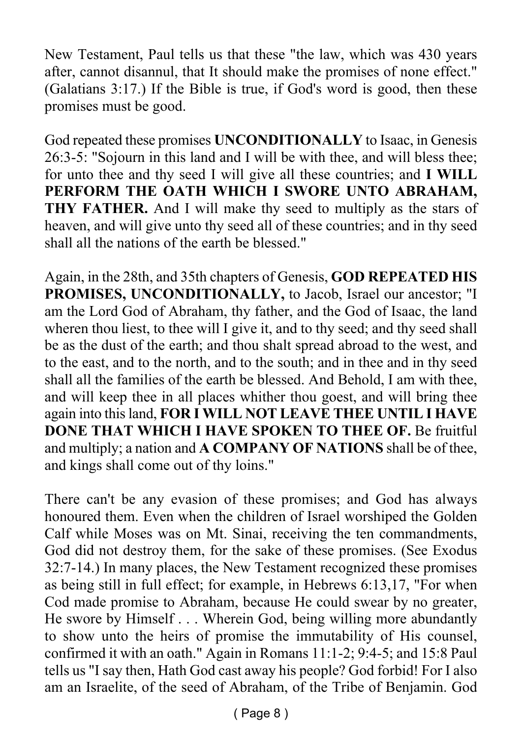New Testament, Paul tells us that these "the law, which was 430 years after, cannot disannul, that It should make the promises of none effect." (Galatians 3:17.) If the Bible is true, if God's word is good, then these promises must be good.

God repeated these promises **UNCONDITIONALLY** to Isaac, in Genesis 26:3-5: "Sojourn in this land and I will be with thee, and will bless thee; for unto thee and thy seed I will give all these countries; and **I WILL PERFORM THE OATH WHICH I SWORE UNTO ABRAHAM, THY FATHER.** And I will make thy seed to multiply as the stars of heaven, and will give unto thy seed all of these countries; and in thy seed shall all the nations of the earth be blessed."

Again, in the 28th, and 35th chapters of Genesis, **GOD REPEATED HIS PROMISES, UNCONDITIONALLY,** to Jacob, Israel our ancestor; "I am the Lord God of Abraham, thy father, and the God of Isaac, the land wheren thou liest, to thee will I give it, and to thy seed; and thy seed shall be as the dust of the earth; and thou shalt spread abroad to the west, and to the east, and to the north, and to the south; and in thee and in thy seed shall all the families of the earth be blessed. And Behold, I am with thee, and will keep thee in all places whither thou goest, and will bring thee again into this land, **FOR I WILL NOT LEAVE THEE UNTIL I HAVE DONE THAT WHICH I HAVE SPOKEN TO THEE OF.** Be fruitful and multiply; a nation and **A COMPANY OF NATIONS** shall be of thee, and kings shall come out of thy loins."

There can't be any evasion of these promises; and God has always honoured them. Even when the children of Israel worshiped the Golden Calf while Moses was on Mt. Sinai, receiving the ten commandments, God did not destroy them, for the sake of these promises. (See Exodus 32:7-14.) In many places, the New Testament recognized these promises as being still in full effect; for example, in Hebrews 6:13,17, "For when Cod made promise to Abraham, because He could swear by no greater, He swore by Himself . . . Wherein God, being willing more abundantly to show unto the heirs of promise the immutability of His counsel, confirmed it with an oath." Again in Romans 11:1-2; 9:4-5; and 15:8 Paul tells us "I say then, Hath God cast away his people? God forbid! For I also am an Israelite, of the seed of Abraham, of the Tribe of Benjamin. God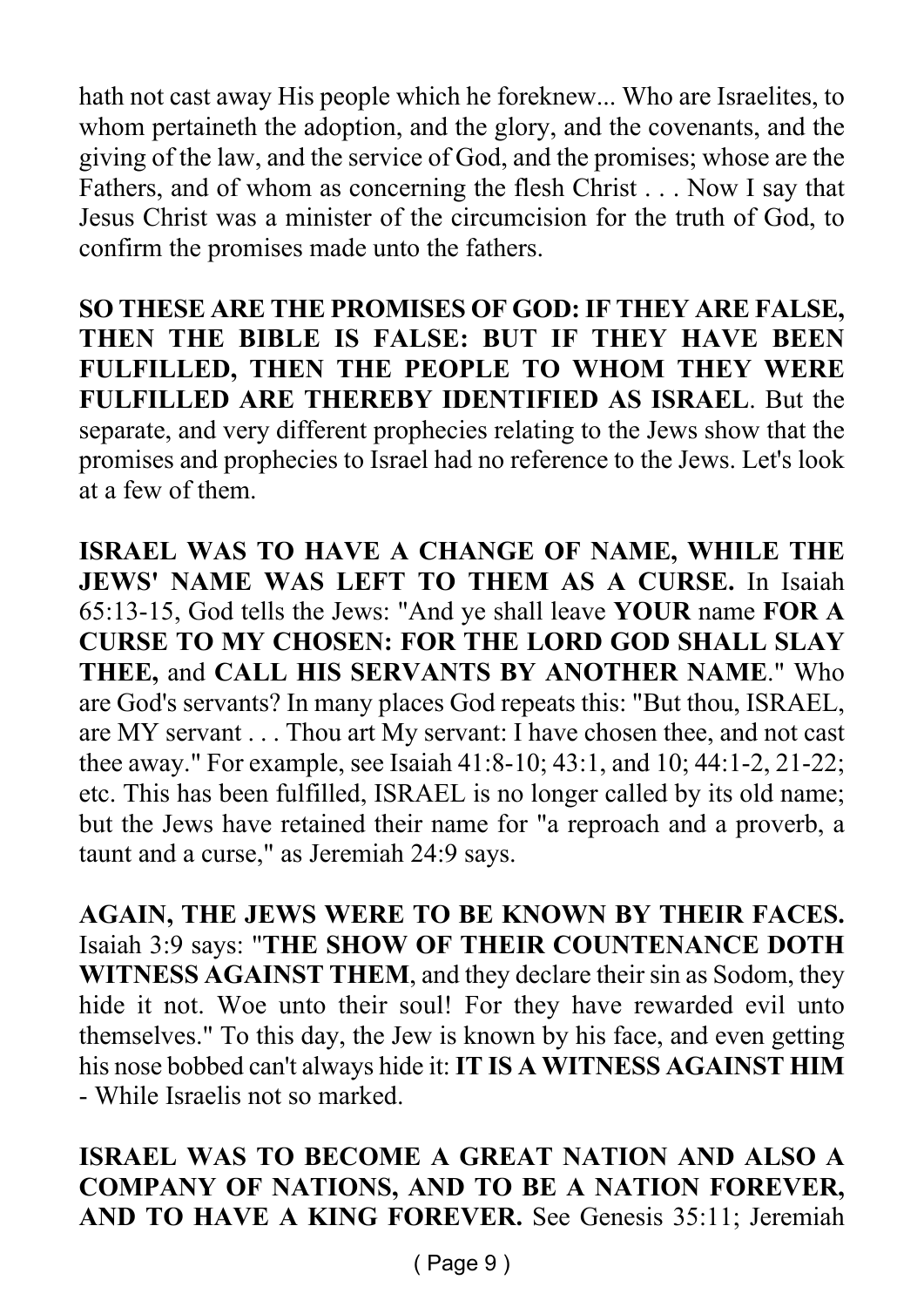hath not cast away His people which he foreknew... Who are Israelites, to whom pertaineth the adoption, and the glory, and the covenants, and the giving of the law, and the service of God, and the promises; whose are the Fathers, and of whom as concerning the flesh Christ . . . Now I say that Jesus Christ was a minister of the circumcision for the truth of God, to confirm the promises made unto the fathers.

**SO THESE ARE THE PROMISES OF GOD: IF THEY ARE FALSE, THEN THE BIBLE IS FALSE: BUT IF THEY HAVE BEEN FULFILLED, THEN THE PEOPLE TO WHOM THEY WERE FULFILLED ARE THEREBY IDENTIFIED AS ISRAEL**. But the separate, and very different prophecies relating to the Jews show that the promises and prophecies to Israel had no reference to the Jews. Let's look at a few of them.

**ISRAEL WAS TO HAVE A CHANGE OF NAME, WHILE THE JEWS' NAME WAS LEFT TO THEM AS A CURSE.** In Isaiah 65:13-15, God tells the Jews: "And ye shall leave **YOUR** name **FOR A CURSE TO MY CHOSEN: FOR THE LORD GOD SHALL SLAY THEE,** and **CALL HIS SERVANTS BY ANOTHER NAME**." Who are God's servants? In many places God repeats this: "But thou, ISRAEL, are MY servant . . . Thou art My servant: I have chosen thee, and not cast thee away." For example, see Isaiah 41:8-10; 43:1, and 10; 44:1-2, 21-22; etc. This has been fulfilled, ISRAEL is no longer called by its old name; but the Jews have retained their name for "a reproach and a proverb, a taunt and a curse," as Jeremiah 24:9 says.

**AGAIN, THE JEWS WERE TO BE KNOWN BY THEIR FACES.** Isaiah 3:9 says: "**THE SHOW OF THEIR COUNTENANCE DOTH WITNESS AGAINST THEM**, and they declare their sin as Sodom, they hide it not. Woe unto their soul! For they have rewarded evil unto themselves." To this day, the Jew is known by his face, and even getting his nose bobbed can't always hide it: **IT IS A WITNESS AGAINST HIM** - While Israelis not so marked.

**ISRAEL WAS TO BECOME A GREAT NATION AND ALSO A COMPANY OF NATIONS, AND TO BE A NATION FOREVER, AND TO HAVE A KING FOREVER.** See Genesis 35:11; Jeremiah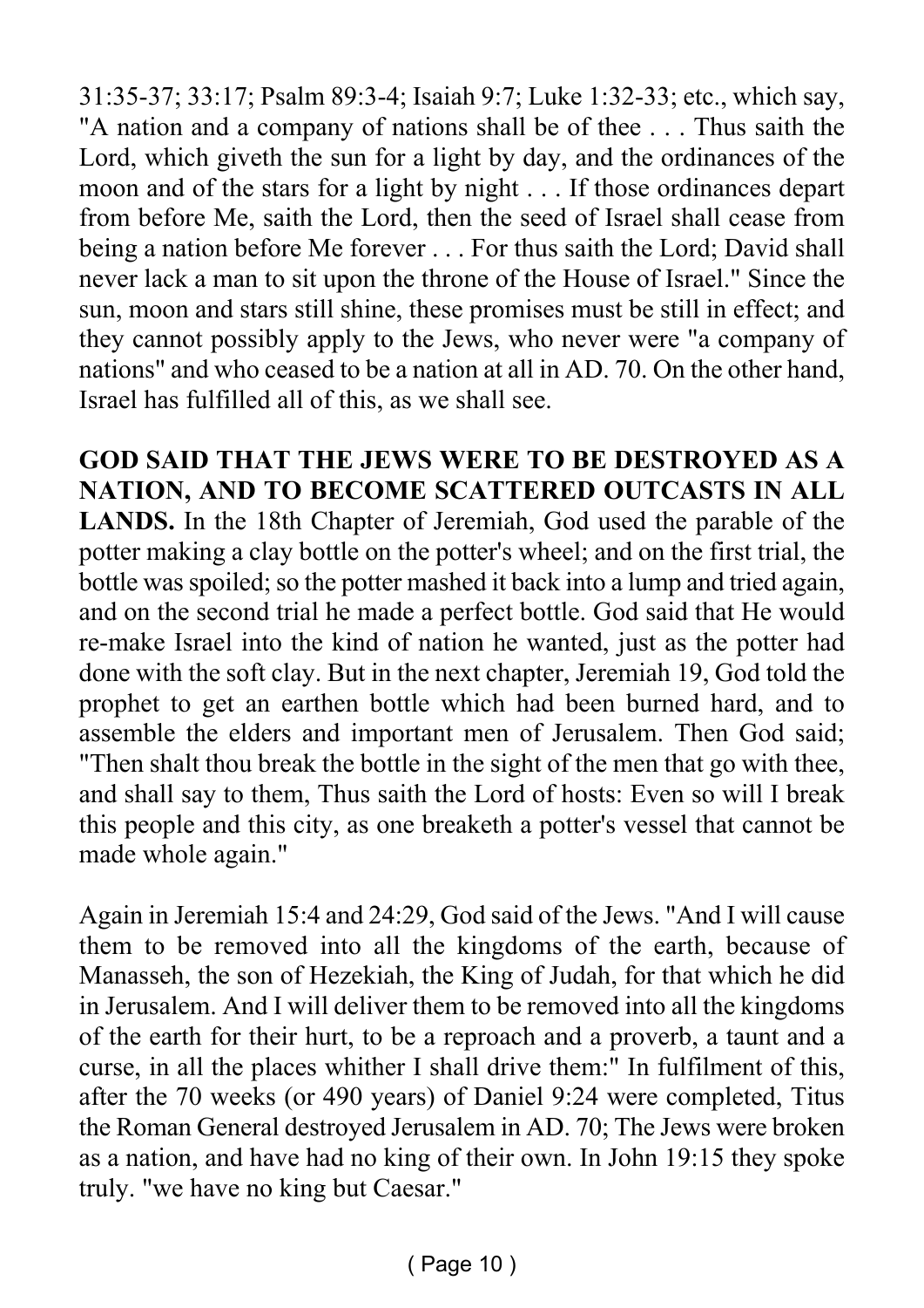31:35-37; 33:17; Psalm 89:3-4; Isaiah 9:7; Luke 1:32-33; etc., which say, "A nation and a company of nations shall be of thee . . . Thus saith the Lord, which giveth the sun for a light by day, and the ordinances of the moon and of the stars for a light by night . . . If those ordinances depart from before Me, saith the Lord, then the seed of Israel shall cease from being a nation before Me forever . . . For thus saith the Lord; David shall never lack a man to sit upon the throne of the House of Israel." Since the sun, moon and stars still shine, these promises must be still in effect; and they cannot possibly apply to the Jews, who never were "a company of nations" and who ceased to be a nation at all in AD. 70. On the other hand, Israel has fulfilled all of this, as we shall see.

**GOD SAID THAT THE JEWS WERE TO BE DESTROYED AS A NATION, AND TO BECOME SCATTERED OUTCASTS IN ALL LANDS.** In the 18th Chapter of Jeremiah, God used the parable of the potter making a clay bottle on the potter's wheel; and on the first trial, the bottle was spoiled; so the potter mashed it back into a lump and tried again, and on the second trial he made a perfect bottle. God said that He would re-make Israel into the kind of nation he wanted, just as the potter had done with the soft clay. But in the next chapter, Jeremiah 19, God told the prophet to get an earthen bottle which had been burned hard, and to assemble the elders and important men of Jerusalem. Then God said; "Then shalt thou break the bottle in the sight of the men that go with thee, and shall say to them, Thus saith the Lord of hosts: Even so will I break this people and this city, as one breaketh a potter's vessel that cannot be made whole again."

Again in Jeremiah 15:4 and 24:29, God said of the Jews. "And I will cause them to be removed into all the kingdoms of the earth, because of Manasseh, the son of Hezekiah, the King of Judah, for that which he did in Jerusalem. And I will deliver them to be removed into all the kingdoms of the earth for their hurt, to be a reproach and a proverb, a taunt and a curse, in all the places whither I shall drive them:" In fulfilment of this, after the 70 weeks (or 490 years) of Daniel 9:24 were completed, Titus the Roman General destroyed Jerusalem in AD. 70; The Jews were broken as a nation, and have had no king of their own. In John 19:15 they spoke truly. "we have no king but Caesar."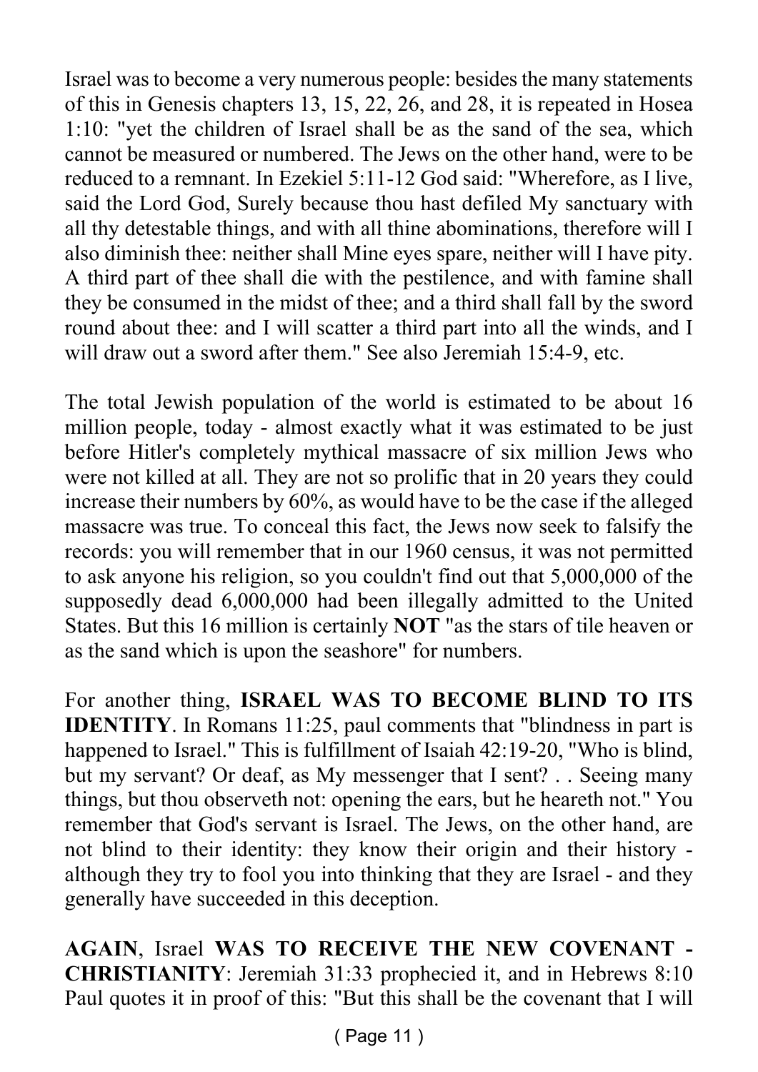Israel was to become a very numerous people: besides the many statements of this in Genesis chapters 13, 15, 22, 26, and 28, it is repeated in Hosea 1:10: "yet the children of Israel shall be as the sand of the sea, which cannot be measured or numbered. The Jews on the other hand, were to be reduced to a remnant. In Ezekiel 5:11-12 God said: "Wherefore, as I live, said the Lord God, Surely because thou hast defiled My sanctuary with all thy detestable things, and with all thine abominations, therefore will I also diminish thee: neither shall Mine eyes spare, neither will I have pity. A third part of thee shall die with the pestilence, and with famine shall they be consumed in the midst of thee; and a third shall fall by the sword round about thee: and I will scatter a third part into all the winds, and I will draw out a sword after them." See also Jeremiah 15:4-9, etc.

The total Jewish population of the world is estimated to be about 16 million people, today - almost exactly what it was estimated to be just before Hitler's completely mythical massacre of six million Jews who were not killed at all. They are not so prolific that in 20 years they could increase their numbers by 60%, as would have to be the case if the alleged massacre was true. To conceal this fact, the Jews now seek to falsify the records: you will remember that in our 1960 census, it was not permitted to ask anyone his religion, so you couldn't find out that 5,000,000 of the supposedly dead 6,000,000 had been illegally admitted to the United States. But this 16 million is certainly **NOT** "as the stars of tile heaven or as the sand which is upon the seashore" for numbers.

For another thing, **ISRAEL WAS TO BECOME BLIND TO ITS IDENTITY**. In Romans 11:25, paul comments that "blindness in part is happened to Israel." This is fulfillment of Isaiah 42:19-20, "Who is blind, but my servant? Or deaf, as My messenger that I sent? . . Seeing many things, but thou observeth not: opening the ears, but he heareth not." You remember that God's servant is Israel. The Jews, on the other hand, are not blind to their identity: they know their origin and their history - although they try to fool you into thinking that they are Israel - and they generally have succeeded in this deception.

**AGAIN**, Israel **WAS TO RECEIVE THE NEW COVENANT - CHRISTIANITY**: Jeremiah 31:33 prophecied it, and in Hebrews 8:10 Paul quotes it in proof of this: "But this shall be the covenant that I will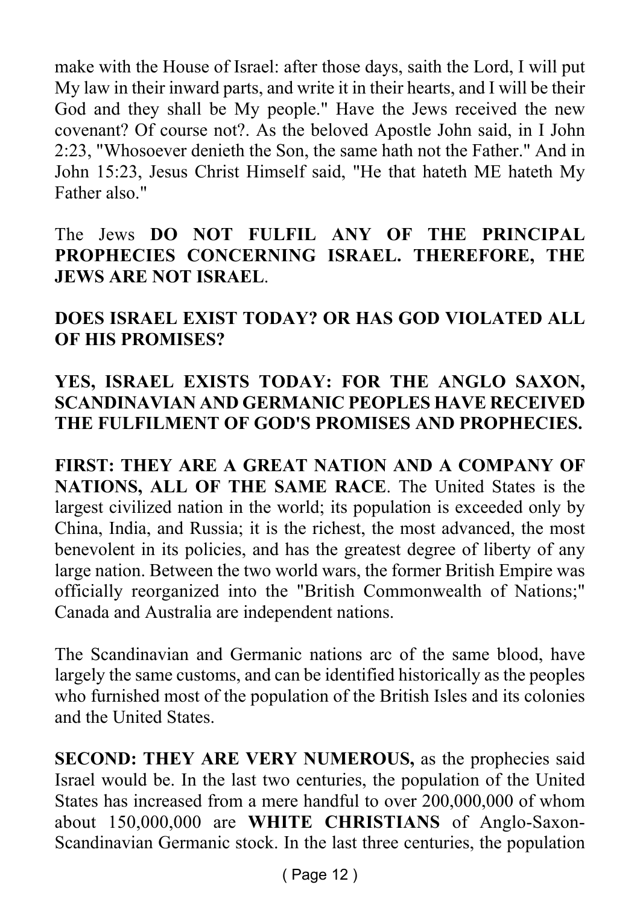make with the House of Israel: after those days, saith the Lord, I will put My law in their inward parts, and write it in their hearts, and I will be their God and they shall be My people." Have the Jews received the new covenant? Of course not?. As the beloved Apostle John said, in I John 2:23, "Whosoever denieth the Son, the same hath not the Father." And in John 15:23, Jesus Christ Himself said, "He that hateth ME hateth My Father also."

The Jews **DO NOT FULFIL ANY OF THE PRINCIPAL PROPHECIES CONCERNING ISRAEL. THEREFORE, THE JEWS ARE NOT ISRAEL**.

**DOES ISRAEL EXIST TODAY? OR HAS GOD VIOLATED ALL OF HIS PROMISES?**

**YES, ISRAEL EXISTS TODAY: FOR THE ANGLO SAXON, SCANDINAVIAN AND GERMANIC PEOPLES HAVE RECEIVED THE FULFILMENT OF GOD'S PROMISES AND PROPHECIES.**

**FIRST: THEY ARE A GREAT NATION AND A COMPANY OF NATIONS, ALL OF THE SAME RACE**. The United States is the largest civilized nation in the world; its population is exceeded only by China, India, and Russia; it is the richest, the most advanced, the most benevolent in its policies, and has the greatest degree of liberty of any large nation. Between the two world wars, the former British Empire was officially reorganized into the "British Commonwealth of Nations;" Canada and Australia are independent nations.

The Scandinavian and Germanic nations arc of the same blood, have largely the same customs, and can be identified historically as the peoples who furnished most of the population of the British Isles and its colonies and the United States.

**SECOND: THEY ARE VERY NUMEROUS,** as the prophecies said Israel would be. In the last two centuries, the population of the United States has increased from a mere handful to over 200,000,000 of whom about 150,000,000 are **WHITE CHRISTIANS** of Anglo-Saxon-Scandinavian Germanic stock. In the last three centuries, the population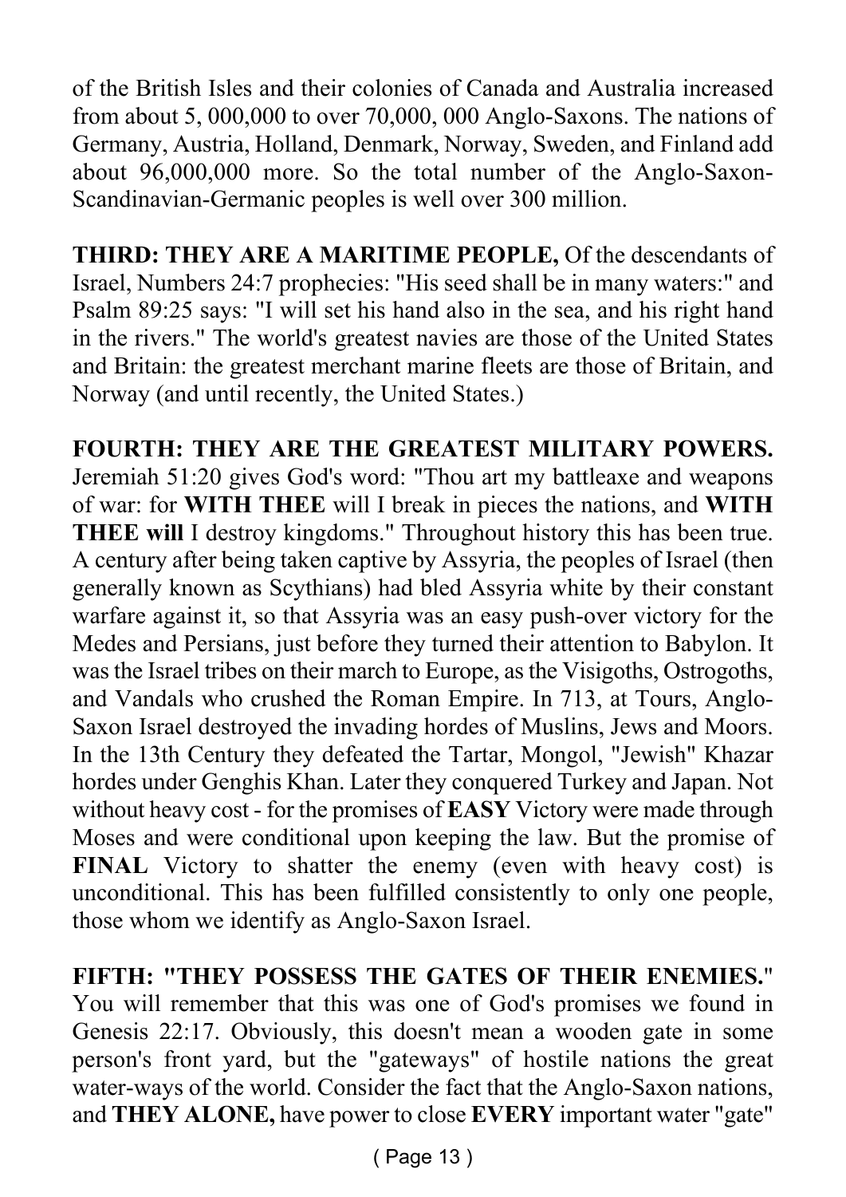of the British Isles and their colonies of Canada and Australia increased from about 5, 000,000 to over 70,000, 000 Anglo-Saxons. The nations of Germany, Austria, Holland, Denmark, Norway, Sweden, and Finland add about 96,000,000 more. So the total number of the Anglo-Saxon-Scandinavian-Germanic peoples is well over 300 million.

**THIRD: THEY ARE A MARITIME PEOPLE,** Of the descendants of Israel, Numbers 24:7 prophecies: "His seed shall be in many waters:" and Psalm 89:25 says: "I will set his hand also in the sea, and his right hand in the rivers." The world's greatest navies are those of the United States and Britain: the greatest merchant marine fleets are those of Britain, and Norway (and until recently, the United States.)

**FOURTH: THEY ARE THE GREATEST MILITARY POWERS.** Jeremiah 51:20 gives God's word: "Thou art my battleaxe and weapons of war: for **WITH THEE** will I break in pieces the nations, and **WITH THEE will** I destroy kingdoms." Throughout history this has been true. A century after being taken captive by Assyria, the peoples of Israel (then generally known as Scythians) had bled Assyria white by their constant warfare against it, so that Assyria was an easy push-over victory for the Medes and Persians, just before they turned their attention to Babylon. It was the Israel tribes on their march to Europe, as the Visigoths, Ostrogoths, and Vandals who crushed the Roman Empire. In 713, at Tours, Anglo-Saxon Israel destroyed the invading hordes of Muslins, Jews and Moors. In the 13th Century they defeated the Tartar, Mongol, "Jewish" Khazar hordes under Genghis Khan. Later they conquered Turkey and Japan. Not without heavy cost - for the promises of **EASY** Victory were made through Moses and were conditional upon keeping the law. But the promise of **FINAL** Victory to shatter the enemy (even with heavy cost) is unconditional. This has been fulfilled consistently to only one people, those whom we identify as Anglo-Saxon Israel.

**FIFTH: "THEY POSSESS THE GATES OF THEIR ENEMIES."** You will remember that this was one of God's promises we found in Genesis 22:17. Obviously, this doesn't mean a wooden gate in some person's front yard, but the "gateways" of hostile nations the great water-ways of the world. Consider the fact that the Anglo-Saxon nations, and **THEY ALONE,** have power to close **EVERY** important water "gate"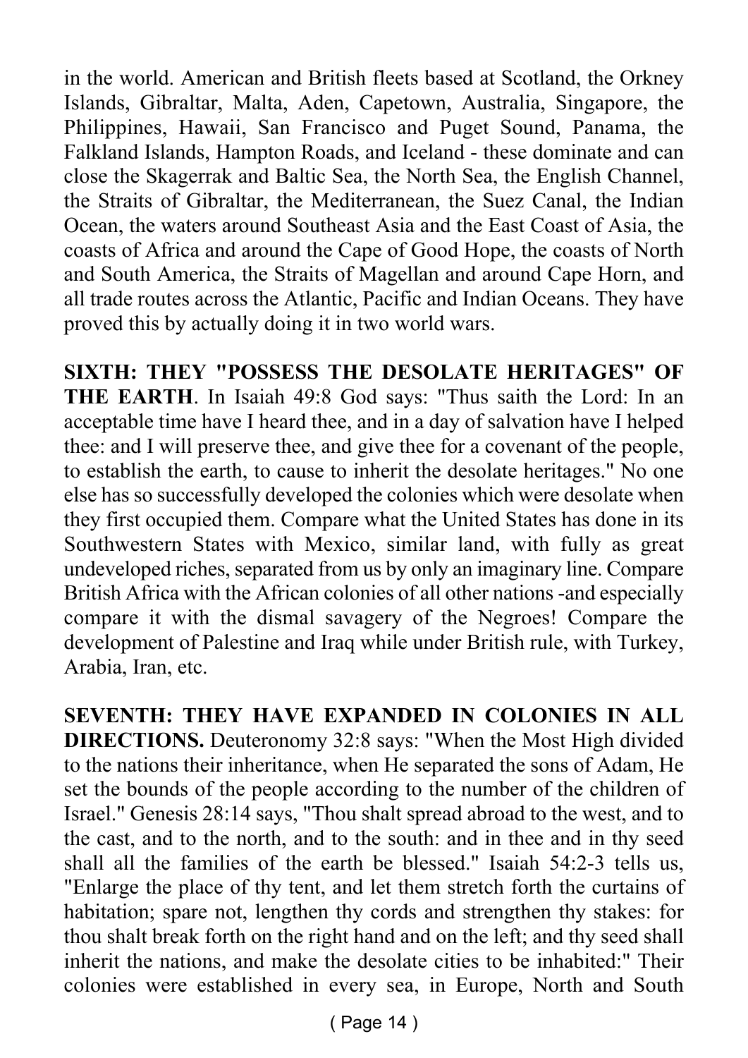in the world. American and British fleets based at Scotland, the Orkney Islands, Gibraltar, Malta, Aden, Capetown, Australia, Singapore, the Philippines, Hawaii, San Francisco and Puget Sound, Panama, the Falkland Islands, Hampton Roads, and Iceland - these dominate and can close the Skagerrak and Baltic Sea, the North Sea, the English Channel, the Straits of Gibraltar, the Mediterranean, the Suez Canal, the Indian Ocean, the waters around Southeast Asia and the East Coast of Asia, the coasts of Africa and around the Cape of Good Hope, the coasts of North and South America, the Straits of Magellan and around Cape Horn, and all trade routes across the Atlantic, Pacific and Indian Oceans. They have proved this by actually doing it in two world wars.

**SIXTH: THEY "POSSESS THE DESOLATE HERITAGES" OF THE EARTH**. In Isaiah 49:8 God says: "Thus saith the Lord: In an acceptable time have I heard thee, and in a day of salvation have I helped thee: and I will preserve thee, and give thee for a covenant of the people, to establish the earth, to cause to inherit the desolate heritages." No one else has so successfully developed the colonies which were desolate when they first occupied them. Compare what the United States has done in its Southwestern States with Mexico, similar land, with fully as great undeveloped riches, separated from us by only an imaginary line. Compare British Africa with the African colonies of all other nations -and especially compare it with the dismal savagery of the Negroes! Compare the development of Palestine and Iraq while under British rule, with Turkey, Arabia, Iran, etc.

**SEVENTH: THEY HAVE EXPANDED IN COLONIES IN ALL DIRECTIONS.** Deuteronomy 32:8 says: "When the Most High divided to the nations their inheritance, when He separated the sons of Adam, He set the bounds of the people according to the number of the children of Israel." Genesis 28:14 says, "Thou shalt spread abroad to the west, and to the cast, and to the north, and to the south: and in thee and in thy seed shall all the families of the earth be blessed." Isaiah 54:2-3 tells us, "Enlarge the place of thy tent, and let them stretch forth the curtains of habitation; spare not, lengthen thy cords and strengthen thy stakes: for thou shalt break forth on the right hand and on the left; and thy seed shall inherit the nations, and make the desolate cities to be inhabited:" Their colonies were established in every sea, in Europe, North and South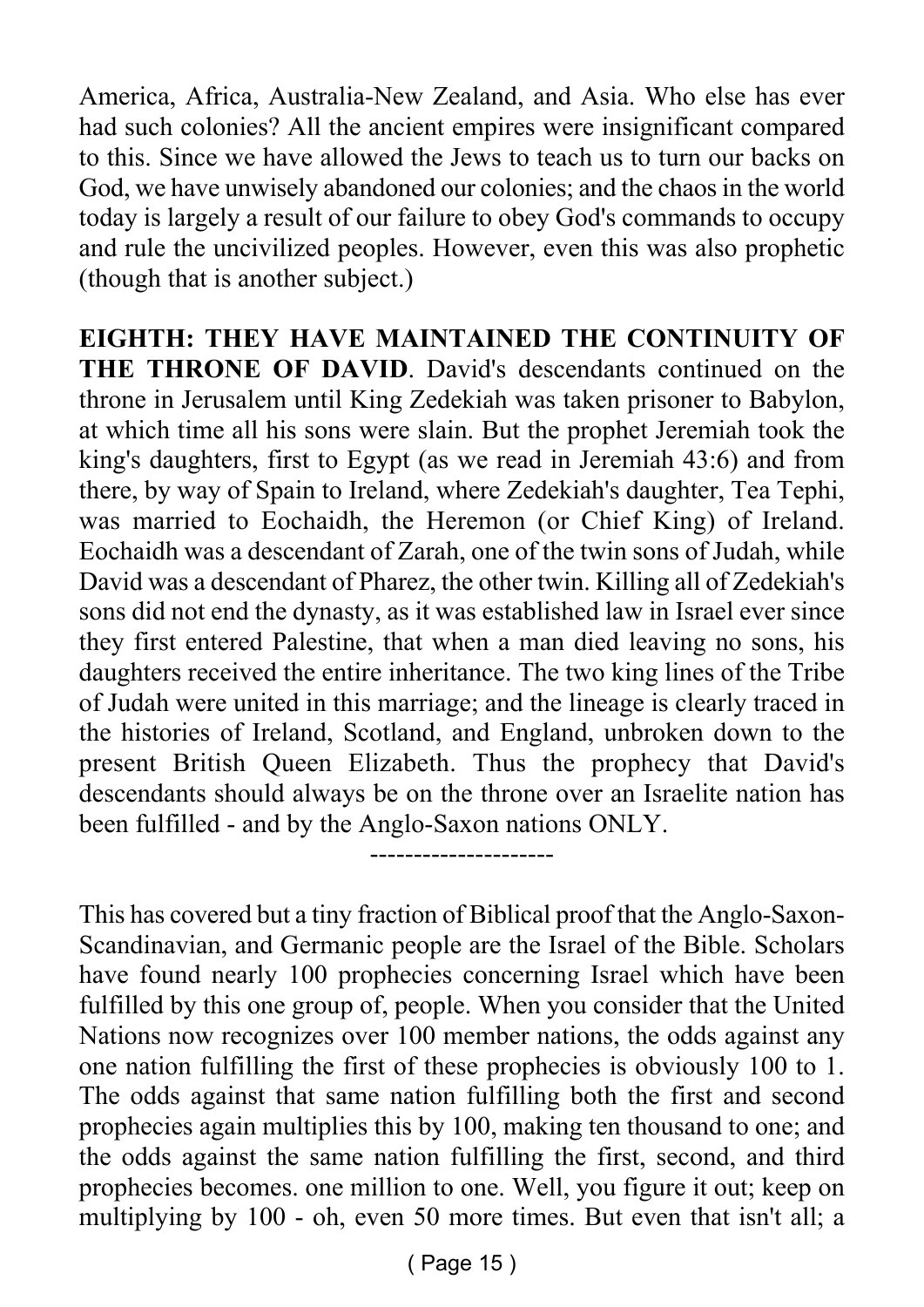America, Africa, Australia-New Zealand, and Asia. Who else has ever had such colonies? All the ancient empires were insignificant compared to this. Since we have allowed the Jews to teach us to turn our backs on God, we have unwisely abandoned our colonies; and the chaos in the world today is largely a result of our failure to obey God's commands to occupy and rule the uncivilized peoples. However, even this was also prophetic (though that is another subject.)

**EIGHTH: THEY HAVE MAINTAINED THE CONTINUITY OF THE THRONE OF DAVID**. David's descendants continued on the throne in Jerusalem until King Zedekiah was taken prisoner to Babylon, at which time all his sons were slain. But the prophet Jeremiah took the king's daughters, first to Egypt (as we read in Jeremiah 43:6) and from there, by way of Spain to Ireland, where Zedekiah's daughter, Tea Tephi, was married to Eochaidh, the Heremon (or Chief King) of Ireland. Eochaidh was a descendant of Zarah, one of the twin sons of Judah, while David was a descendant of Pharez, the other twin. Killing all of Zedekiah's sons did not end the dynasty, as it was established law in Israel ever since they first entered Palestine, that when a man died leaving no sons, his daughters received the entire inheritance. The two king lines of the Tribe of Judah were united in this marriage; and the lineage is clearly traced in the histories of Ireland, Scotland, and England, unbroken down to the present British Queen Elizabeth. Thus the prophecy that David's descendants should always be on the throne over an Israelite nation has been fulfilled - and by the Anglo-Saxon nations ONLY.

---------------------

This has covered but a tiny fraction of Biblical proof that the Anglo-Saxon-Scandinavian, and Germanic people are the Israel of the Bible. Scholars have found nearly 100 prophecies concerning Israel which have been fulfilled by this one group of, people. When you consider that the United Nations now recognizes over 100 member nations, the odds against any one nation fulfilling the first of these prophecies is obviously 100 to 1. The odds against that same nation fulfilling both the first and second prophecies again multiplies this by 100, making ten thousand to one; and the odds against the same nation fulfilling the first, second, and third prophecies becomes. one million to one. Well, you figure it out; keep on multiplying by 100 - oh, even 50 more times. But even that isn't all; a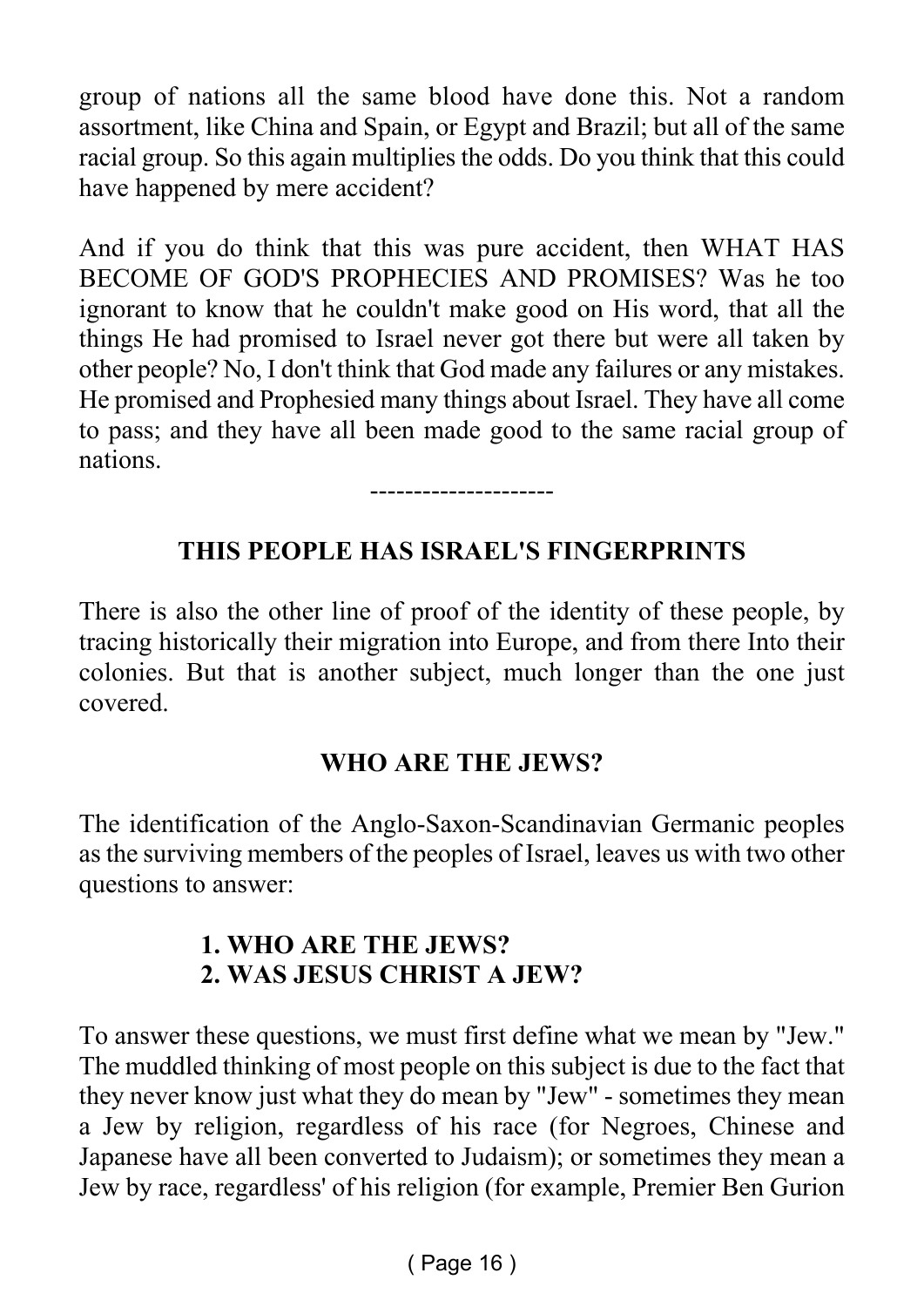group of nations all the same blood have done this. Not a random assortment, like China and Spain, or Egypt and Brazil; but all of the same racial group. So this again multiplies the odds. Do you think that this could have happened by mere accident?

And if you do think that this was pure accident, then WHAT HAS BECOME OF GOD'S PROPHECIES AND PROMISES? Was he too ignorant to know that he couldn't make good on His word, that all the things He had promised to Israel never got there but were all taken by other people? No, I don't think that God made any failures or any mistakes. He promised and Prophesied many things about Israel. They have all come to pass; and they have all been made good to the same racial group of nations.

---------------------

## THIS PEOPLE HAS ISRAEL'S FINGERPRINTS

There is also the other line of proof of the identity of these people, by tracing historically their migration into Europe, and from there Into their colonies. But that is another subject, much longer than the one just covered.

## WHO ARE THE JEWS?

The identification of the Anglo-Saxon-Scandinavian Germanic peoples as the surviving members of the peoples of Israel, leaves us with two other questions to answer:

**1. WHO ARE THE JEWS?**
**2. WAS JESUS CHRIST A JEW?**

To answer these questions, we must first define what we mean by "Jew." The muddled thinking of most people on this subject is due to the fact that they never know just what they do mean by "Jew" - sometimes they mean a Jew by religion, regardless of his race (for Negroes, Chinese and Japanese have all been converted to Judaism); or sometimes they mean a Jew by race, regardless' of his religion (for example, Premier Ben Gurion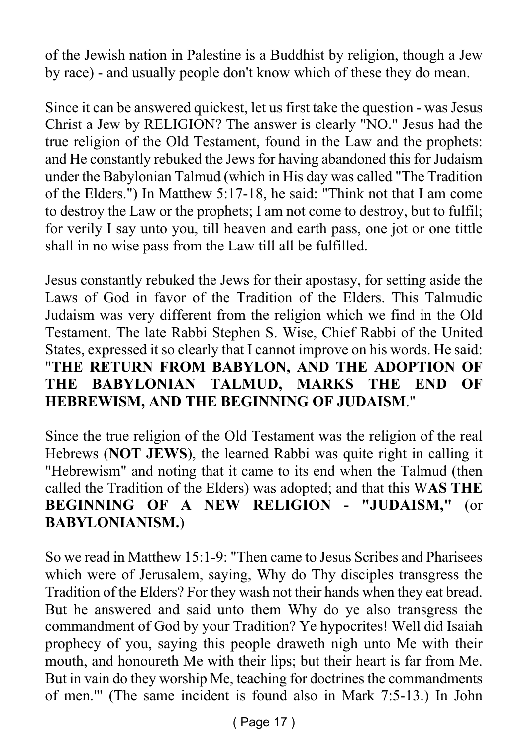of the Jewish nation in Palestine is a Buddhist by religion, though a Jew by race) - and usually people don't know which of these they do mean.

Since it can be answered quickest, let us first take the question - was Jesus Christ a Jew by RELIGION? The answer is clearly "NO." Jesus had the true religion of the Old Testament, found in the Law and the prophets: and He constantly rebuked the Jews for having abandoned this for Judaism under the Babylonian Talmud (which in His day was called "The Tradition of the Elders.") In Matthew 5:17-18, he said: "Think not that I am come to destroy the Law or the prophets; I am not come to destroy, but to fulfil; for verily I say unto you, till heaven and earth pass, one jot or one tittle shall in no wise pass from the Law till all be fulfilled.

Jesus constantly rebuked the Jews for their apostasy, for setting aside the Laws of God in favor of the Tradition of the Elders. This Talmudic Judaism was very different from the religion which we find in the Old Testament. The late Rabbi Stephen S. Wise, Chief Rabbi of the United States, expressed it so clearly that I cannot improve on his words. He said: "**THE RETURN FROM BABYLON, AND THE ADOPTION OF THE BABYLONIAN TALMUD, MARKS THE END OF HEBREWISM, AND THE BEGINNING OF JUDAISM**."

Since the true religion of the Old Testament was the religion of the real Hebrews (**NOT JEWS**), the learned Rabbi was quite right in calling it "Hebrewism" and noting that it came to its end when the Talmud (then called the Tradition of the Elders) was adopted; and that this W**AS THE BEGINNING OF A NEW RELIGION - "JUDAISM,"** (or **BABYLONIANISM.**)

So we read in Matthew 15:1-9: "Then came to Jesus Scribes and Pharisees which were of Jerusalem, saying, Why do Thy disciples transgress the Tradition of the Elders? For they wash not their hands when they eat bread. But he answered and said unto them Why do ye also transgress the commandment of God by your Tradition? Ye hypocrites! Well did Isaiah prophecy of you, saying this people draweth nigh unto Me with their mouth, and honoureth Me with their lips; but their heart is far from Me. But in vain do they worship Me, teaching for doctrines the commandments of men."' (The same incident is found also in Mark 7:5-13.) In John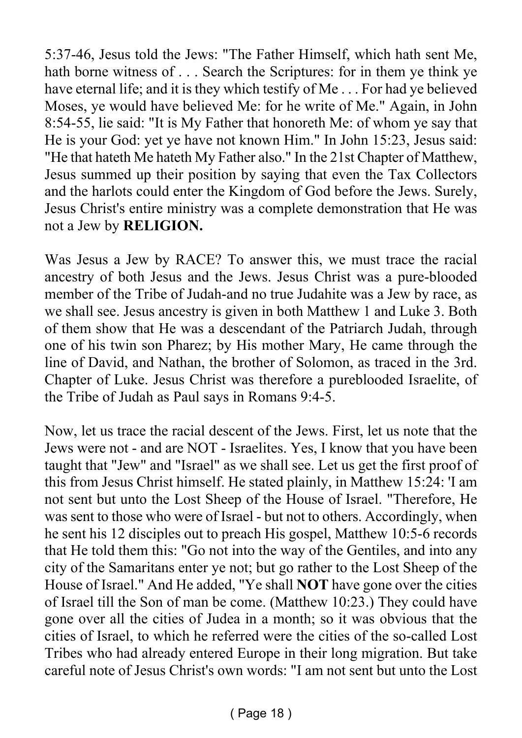5:37-46, Jesus told the Jews: "The Father Himself, which hath sent Me, hath borne witness of . . . Search the Scriptures: for in them ye think ye have eternal life; and it is they which testify of Me . . . For had ye believed Moses, ye would have believed Me: for he write of Me." Again, in John 8:54-55, lie said: "It is My Father that honoreth Me: of whom ye say that He is your God: yet ye have not known Him." In John 15:23, Jesus said: "He that hateth Me hateth My Father also." In the 21st Chapter of Matthew, Jesus summed up their position by saying that even the Tax Collectors and the harlots could enter the Kingdom of God before the Jews. Surely, Jesus Christ's entire ministry was a complete demonstration that He was not a Jew by **RELIGION.**

Was Jesus a Jew by RACE? To answer this, we must trace the racial ancestry of both Jesus and the Jews. Jesus Christ was a pure-blooded member of the Tribe of Judah-and no true Judahite was a Jew by race, as we shall see. Jesus ancestry is given in both Matthew 1 and Luke 3. Both of them show that He was a descendant of the Patriarch Judah, through one of his twin son Pharez; by His mother Mary, He came through the line of David, and Nathan, the brother of Solomon, as traced in the 3rd. Chapter of Luke. Jesus Christ was therefore a pureblooded Israelite, of the Tribe of Judah as Paul says in Romans 9:4-5.

Now, let us trace the racial descent of the Jews. First, let us note that the Jews were not - and are NOT - Israelites. Yes, I know that you have been taught that "Jew" and "Israel" as we shall see. Let us get the first proof of this from Jesus Christ himself. He stated plainly, in Matthew 15:24: 'I am not sent but unto the Lost Sheep of the House of Israel. "Therefore, He was sent to those who were of Israel - but not to others. Accordingly, when he sent his 12 disciples out to preach His gospel, Matthew 10:5-6 records that He told them this: "Go not into the way of the Gentiles, and into any city of the Samaritans enter ye not; but go rather to the Lost Sheep of the House of Israel." And He added, "Ye shall **NOT** have gone over the cities of Israel till the Son of man be come. (Matthew 10:23.) They could have gone over all the cities of Judea in a month; so it was obvious that the cities of Israel, to which he referred were the cities of the so-called Lost Tribes who had already entered Europe in their long migration. But take careful note of Jesus Christ's own words: "I am not sent but unto the Lost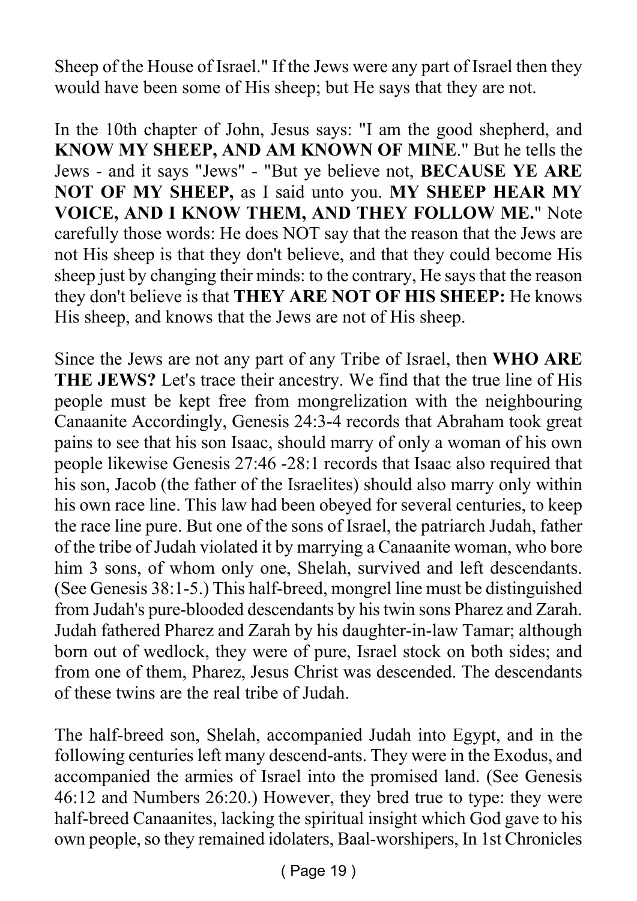Sheep of the House of Israel." If the Jews were any part of Israel then they would have been some of His sheep; but He says that they are not.

In the 10th chapter of John, Jesus says: "I am the good shepherd, and **KNOW MY SHEEP, AND AM KNOWN OF MINE**." But he tells the Jews - and it says "Jews" - "But ye believe not, **BECAUSE YE ARE NOT OF MY SHEEP,** as I said unto you. **MY SHEEP HEAR MY VOICE, AND I KNOW THEM, AND THEY FOLLOW ME.**" Note carefully those words: He does NOT say that the reason that the Jews are not His sheep is that they don't believe, and that they could become His sheep just by changing their minds: to the contrary, He says that the reason they don't believe is that **THEY ARE NOT OF HIS SHEEP:** He knows His sheep, and knows that the Jews are not of His sheep.

Since the Jews are not any part of any Tribe of Israel, then **WHO ARE THE JEWS?** Let's trace their ancestry. We find that the true line of His people must be kept free from mongrelization with the neighbouring Canaanite Accordingly, Genesis 24:3-4 records that Abraham took great pains to see that his son Isaac, should marry of only a woman of his own people likewise Genesis 27:46 -28:1 records that Isaac also required that his son, Jacob (the father of the Israelites) should also marry only within his own race line. This law had been obeyed for several centuries, to keep the race line pure. But one of the sons of Israel, the patriarch Judah, father of the tribe of Judah violated it by marrying a Canaanite woman, who bore him 3 sons, of whom only one, Shelah, survived and left descendants. (See Genesis 38:1-5.) This half-breed, mongrel line must be distinguished from Judah's pure-blooded descendants by his twin sons Pharez and Zarah. Judah fathered Pharez and Zarah by his daughter-in-law Tamar; although born out of wedlock, they were of pure, Israel stock on both sides; and from one of them, Pharez, Jesus Christ was descended. The descendants of these twins are the real tribe of Judah.

The half-breed son, Shelah, accompanied Judah into Egypt, and in the following centuries left many descend-ants. They were in the Exodus, and accompanied the armies of Israel into the promised land. (See Genesis 46:12 and Numbers 26:20.) However, they bred true to type: they were half-breed Canaanites, lacking the spiritual insight which God gave to his own people, so they remained idolaters, Baal-worshipers, In 1st Chronicles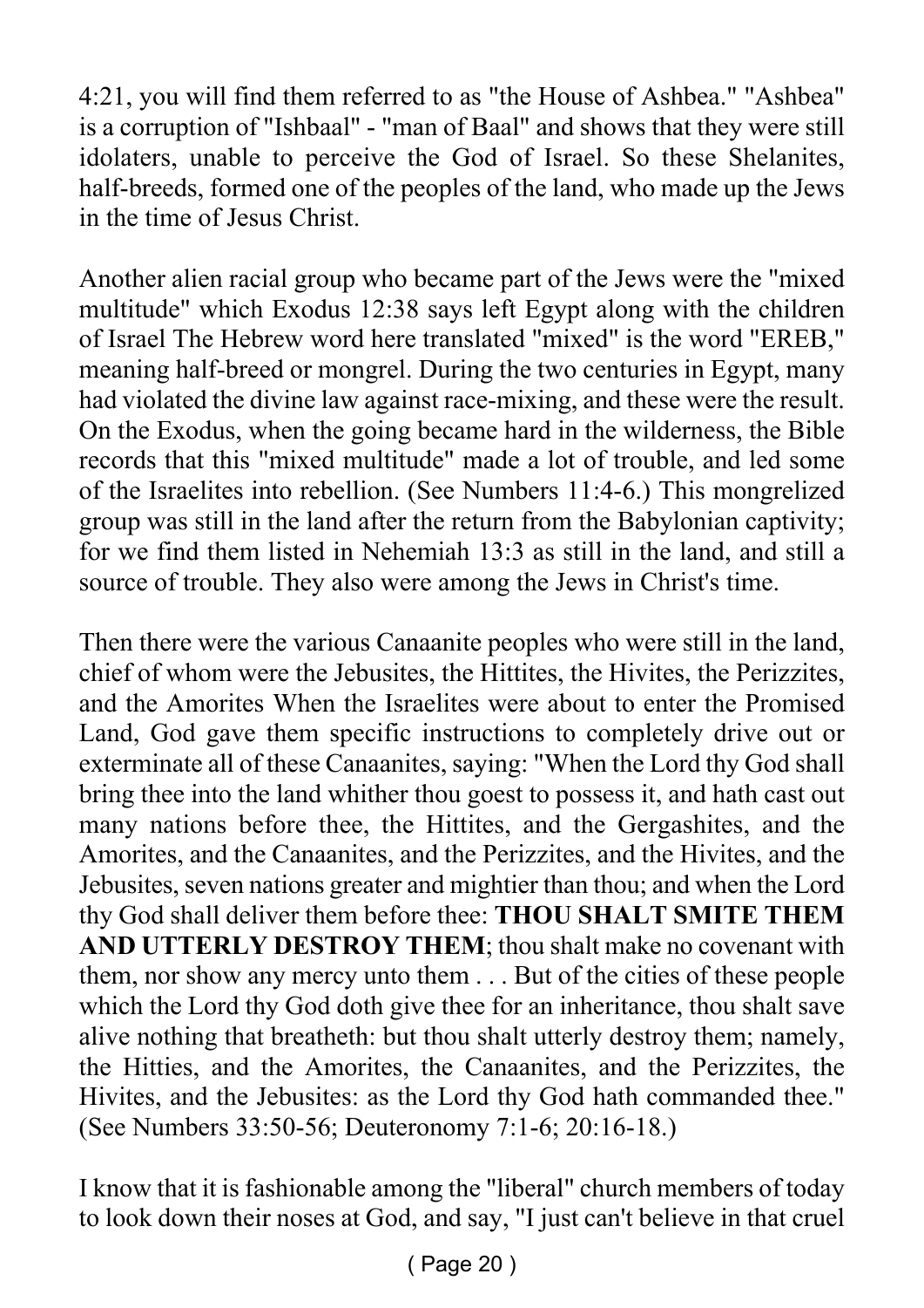4:21, you will find them referred to as "the House of Ashbea." "Ashbea" is a corruption of "Ishbaal" - "man of Baal" and shows that they were still idolaters, unable to perceive the God of Israel. So these Shelanites, half-breeds, formed one of the peoples of the land, who made up the Jews in the time of Jesus Christ.

Another alien racial group who became part of the Jews were the "mixed multitude" which Exodus 12:38 says left Egypt along with the children of Israel The Hebrew word here translated "mixed" is the word "EREB," meaning half-breed or mongrel. During the two centuries in Egypt, many had violated the divine law against race-mixing, and these were the result. On the Exodus, when the going became hard in the wilderness, the Bible records that this "mixed multitude" made a lot of trouble, and led some of the Israelites into rebellion. (See Numbers 11:4-6.) This mongrelized group was still in the land after the return from the Babylonian captivity; for we find them listed in Nehemiah 13:3 as still in the land, and still a source of trouble. They also were among the Jews in Christ's time.

Then there were the various Canaanite peoples who were still in the land, chief of whom were the Jebusites, the Hittites, the Hivites, the Perizzites, and the Amorites When the Israelites were about to enter the Promised Land, God gave them specific instructions to completely drive out or exterminate all of these Canaanites, saying: "When the Lord thy God shall bring thee into the land whither thou goest to possess it, and hath cast out many nations before thee, the Hittites, and the Gergashites, and the Amorites, and the Canaanites, and the Perizzites, and the Hivites, and the Jebusites, seven nations greater and mightier than thou; and when the Lord thy God shall deliver them before thee: **THOU SHALT SMITE THEM AND UTTERLY DESTROY THEM**; thou shalt make no covenant with them, nor show any mercy unto them . . . But of the cities of these people which the Lord thy God doth give thee for an inheritance, thou shalt save alive nothing that breatheth: but thou shalt utterly destroy them; namely, the Hitties, and the Amorites, the Canaanites, and the Perizzites, the Hivites, and the Jebusites: as the Lord thy God hath commanded thee." (See Numbers 33:50-56; Deuteronomy 7:1-6; 20:16-18.)

I know that it is fashionable among the "liberal" church members of today to look down their noses at God, and say, "I just can't believe in that cruel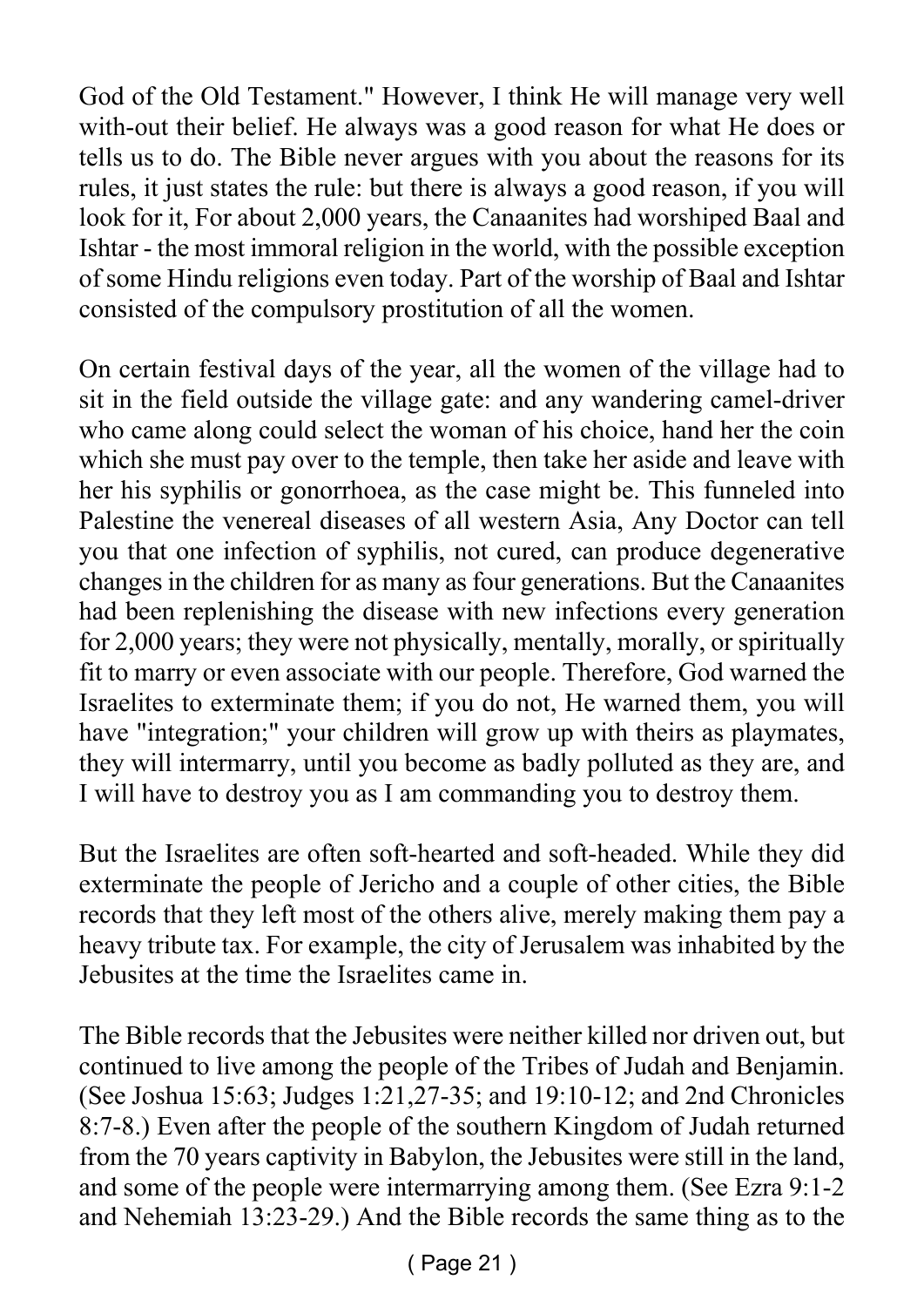God of the Old Testament." However, I think He will manage very well with-out their belief. He always was a good reason for what He does or tells us to do. The Bible never argues with you about the reasons for its rules, it just states the rule: but there is always a good reason, if you will look for it, For about 2,000 years, the Canaanites had worshiped Baal and Ishtar - the most immoral religion in the world, with the possible exception of some Hindu religions even today. Part of the worship of Baal and Ishtar consisted of the compulsory prostitution of all the women.

On certain festival days of the year, all the women of the village had to sit in the field outside the village gate: and any wandering camel-driver who came along could select the woman of his choice, hand her the coin which she must pay over to the temple, then take her aside and leave with her his syphilis or gonorrhoea, as the case might be. This funneled into Palestine the venereal diseases of all western Asia, Any Doctor can tell you that one infection of syphilis, not cured, can produce degenerative changes in the children for as many as four generations. But the Canaanites had been replenishing the disease with new infections every generation for 2,000 years; they were not physically, mentally, morally, or spiritually fit to marry or even associate with our people. Therefore, God warned the Israelites to exterminate them; if you do not, He warned them, you will have "integration;" your children will grow up with theirs as playmates, they will intermarry, until you become as badly polluted as they are, and I will have to destroy you as I am commanding you to destroy them.

But the Israelites are often soft-hearted and soft-headed. While they did exterminate the people of Jericho and a couple of other cities, the Bible records that they left most of the others alive, merely making them pay a heavy tribute tax. For example, the city of Jerusalem was inhabited by the Jebusites at the time the Israelites came in.

The Bible records that the Jebusites were neither killed nor driven out, but continued to live among the people of the Tribes of Judah and Benjamin. (See Joshua 15:63; Judges 1:21,27-35; and 19:10-12; and 2nd Chronicles 8:7-8.) Even after the people of the southern Kingdom of Judah returned from the 70 years captivity in Babylon, the Jebusites were still in the land, and some of the people were intermarrying among them. (See Ezra 9:1-2 and Nehemiah 13:23-29.) And the Bible records the same thing as to the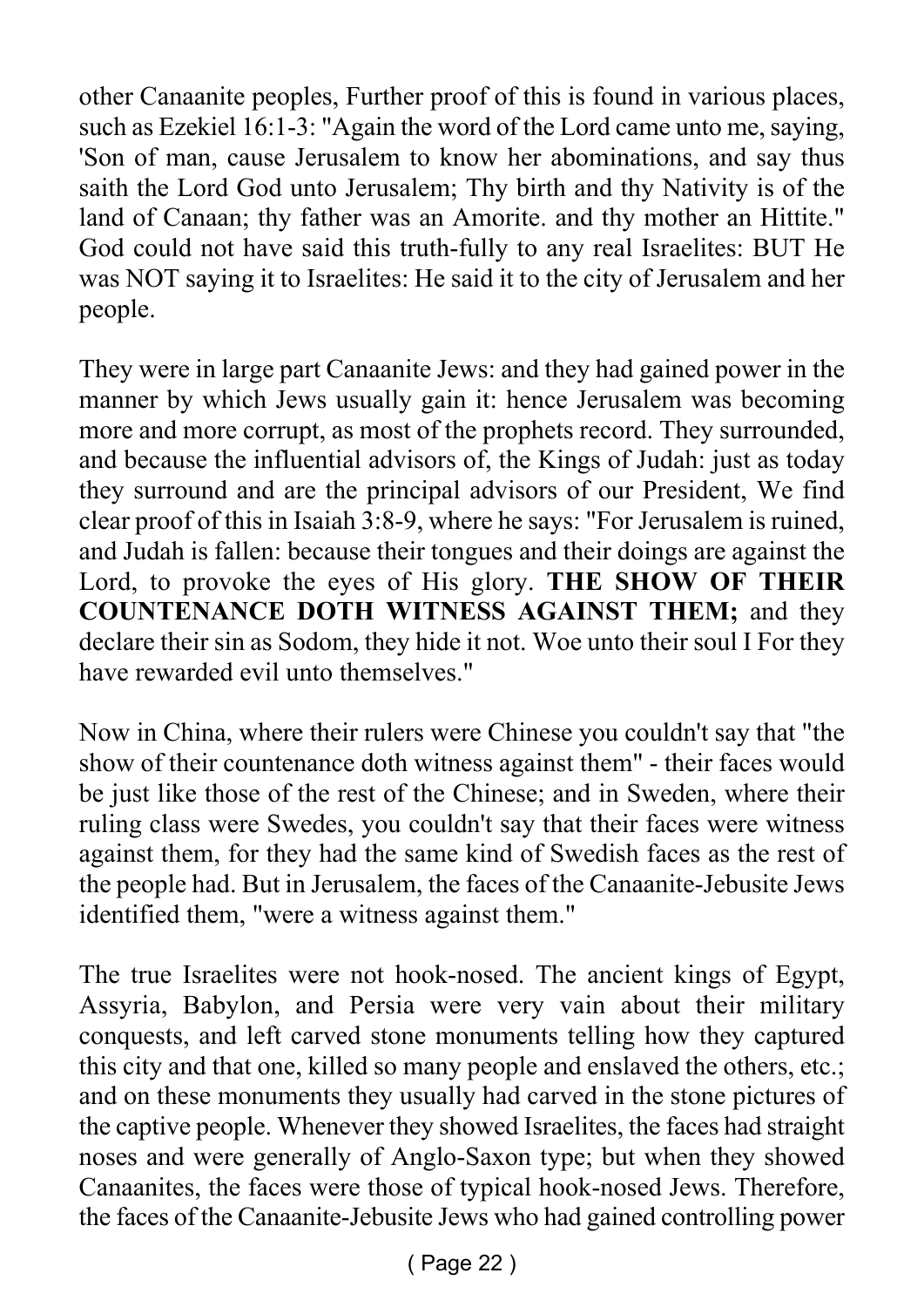other Canaanite peoples, Further proof of this is found in various places, such as Ezekiel 16:1-3: "Again the word of the Lord came unto me, saying, 'Son of man, cause Jerusalem to know her abominations, and say thus saith the Lord God unto Jerusalem; Thy birth and thy Nativity is of the land of Canaan; thy father was an Amorite. and thy mother an Hittite." God could not have said this truth-fully to any real Israelites: BUT He was NOT saying it to Israelites: He said it to the city of Jerusalem and her people.

They were in large part Canaanite Jews: and they had gained power in the manner by which Jews usually gain it: hence Jerusalem was becoming more and more corrupt, as most of the prophets record. They surrounded, and because the influential advisors of, the Kings of Judah: just as today they surround and are the principal advisors of our President, We find clear proof of this in Isaiah 3:8-9, where he says: "For Jerusalem is ruined, and Judah is fallen: because their tongues and their doings are against the Lord, to provoke the eyes of His glory. **THE SHOW OF THEIR COUNTENANCE DOTH WITNESS AGAINST THEM;** and they declare their sin as Sodom, they hide it not. Woe unto their soul I For they have rewarded evil unto themselves."

Now in China, where their rulers were Chinese you couldn't say that "the show of their countenance doth witness against them" - their faces would be just like those of the rest of the Chinese; and in Sweden, where their ruling class were Swedes, you couldn't say that their faces were witness against them, for they had the same kind of Swedish faces as the rest of the people had. But in Jerusalem, the faces of the Canaanite-Jebusite Jews identified them, "were a witness against them."

The true Israelites were not hook-nosed. The ancient kings of Egypt, Assyria, Babylon, and Persia were very vain about their military conquests, and left carved stone monuments telling how they captured this city and that one, killed so many people and enslaved the others, etc.; and on these monuments they usually had carved in the stone pictures of the captive people. Whenever they showed Israelites, the faces had straight noses and were generally of Anglo-Saxon type; but when they showed Canaanites, the faces were those of typical hook-nosed Jews. Therefore, the faces of the Canaanite-Jebusite Jews who had gained controlling power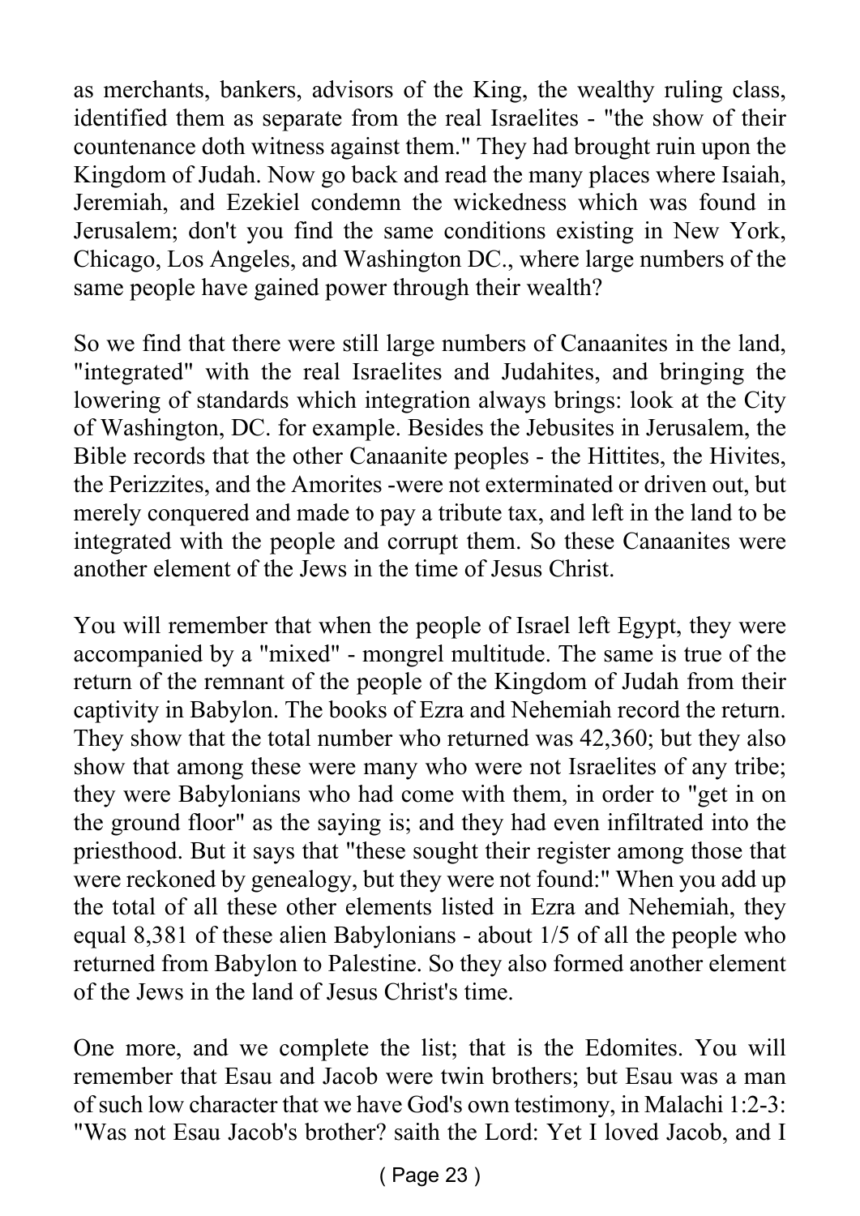as merchants, bankers, advisors of the King, the wealthy ruling class, identified them as separate from the real Israelites - "the show of their countenance doth witness against them." They had brought ruin upon the Kingdom of Judah. Now go back and read the many places where Isaiah, Jeremiah, and Ezekiel condemn the wickedness which was found in Jerusalem; don't you find the same conditions existing in New York, Chicago, Los Angeles, and Washington DC., where large numbers of the same people have gained power through their wealth?

So we find that there were still large numbers of Canaanites in the land, "integrated" with the real Israelites and Judahites, and bringing the lowering of standards which integration always brings: look at the City of Washington, DC. for example. Besides the Jebusites in Jerusalem, the Bible records that the other Canaanite peoples - the Hittites, the Hivites, the Perizzites, and the Amorites -were not exterminated or driven out, but merely conquered and made to pay a tribute tax, and left in the land to be integrated with the people and corrupt them. So these Canaanites were another element of the Jews in the time of Jesus Christ.

You will remember that when the people of Israel left Egypt, they were accompanied by a "mixed" - mongrel multitude. The same is true of the return of the remnant of the people of the Kingdom of Judah from their captivity in Babylon. The books of Ezra and Nehemiah record the return. They show that the total number who returned was 42,360; but they also show that among these were many who were not Israelites of any tribe; they were Babylonians who had come with them, in order to "get in on the ground floor" as the saying is; and they had even infiltrated into the priesthood. But it says that "these sought their register among those that were reckoned by genealogy, but they were not found:" When you add up the total of all these other elements listed in Ezra and Nehemiah, they equal 8,381 of these alien Babylonians - about 1/5 of all the people who returned from Babylon to Palestine. So they also formed another element of the Jews in the land of Jesus Christ's time.

One more, and we complete the list; that is the Edomites. You will remember that Esau and Jacob were twin brothers; but Esau was a man of such low character that we have God's own testimony, in Malachi 1:2-3: "Was not Esau Jacob's brother? saith the Lord: Yet I loved Jacob, and I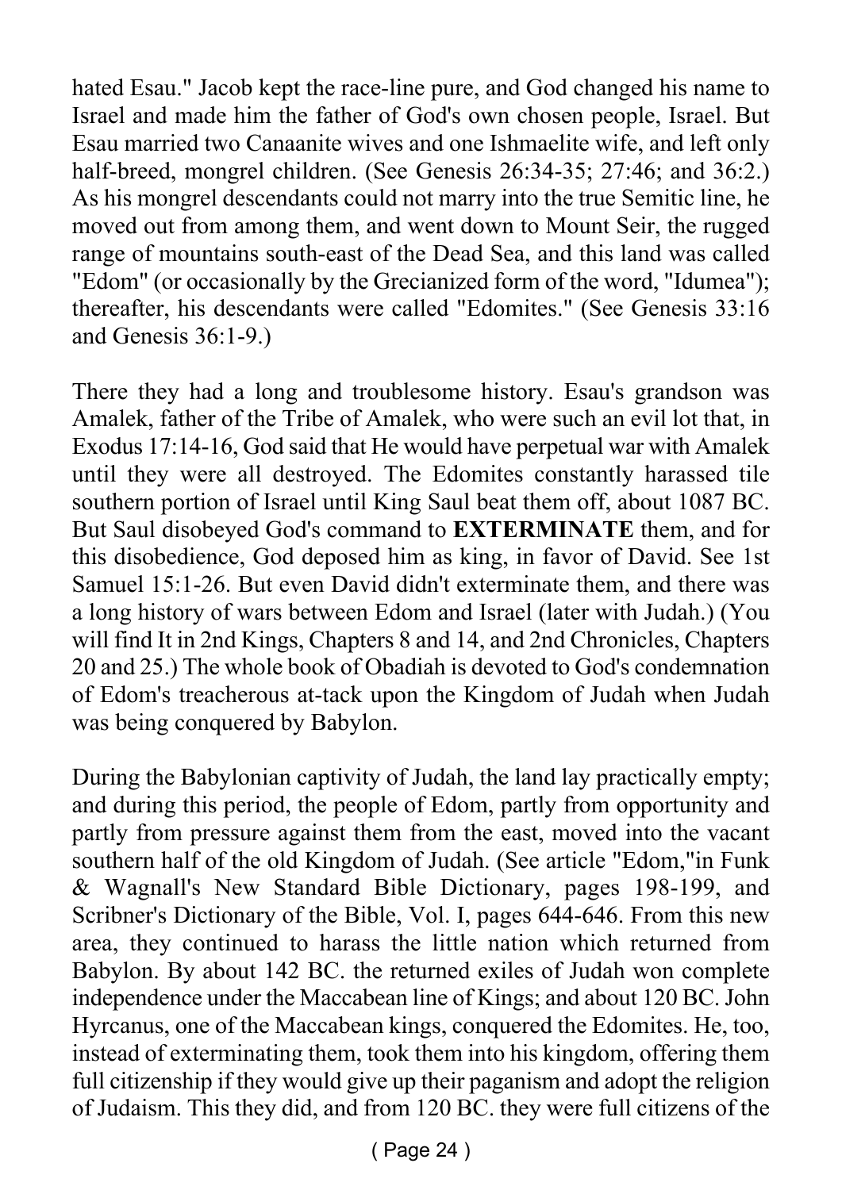hated Esau." Jacob kept the race-line pure, and God changed his name to Israel and made him the father of God's own chosen people, Israel. But Esau married two Canaanite wives and one Ishmaelite wife, and left only half-breed, mongrel children. (See Genesis 26:34-35; 27:46; and 36:2.) As his mongrel descendants could not marry into the true Semitic line, he moved out from among them, and went down to Mount Seir, the rugged range of mountains south-east of the Dead Sea, and this land was called "Edom" (or occasionally by the Grecianized form of the word, "Idumea"); thereafter, his descendants were called "Edomites." (See Genesis 33:16 and Genesis 36:1-9.)

There they had a long and troublesome history. Esau's grandson was Amalek, father of the Tribe of Amalek, who were such an evil lot that, in Exodus 17:14-16, God said that He would have perpetual war with Amalek until they were all destroyed. The Edomites constantly harassed tile southern portion of Israel until King Saul beat them off, about 1087 BC. But Saul disobeyed God's command to **EXTERMINATE** them, and for this disobedience, God deposed him as king, in favor of David. See 1st Samuel 15:1-26. But even David didn't exterminate them, and there was a long history of wars between Edom and Israel (later with Judah.) (You will find It in 2nd Kings, Chapters 8 and 14, and 2nd Chronicles, Chapters 20 and 25.) The whole book of Obadiah is devoted to God's condemnation of Edom's treacherous at-tack upon the Kingdom of Judah when Judah was being conquered by Babylon.

During the Babylonian captivity of Judah, the land lay practically empty; and during this period, the people of Edom, partly from opportunity and partly from pressure against them from the east, moved into the vacant southern half of the old Kingdom of Judah. (See article "Edom,"in Funk & Wagnall's New Standard Bible Dictionary, pages 198-199, and Scribner's Dictionary of the Bible, Vol. I, pages 644-646. From this new area, they continued to harass the little nation which returned from Babylon. By about 142 BC. the returned exiles of Judah won complete independence under the Maccabean line of Kings; and about 120 BC. John Hyrcanus, one of the Maccabean kings, conquered the Edomites. He, too, instead of exterminating them, took them into his kingdom, offering them full citizenship if they would give up their paganism and adopt the religion of Judaism. This they did, and from 120 BC. they were full citizens of the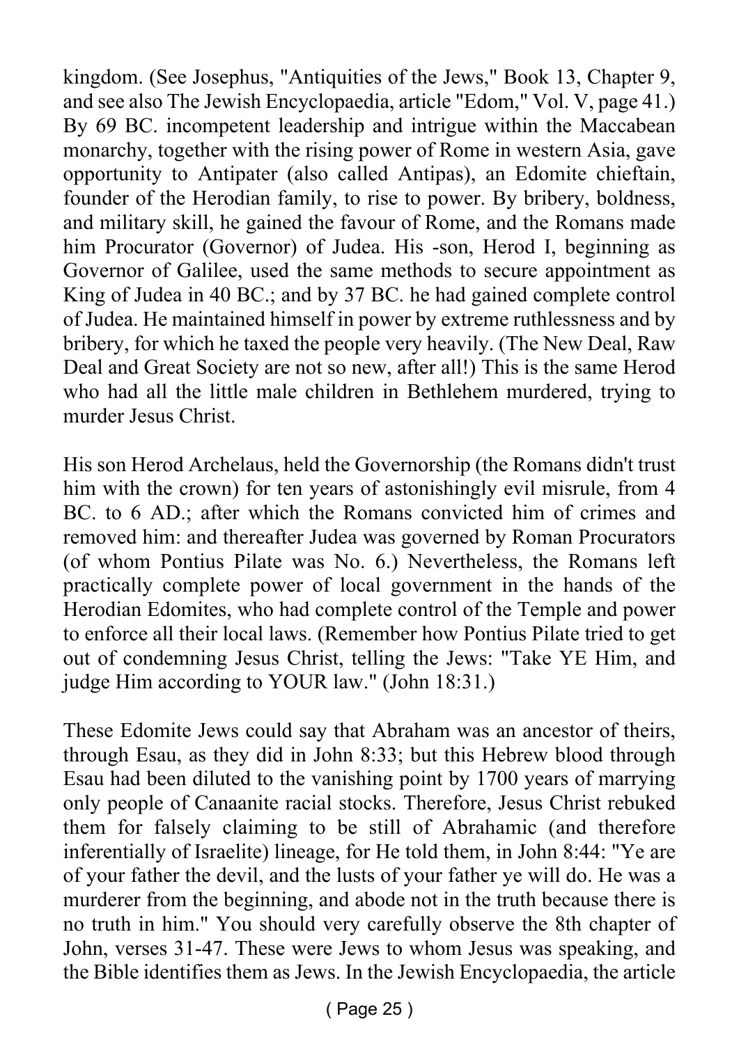kingdom. (See Josephus, "Antiquities of the Jews," Book 13, Chapter 9, and see also The Jewish Encyclopaedia, article "Edom," Vol. V, page 41.) By 69 BC. incompetent leadership and intrigue within the Maccabean monarchy, together with the rising power of Rome in western Asia, gave opportunity to Antipater (also called Antipas), an Edomite chieftain, founder of the Herodian family, to rise to power. By bribery, boldness, and military skill, he gained the favour of Rome, and the Romans made him Procurator (Governor) of Judea. His -son, Herod I, beginning as Governor of Galilee, used the same methods to secure appointment as King of Judea in 40 BC.; and by 37 BC. he had gained complete control of Judea. He maintained himself in power by extreme ruthlessness and by bribery, for which he taxed the people very heavily. (The New Deal, Raw Deal and Great Society are not so new, after all!) This is the same Herod who had all the little male children in Bethlehem murdered, trying to murder Jesus Christ.

His son Herod Archelaus, held the Governorship (the Romans didn't trust him with the crown) for ten years of astonishingly evil misrule, from 4 BC. to 6 AD.; after which the Romans convicted him of crimes and removed him: and thereafter Judea was governed by Roman Procurators (of whom Pontius Pilate was No. 6.) Nevertheless, the Romans left practically complete power of local government in the hands of the Herodian Edomites, who had complete control of the Temple and power to enforce all their local laws. (Remember how Pontius Pilate tried to get out of condemning Jesus Christ, telling the Jews: "Take YE Him, and judge Him according to YOUR law." (John 18:31.)

These Edomite Jews could say that Abraham was an ancestor of theirs, through Esau, as they did in John 8:33; but this Hebrew blood through Esau had been diluted to the vanishing point by 1700 years of marrying only people of Canaanite racial stocks. Therefore, Jesus Christ rebuked them for falsely claiming to be still of Abrahamic (and therefore inferentially of Israelite) lineage, for He told them, in John 8:44: "Ye are of your father the devil, and the lusts of your father ye will do. He was a murderer from the beginning, and abode not in the truth because there is no truth in him." You should very carefully observe the 8th chapter of John, verses 31-47. These were Jews to whom Jesus was speaking, and the Bible identifies them as Jews. In the Jewish Encyclopaedia, the article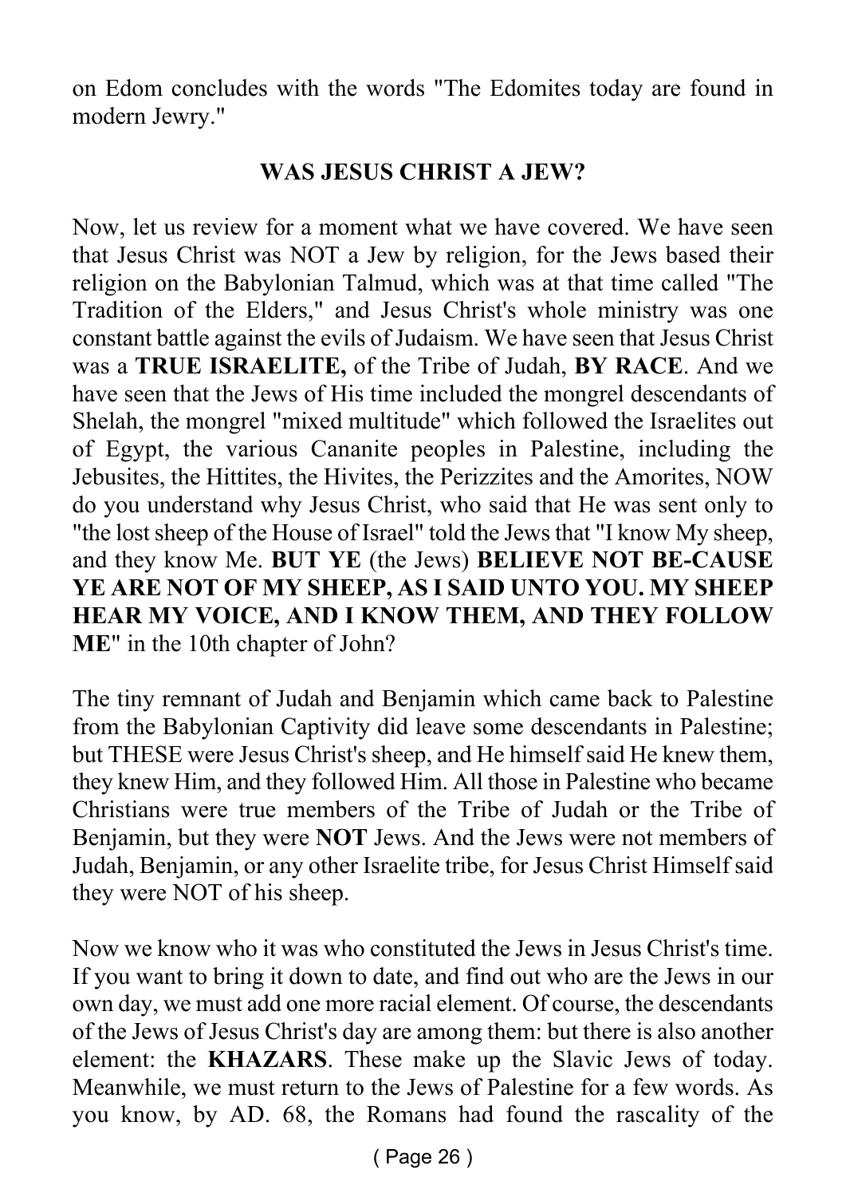on Edom concludes with the words "The Edomites today are found in modern Jewry."

## WAS JESUS CHRIST A JEW?

Now, let us review for a moment what we have covered. We have seen that Jesus Christ was NOT a Jew by religion, for the Jews based their religion on the Babylonian Talmud, which was at that time called "The Tradition of the Elders," and Jesus Christ's whole ministry was one constant battle against the evils of Judaism. We have seen that Jesus Christ was a **TRUE ISRAELITE,** of the Tribe of Judah, **BY RACE**. And we have seen that the Jews of His time included the mongrel descendants of Shelah, the mongrel "mixed multitude" which followed the Israelites out of Egypt, the various Cananite peoples in Palestine, including the Jebusites, the Hittites, the Hivites, the Perizzites and the Amorites, NOW do you understand why Jesus Christ, who said that He was sent only to "the lost sheep of the House of Israel" told the Jews that "I know My sheep, and they know Me. **BUT YE** (the Jews) **BELIEVE NOT BE-CAUSE YE ARE NOT OF MY SHEEP, AS I SAID UNTO YOU. MY SHEEP HEAR MY VOICE, AND I KNOW THEM, AND THEY FOLLOW ME**" in the 10th chapter of John?

The tiny remnant of Judah and Benjamin which came back to Palestine from the Babylonian Captivity did leave some descendants in Palestine; but THESE were Jesus Christ's sheep, and He himself said He knew them, they knew Him, and they followed Him. All those in Palestine who became Christians were true members of the Tribe of Judah or the Tribe of Benjamin, but they were **NOT** Jews. And the Jews were not members of Judah, Benjamin, or any other Israelite tribe, for Jesus Christ Himself said they were NOT of his sheep.

Now we know who it was who constituted the Jews in Jesus Christ's time. If you want to bring it down to date, and find out who are the Jews in our own day, we must add one more racial element. Of course, the descendants of the Jews of Jesus Christ's day are among them: but there is also another element: the **KHAZARS**. These make up the Slavic Jews of today. Meanwhile, we must return to the Jews of Palestine for a few words. As you know, by AD. 68, the Romans had found the rascality of the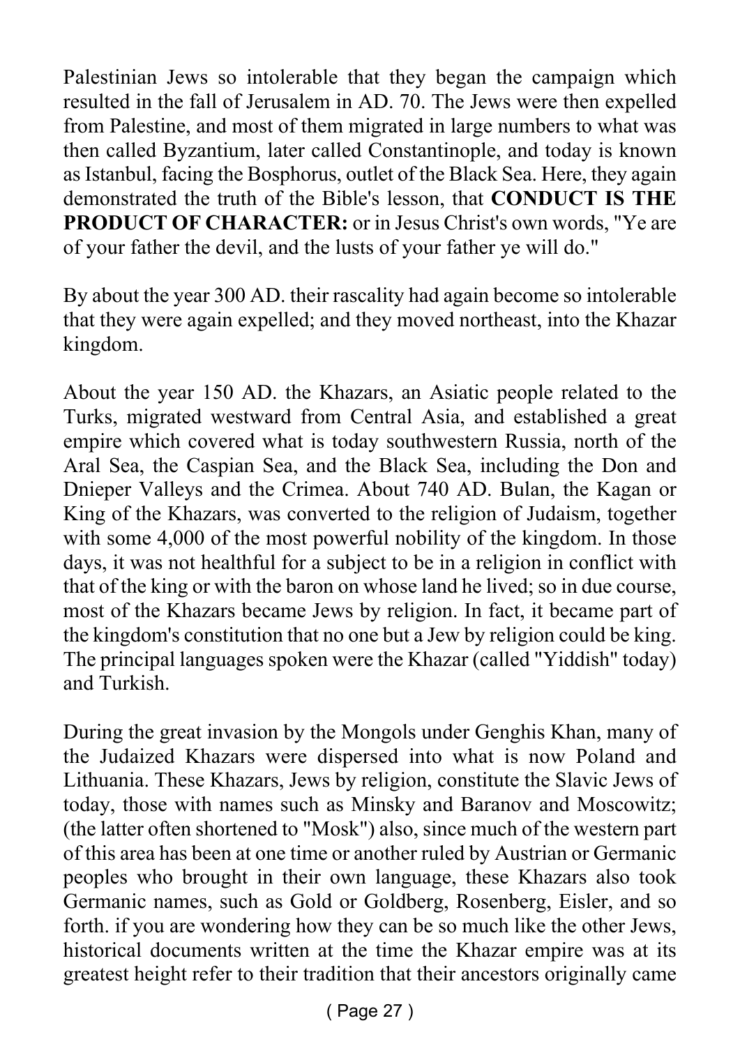Palestinian Jews so intolerable that they began the campaign which resulted in the fall of Jerusalem in AD. 70. The Jews were then expelled from Palestine, and most of them migrated in large numbers to what was then called Byzantium, later called Constantinople, and today is known as Istanbul, facing the Bosphorus, outlet of the Black Sea. Here, they again demonstrated the truth of the Bible's lesson, that **CONDUCT IS THE PRODUCT OF CHARACTER:** or in Jesus Christ's own words, "Ye are of your father the devil, and the lusts of your father ye will do."

By about the year 300 AD. their rascality had again become so intolerable that they were again expelled; and they moved northeast, into the Khazar kingdom.

About the year 150 AD. the Khazars, an Asiatic people related to the Turks, migrated westward from Central Asia, and established a great empire which covered what is today southwestern Russia, north of the Aral Sea, the Caspian Sea, and the Black Sea, including the Don and Dnieper Valleys and the Crimea. About 740 AD. Bulan, the Kagan or King of the Khazars, was converted to the religion of Judaism, together with some 4,000 of the most powerful nobility of the kingdom. In those days, it was not healthful for a subject to be in a religion in conflict with that of the king or with the baron on whose land he lived; so in due course, most of the Khazars became Jews by religion. In fact, it became part of the kingdom's constitution that no one but a Jew by religion could be king. The principal languages spoken were the Khazar (called "Yiddish" today) and Turkish.

During the great invasion by the Mongols under Genghis Khan, many of the Judaized Khazars were dispersed into what is now Poland and Lithuania. These Khazars, Jews by religion, constitute the Slavic Jews of today, those with names such as Minsky and Baranov and Moscowitz; (the latter often shortened to "Mosk") also, since much of the western part of this area has been at one time or another ruled by Austrian or Germanic peoples who brought in their own language, these Khazars also took Germanic names, such as Gold or Goldberg, Rosenberg, Eisler, and so forth. if you are wondering how they can be so much like the other Jews, historical documents written at the time the Khazar empire was at its greatest height refer to their tradition that their ancestors originally came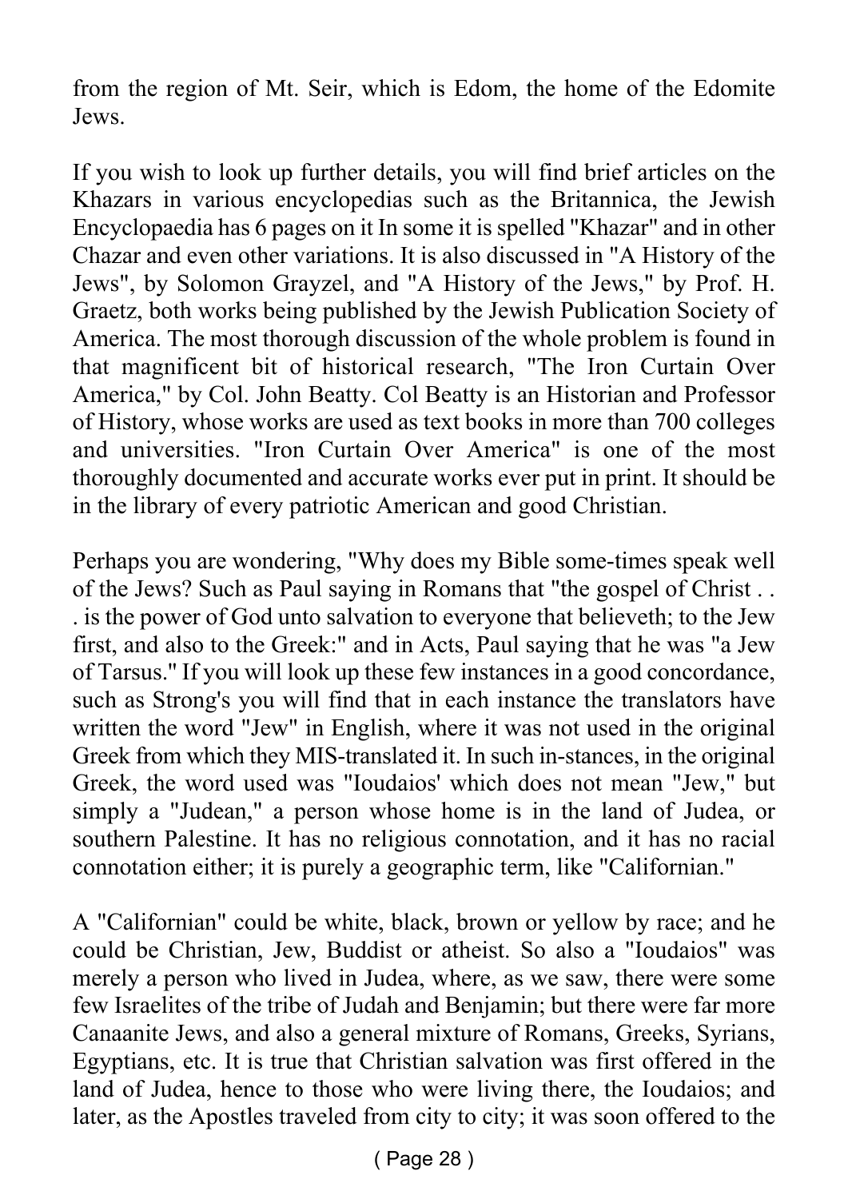from the region of Mt. Seir, which is Edom, the home of the Edomite Jews.

If you wish to look up further details, you will find brief articles on the Khazars in various encyclopedias such as the Britannica, the Jewish Encyclopaedia has 6 pages on it In some it is spelled "Khazar" and in other Chazar and even other variations. It is also discussed in "A History of the Jews", by Solomon Grayzel, and "A History of the Jews," by Prof. H. Graetz, both works being published by the Jewish Publication Society of America. The most thorough discussion of the whole problem is found in that magnificent bit of historical research, "The Iron Curtain Over America," by Col. John Beatty. Col Beatty is an Historian and Professor of History, whose works are used as text books in more than 700 colleges and universities. "Iron Curtain Over America" is one of the most thoroughly documented and accurate works ever put in print. It should be in the library of every patriotic American and good Christian.

Perhaps you are wondering, "Why does my Bible some-times speak well of the Jews? Such as Paul saying in Romans that "the gospel of Christ . . . is the power of God unto salvation to everyone that believeth; to the Jew first, and also to the Greek:" and in Acts, Paul saying that he was "a Jew of Tarsus." If you will look up these few instances in a good concordance, such as Strong's you will find that in each instance the translators have written the word "Jew" in English, where it was not used in the original Greek from which they MIS-translated it. In such in-stances, in the original Greek, the word used was "Ioudaios' which does not mean "Jew," but simply a "Judean," a person whose home is in the land of Judea, or southern Palestine. It has no religious connotation, and it has no racial connotation either; it is purely a geographic term, like "Californian."

A "Californian" could be white, black, brown or yellow by race; and he could be Christian, Jew, Buddist or atheist. So also a "Ioudaios" was merely a person who lived in Judea, where, as we saw, there were some few Israelites of the tribe of Judah and Benjamin; but there were far more Canaanite Jews, and also a general mixture of Romans, Greeks, Syrians, Egyptians, etc. It is true that Christian salvation was first offered in the land of Judea, hence to those who were living there, the Ioudaios; and later, as the Apostles traveled from city to city; it was soon offered to the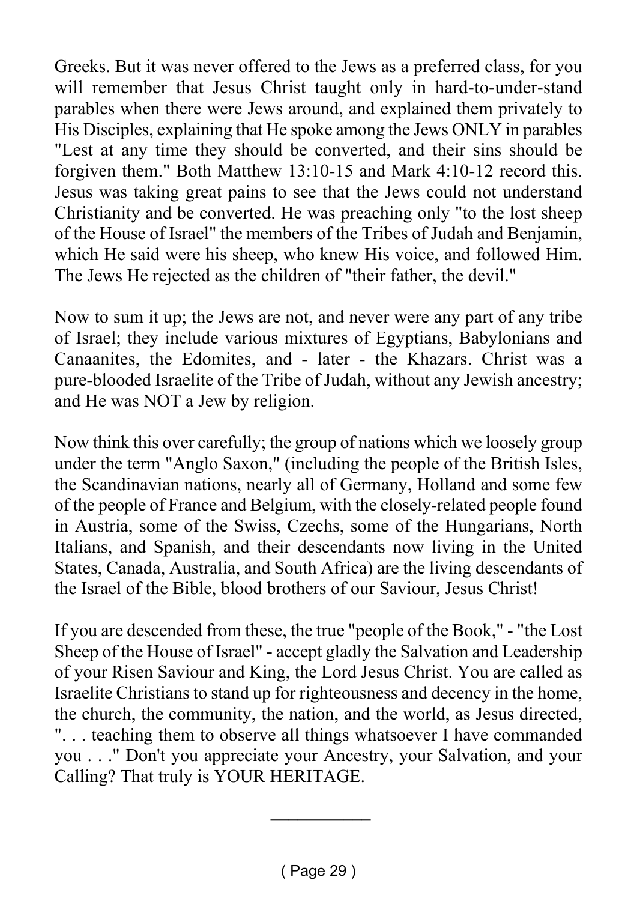Greeks. But it was never offered to the Jews as a preferred class, for you will remember that Jesus Christ taught only in hard-to-under-stand parables when there were Jews around, and explained them privately to His Disciples, explaining that He spoke among the Jews ONLY in parables "Lest at any time they should be converted, and their sins should be forgiven them." Both Matthew 13:10-15 and Mark 4:10-12 record this. Jesus was taking great pains to see that the Jews could not understand Christianity and be converted. He was preaching only "to the lost sheep of the House of Israel" the members of the Tribes of Judah and Benjamin, which He said were his sheep, who knew His voice, and followed Him. The Jews He rejected as the children of "their father, the devil."

Now to sum it up; the Jews are not, and never were any part of any tribe of Israel; they include various mixtures of Egyptians, Babylonians and Canaanites, the Edomites, and - later - the Khazars. Christ was a pure-blooded Israelite of the Tribe of Judah, without any Jewish ancestry; and He was NOT a Jew by religion.

Now think this over carefully; the group of nations which we loosely group under the term "Anglo Saxon," (including the people of the British Isles, the Scandinavian nations, nearly all of Germany, Holland and some few of the people of France and Belgium, with the closely-related people found in Austria, some of the Swiss, Czechs, some of the Hungarians, North Italians, and Spanish, and their descendants now living in the United States, Canada, Australia, and South Africa) are the living descendants of the Israel of the Bible, blood brothers of our Saviour, Jesus Christ!

If you are descended from these, the true "people of the Book," - "the Lost Sheep of the House of Israel" - accept gladly the Salvation and Leadership of your Risen Saviour and King, the Lord Jesus Christ. You are called as Israelite Christians to stand up for righteousness and decency in the home, the church, the community, the nation, and the world, as Jesus directed, ". . . teaching them to observe all things whatsoever I have commanded you . . ." Don't you appreciate your Ancestry, your Salvation, and your Calling? That truly is YOUR HERITAGE.

---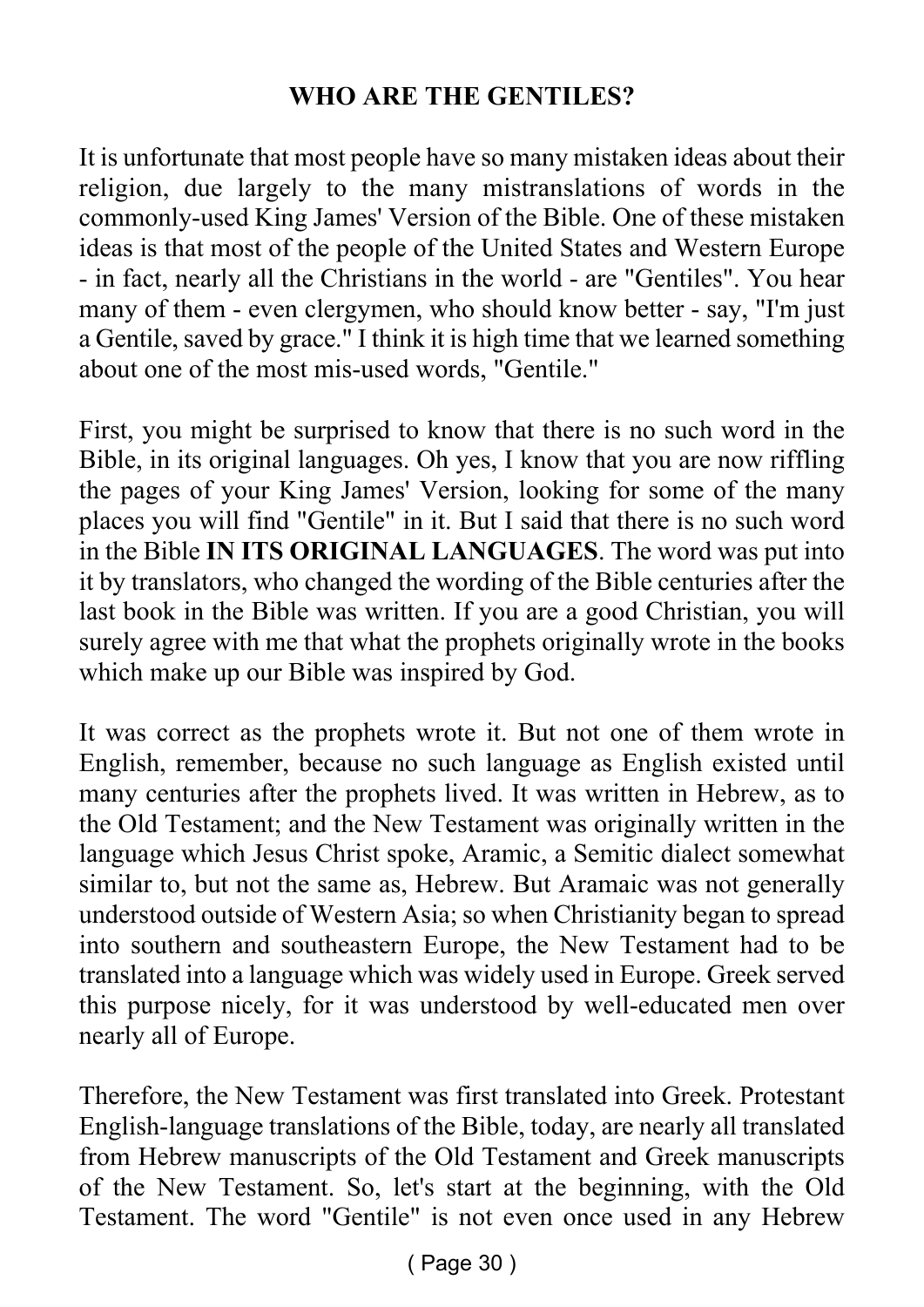## WHO ARE THE GENTILES?

It is unfortunate that most people have so many mistaken ideas about their religion, due largely to the many mistranslations of words in the commonly-used King James' Version of the Bible. One of these mistaken ideas is that most of the people of the United States and Western Europe - in fact, nearly all the Christians in the world - are "Gentiles". You hear many of them - even clergymen, who should know better - say, "I'm just a Gentile, saved by grace." I think it is high time that we learned something about one of the most mis-used words, "Gentile."

First, you might be surprised to know that there is no such word in the Bible, in its original languages. Oh yes, I know that you are now riffling the pages of your King James' Version, looking for some of the many places you will find "Gentile" in it. But I said that there is no such word in the Bible **IN ITS ORIGINAL LANGUAGES**. The word was put into it by translators, who changed the wording of the Bible centuries after the last book in the Bible was written. If you are a good Christian, you will surely agree with me that what the prophets originally wrote in the books which make up our Bible was inspired by God.

It was correct as the prophets wrote it. But not one of them wrote in English, remember, because no such language as English existed until many centuries after the prophets lived. It was written in Hebrew, as to the Old Testament; and the New Testament was originally written in the language which Jesus Christ spoke, Aramic, a Semitic dialect somewhat similar to, but not the same as, Hebrew. But Aramaic was not generally understood outside of Western Asia; so when Christianity began to spread into southern and southeastern Europe, the New Testament had to be translated into a language which was widely used in Europe. Greek served this purpose nicely, for it was understood by well-educated men over nearly all of Europe.

Therefore, the New Testament was first translated into Greek. Protestant English-language translations of the Bible, today, are nearly all translated from Hebrew manuscripts of the Old Testament and Greek manuscripts of the New Testament. So, let's start at the beginning, with the Old Testament. The word "Gentile" is not even once used in any Hebrew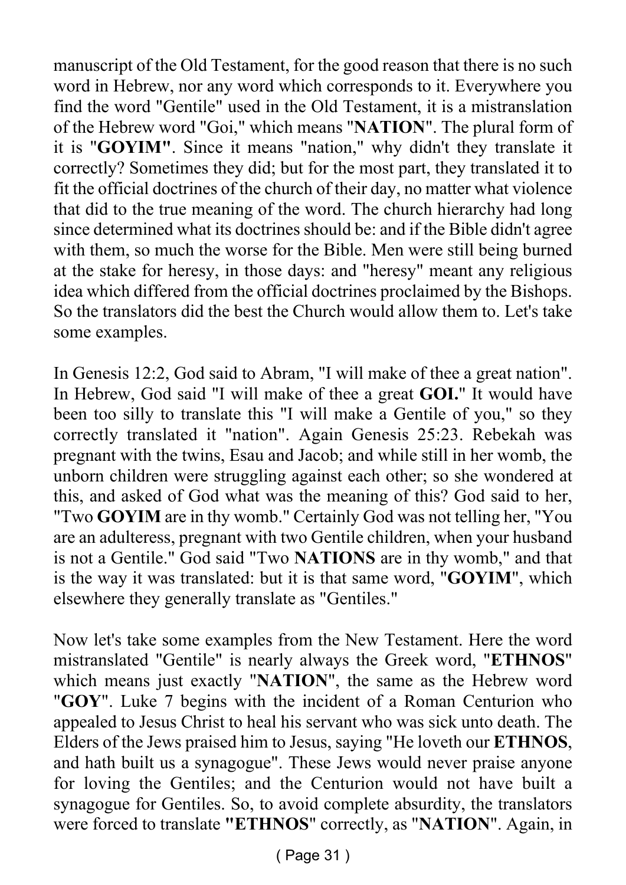manuscript of the Old Testament, for the good reason that there is no such word in Hebrew, nor any word which corresponds to it. Everywhere you find the word "Gentile" used in the Old Testament, it is a mistranslation of the Hebrew word "Goi," which means "**NATION**". The plural form of it is "**GOYIM"**. Since it means "nation," why didn't they translate it correctly? Sometimes they did; but for the most part, they translated it to fit the official doctrines of the church of their day, no matter what violence that did to the true meaning of the word. The church hierarchy had long since determined what its doctrines should be: and if the Bible didn't agree with them, so much the worse for the Bible. Men were still being burned at the stake for heresy, in those days: and "heresy" meant any religious idea which differed from the official doctrines proclaimed by the Bishops. So the translators did the best the Church would allow them to. Let's take some examples.

In Genesis 12:2, God said to Abram, "I will make of thee a great nation". In Hebrew, God said "I will make of thee a great **GOI.**" It would have been too silly to translate this "I will make a Gentile of you," so they correctly translated it "nation". Again Genesis 25:23. Rebekah was pregnant with the twins, Esau and Jacob; and while still in her womb, the unborn children were struggling against each other; so she wondered at this, and asked of God what was the meaning of this? God said to her, "Two **GOYIM** are in thy womb." Certainly God was not telling her, "You are an adulteress, pregnant with two Gentile children, when your husband is not a Gentile." God said "Two **NATIONS** are in thy womb," and that is the way it was translated: but it is that same word, "**GOYIM**", which elsewhere they generally translate as "Gentiles."

Now let's take some examples from the New Testament. Here the word mistranslated "Gentile" is nearly always the Greek word, "**ETHNOS**" which means just exactly "**NATION**", the same as the Hebrew word "**GOY**". Luke 7 begins with the incident of a Roman Centurion who appealed to Jesus Christ to heal his servant who was sick unto death. The Elders of the Jews praised him to Jesus, saying "He loveth our **ETHNOS**, and hath built us a synagogue". These Jews would never praise anyone for loving the Gentiles; and the Centurion would not have built a synagogue for Gentiles. So, to avoid complete absurdity, the translators were forced to translate **"ETHNOS**" correctly, as "**NATION**". Again, in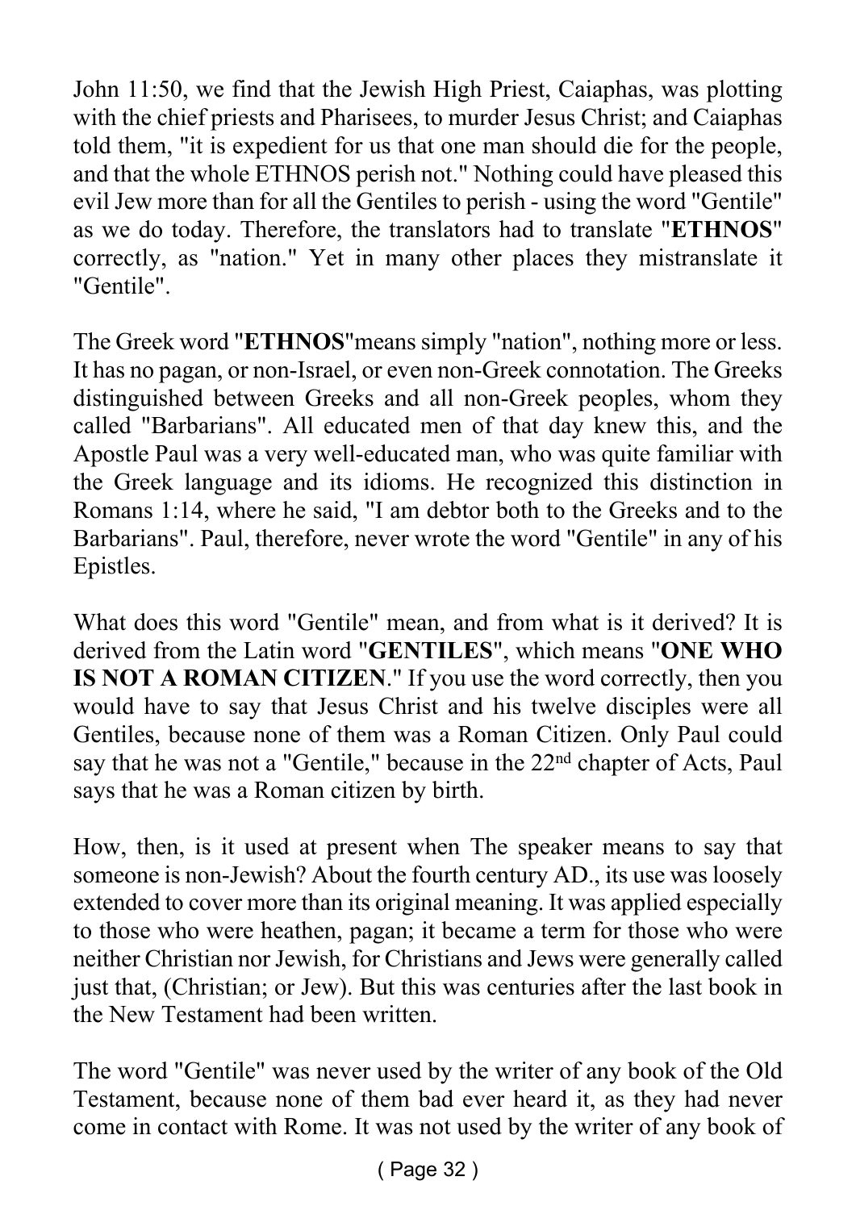John 11:50, we find that the Jewish High Priest, Caiaphas, was plotting with the chief priests and Pharisees, to murder Jesus Christ; and Caiaphas told them, "it is expedient for us that one man should die for the people, and that the whole ETHNOS perish not." Nothing could have pleased this evil Jew more than for all the Gentiles to perish - using the word "Gentile" as we do today. Therefore, the translators had to translate "**ETHNOS**" correctly, as "nation." Yet in many other places they mistranslate it "Gentile".

The Greek word "**ETHNOS**"means simply "nation", nothing more or less. It has no pagan, or non-Israel, or even non-Greek connotation. The Greeks distinguished between Greeks and all non-Greek peoples, whom they called "Barbarians". All educated men of that day knew this, and the Apostle Paul was a very well-educated man, who was quite familiar with the Greek language and its idioms. He recognized this distinction in Romans 1:14, where he said, "I am debtor both to the Greeks and to the Barbarians". Paul, therefore, never wrote the word "Gentile" in any of his Epistles.

What does this word "Gentile" mean, and from what is it derived? It is derived from the Latin word "**GENTILES**", which means "**ONE WHO IS NOT A ROMAN CITIZEN**." If you use the word correctly, then you would have to say that Jesus Christ and his twelve disciples were all Gentiles, because none of them was a Roman Citizen. Only Paul could say that he was not a "Gentile," because in the 22nd chapter of Acts, Paul says that he was a Roman citizen by birth.

How, then, is it used at present when The speaker means to say that someone is non-Jewish? About the fourth century AD., its use was loosely extended to cover more than its original meaning. It was applied especially to those who were heathen, pagan; it became a term for those who were neither Christian nor Jewish, for Christians and Jews were generally called just that, (Christian; or Jew). But this was centuries after the last book in the New Testament had been written.

The word "Gentile" was never used by the writer of any book of the Old Testament, because none of them bad ever heard it, as they had never come in contact with Rome. It was not used by the writer of any book of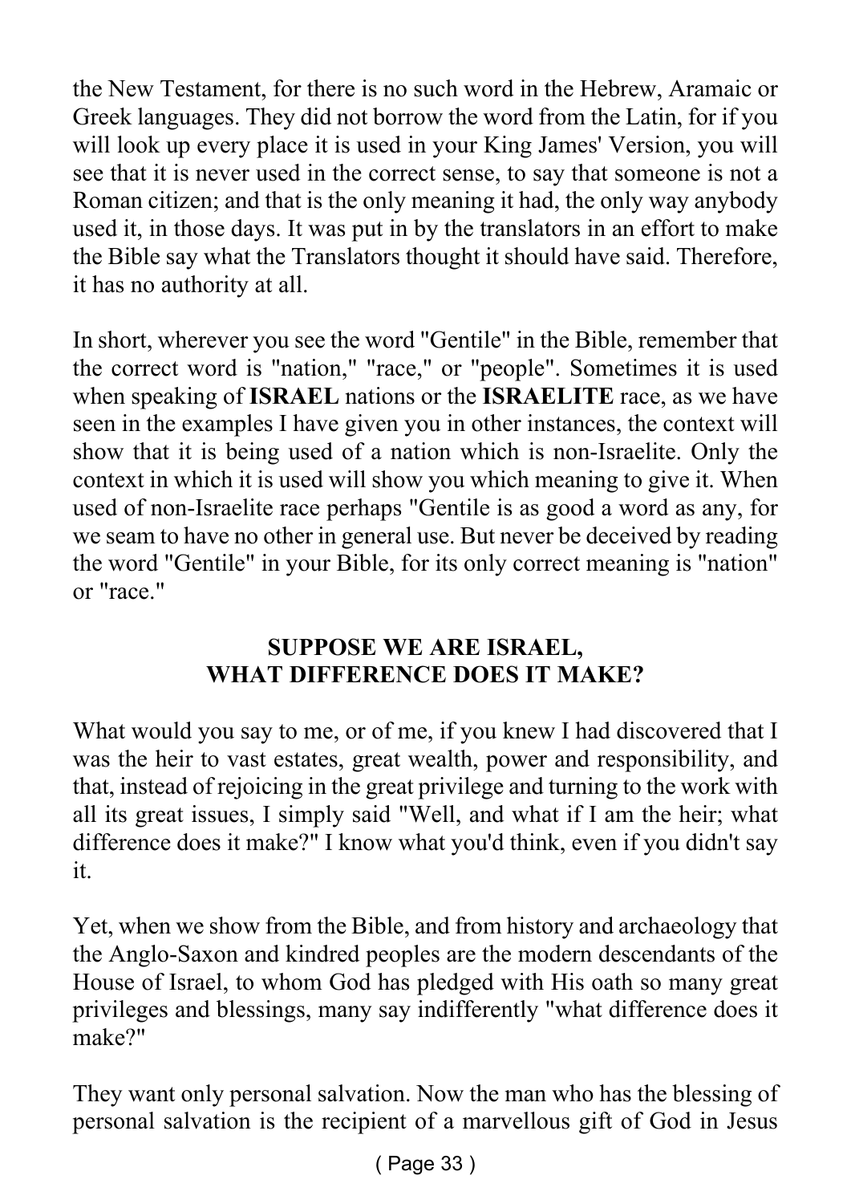the New Testament, for there is no such word in the Hebrew, Aramaic or Greek languages. They did not borrow the word from the Latin, for if you will look up every place it is used in your King James' Version, you will see that it is never used in the correct sense, to say that someone is not a Roman citizen; and that is the only meaning it had, the only way anybody used it, in those days. It was put in by the translators in an effort to make the Bible say what the Translators thought it should have said. Therefore, it has no authority at all.

In short, wherever you see the word "Gentile" in the Bible, remember that the correct word is "nation," "race," or "people". Sometimes it is used when speaking of **ISRAEL** nations or the **ISRAELITE** race, as we have seen in the examples I have given you in other instances, the context will show that it is being used of a nation which is non-Israelite. Only the context in which it is used will show you which meaning to give it. When used of non-Israelite race perhaps "Gentile is as good a word as any, for we seam to have no other in general use. But never be deceived by reading the word "Gentile" in your Bible, for its only correct meaning is "nation" or "race."

## SUPPOSE WE ARE ISRAEL, WHAT DIFFERENCE DOES IT MAKE?

What would you say to me, or of me, if you knew I had discovered that I was the heir to vast estates, great wealth, power and responsibility, and that, instead of rejoicing in the great privilege and turning to the work with all its great issues, I simply said "Well, and what if I am the heir; what difference does it make?" I know what you'd think, even if you didn't say it.

Yet, when we show from the Bible, and from history and archaeology that the Anglo-Saxon and kindred peoples are the modern descendants of the House of Israel, to whom God has pledged with His oath so many great privileges and blessings, many say indifferently "what difference does it make?"

They want only personal salvation. Now the man who has the blessing of personal salvation is the recipient of a marvellous gift of God in Jesus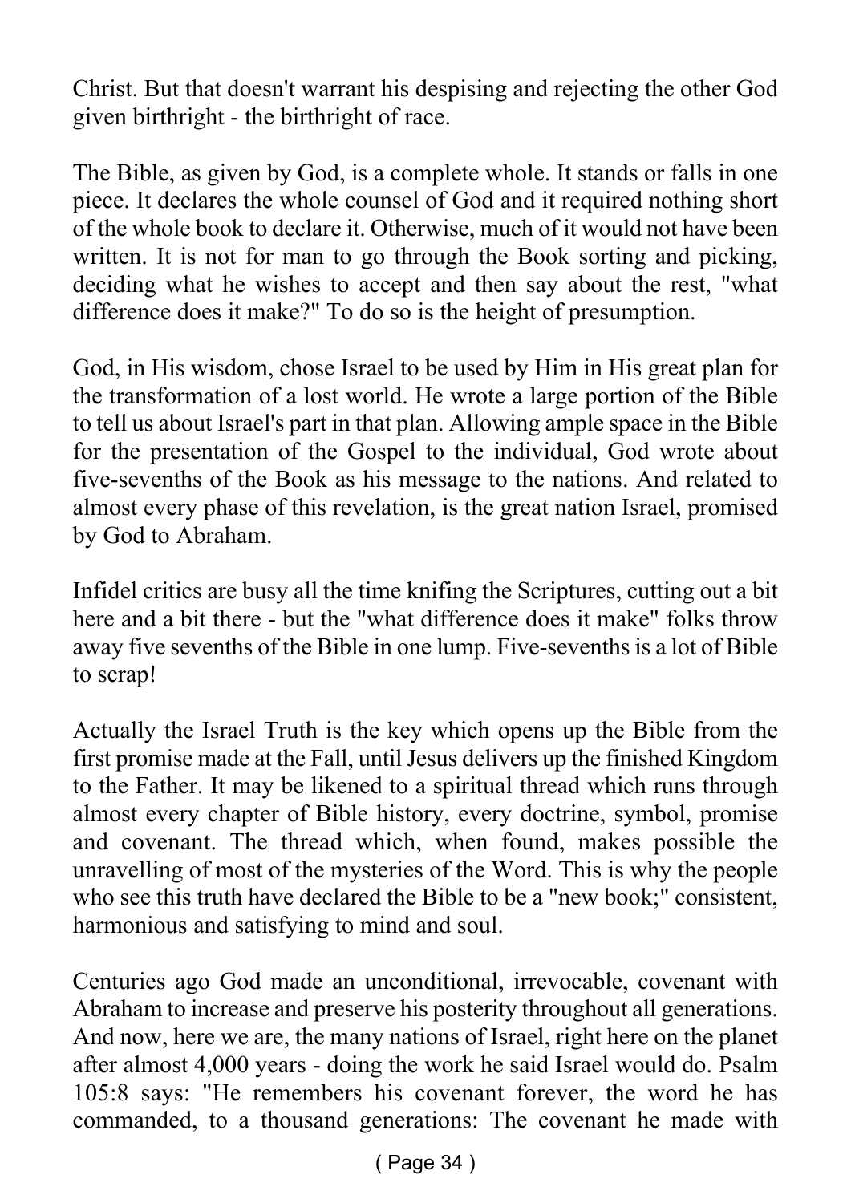Christ. But that doesn't warrant his despising and rejecting the other God given birthright - the birthright of race.

The Bible, as given by God, is a complete whole. It stands or falls in one piece. It declares the whole counsel of God and it required nothing short of the whole book to declare it. Otherwise, much of it would not have been written. It is not for man to go through the Book sorting and picking, deciding what he wishes to accept and then say about the rest, "what difference does it make?" To do so is the height of presumption.

God, in His wisdom, chose Israel to be used by Him in His great plan for the transformation of a lost world. He wrote a large portion of the Bible to tell us about Israel's part in that plan. Allowing ample space in the Bible for the presentation of the Gospel to the individual, God wrote about five-sevenths of the Book as his message to the nations. And related to almost every phase of this revelation, is the great nation Israel, promised by God to Abraham.

Infidel critics are busy all the time knifing the Scriptures, cutting out a bit here and a bit there - but the "what difference does it make" folks throw away five sevenths of the Bible in one lump. Five-sevenths is a lot of Bible to scrap!

Actually the Israel Truth is the key which opens up the Bible from the first promise made at the Fall, until Jesus delivers up the finished Kingdom to the Father. It may be likened to a spiritual thread which runs through almost every chapter of Bible history, every doctrine, symbol, promise and covenant. The thread which, when found, makes possible the unravelling of most of the mysteries of the Word. This is why the people who see this truth have declared the Bible to be a "new book;" consistent, harmonious and satisfying to mind and soul.

Centuries ago God made an unconditional, irrevocable, covenant with Abraham to increase and preserve his posterity throughout all generations. And now, here we are, the many nations of Israel, right here on the planet after almost 4,000 years - doing the work he said Israel would do. Psalm 105:8 says: "He remembers his covenant forever, the word he has commanded, to a thousand generations: The covenant he made with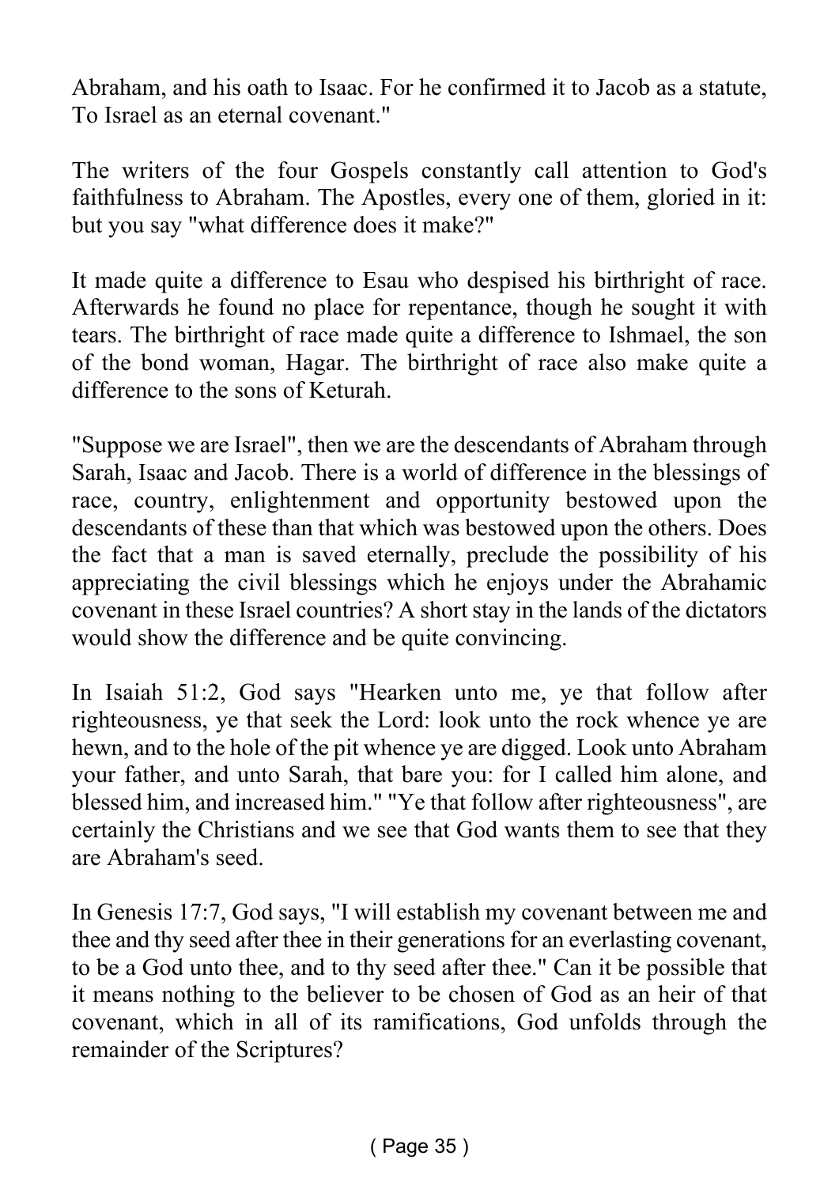Abraham, and his oath to Isaac. For he confirmed it to Jacob as a statute, To Israel as an eternal covenant."

The writers of the four Gospels constantly call attention to God's faithfulness to Abraham. The Apostles, every one of them, gloried in it: but you say "what difference does it make?"

It made quite a difference to Esau who despised his birthright of race. Afterwards he found no place for repentance, though he sought it with tears. The birthright of race made quite a difference to Ishmael, the son of the bond woman, Hagar. The birthright of race also make quite a difference to the sons of Keturah.

"Suppose we are Israel", then we are the descendants of Abraham through Sarah, Isaac and Jacob. There is a world of difference in the blessings of race, country, enlightenment and opportunity bestowed upon the descendants of these than that which was bestowed upon the others. Does the fact that a man is saved eternally, preclude the possibility of his appreciating the civil blessings which he enjoys under the Abrahamic covenant in these Israel countries? A short stay in the lands of the dictators would show the difference and be quite convincing.

In Isaiah 51:2, God says "Hearken unto me, ye that follow after righteousness, ye that seek the Lord: look unto the rock whence ye are hewn, and to the hole of the pit whence ye are digged. Look unto Abraham your father, and unto Sarah, that bare you: for I called him alone, and blessed him, and increased him." "Ye that follow after righteousness", are certainly the Christians and we see that God wants them to see that they are Abraham's seed.

In Genesis 17:7, God says, "I will establish my covenant between me and thee and thy seed after thee in their generations for an everlasting covenant, to be a God unto thee, and to thy seed after thee." Can it be possible that it means nothing to the believer to be chosen of God as an heir of that covenant, which in all of its ramifications, God unfolds through the remainder of the Scriptures?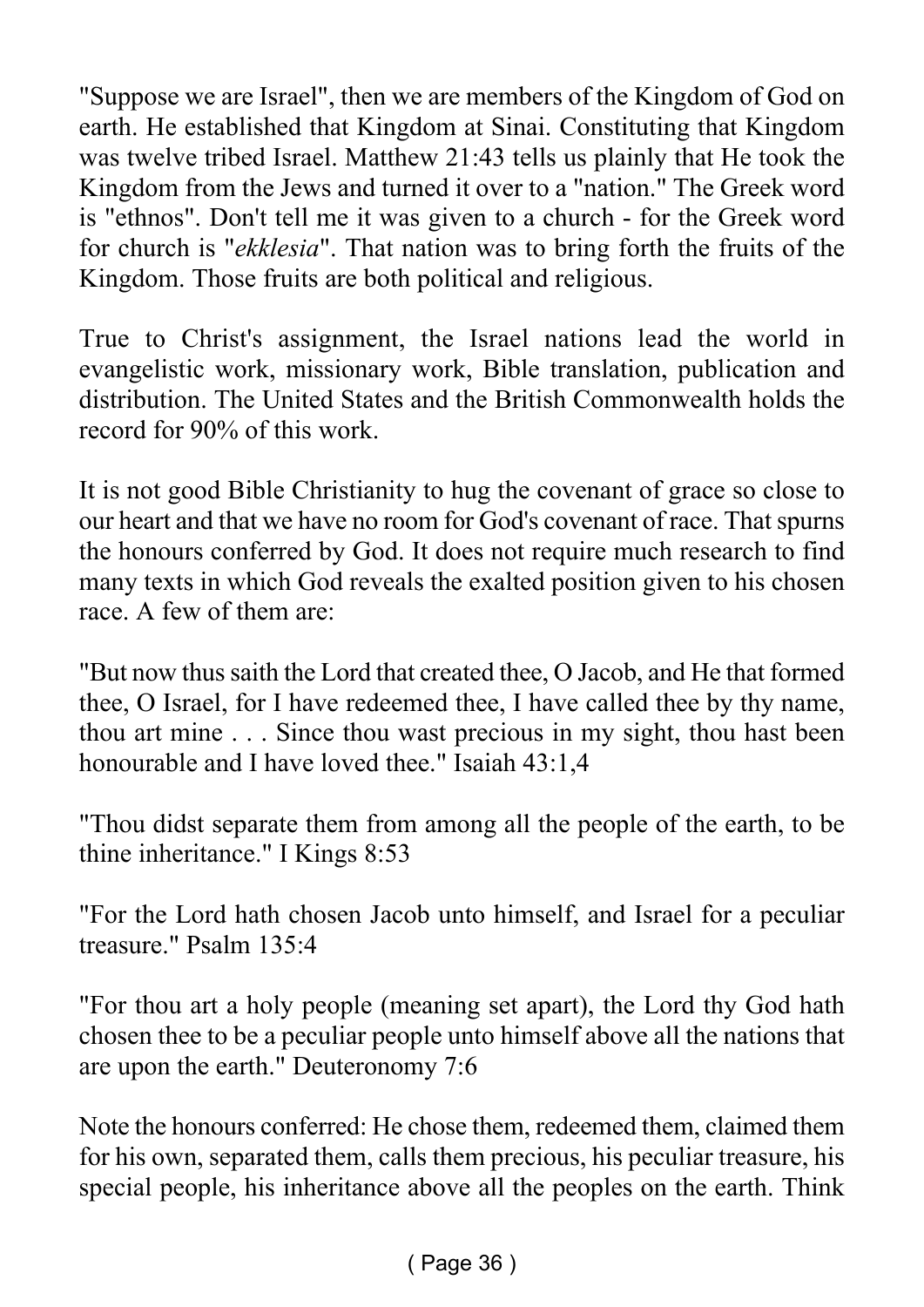"Suppose we are Israel", then we are members of the Kingdom of God on earth. He established that Kingdom at Sinai. Constituting that Kingdom was twelve tribed Israel. Matthew 21:43 tells us plainly that He took the Kingdom from the Jews and turned it over to a "nation." The Greek word is "ethnos". Don't tell me it was given to a church - for the Greek word for church is "*ekklesia*". That nation was to bring forth the fruits of the Kingdom. Those fruits are both political and religious.

True to Christ's assignment, the Israel nations lead the world in evangelistic work, missionary work, Bible translation, publication and distribution. The United States and the British Commonwealth holds the record for 90% of this work.

It is not good Bible Christianity to hug the covenant of grace so close to our heart and that we have no room for God's covenant of race. That spurns the honours conferred by God. It does not require much research to find many texts in which God reveals the exalted position given to his chosen race. A few of them are:

"But now thus saith the Lord that created thee, O Jacob, and He that formed thee, O Israel, for I have redeemed thee, I have called thee by thy name, thou art mine . . . Since thou wast precious in my sight, thou hast been honourable and I have loved thee." Isaiah 43:1,4

"Thou didst separate them from among all the people of the earth, to be thine inheritance." I Kings 8:53

"For the Lord hath chosen Jacob unto himself, and Israel for a peculiar treasure." Psalm 135:4

"For thou art a holy people (meaning set apart), the Lord thy God hath chosen thee to be a peculiar people unto himself above all the nations that are upon the earth." Deuteronomy 7:6

Note the honours conferred: He chose them, redeemed them, claimed them for his own, separated them, calls them precious, his peculiar treasure, his special people, his inheritance above all the peoples on the earth. Think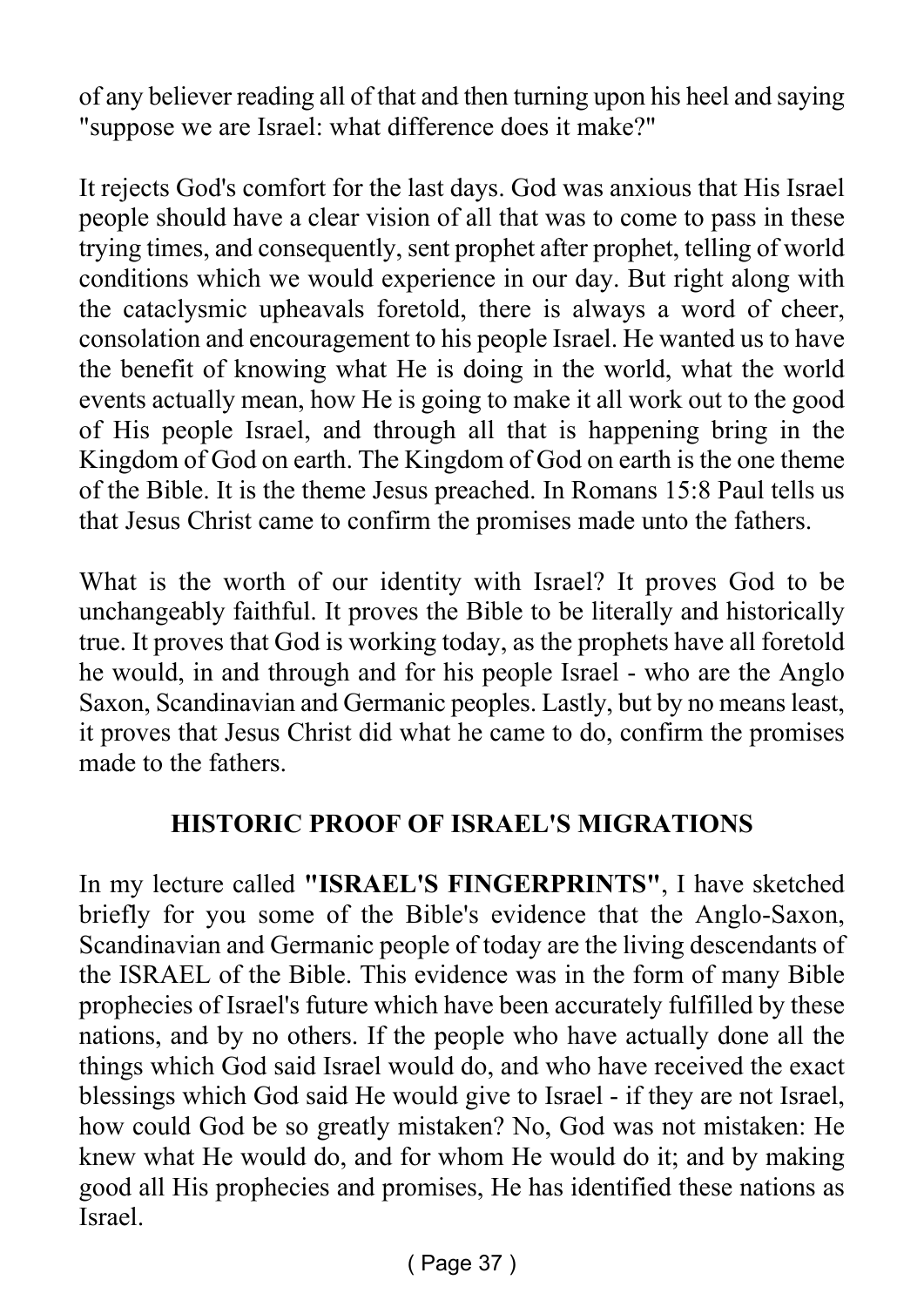of any believer reading all of that and then turning upon his heel and saying "suppose we are Israel: what difference does it make?"

It rejects God's comfort for the last days. God was anxious that His Israel people should have a clear vision of all that was to come to pass in these trying times, and consequently, sent prophet after prophet, telling of world conditions which we would experience in our day. But right along with the cataclysmic upheavals foretold, there is always a word of cheer, consolation and encouragement to his people Israel. He wanted us to have the benefit of knowing what He is doing in the world, what the world events actually mean, how He is going to make it all work out to the good of His people Israel, and through all that is happening bring in the Kingdom of God on earth. The Kingdom of God on earth is the one theme of the Bible. It is the theme Jesus preached. In Romans 15:8 Paul tells us that Jesus Christ came to confirm the promises made unto the fathers.

What is the worth of our identity with Israel? It proves God to be unchangeably faithful. It proves the Bible to be literally and historically true. It proves that God is working today, as the prophets have all foretold he would, in and through and for his people Israel - who are the Anglo Saxon, Scandinavian and Germanic peoples. Lastly, but by no means least, it proves that Jesus Christ did what he came to do, confirm the promises made to the fathers.

## HISTORIC PROOF OF ISRAEL'S MIGRATIONS

In my lecture called **"ISRAEL'S FINGERPRINTS"**, I have sketched briefly for you some of the Bible's evidence that the Anglo-Saxon, Scandinavian and Germanic people of today are the living descendants of the ISRAEL of the Bible. This evidence was in the form of many Bible prophecies of Israel's future which have been accurately fulfilled by these nations, and by no others. If the people who have actually done all the things which God said Israel would do, and who have received the exact blessings which God said He would give to Israel - if they are not Israel, how could God be so greatly mistaken? No, God was not mistaken: He knew what He would do, and for whom He would do it; and by making good all His prophecies and promises, He has identified these nations as Israel.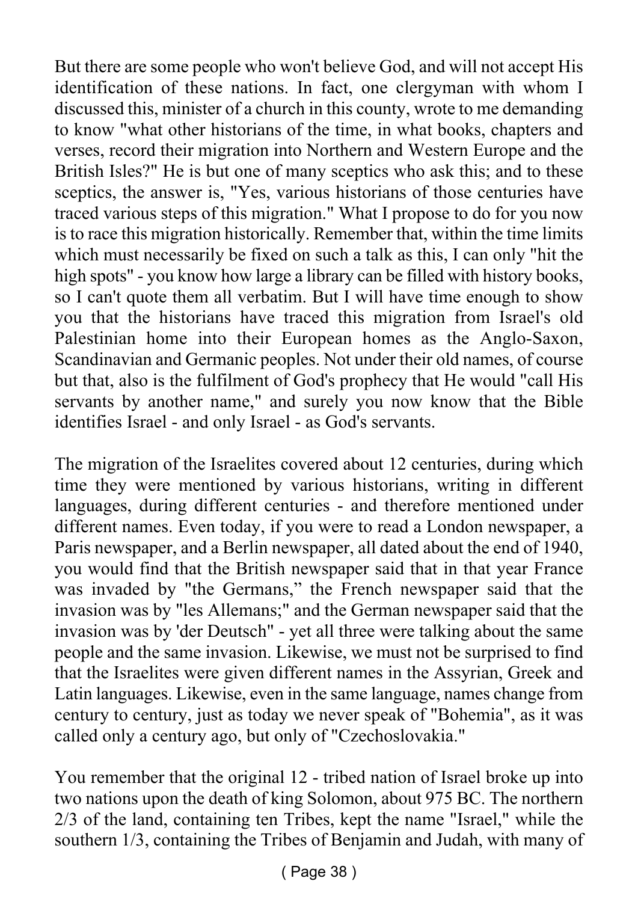But there are some people who won't believe God, and will not accept His identification of these nations. In fact, one clergyman with whom I discussed this, minister of a church in this county, wrote to me demanding to know "what other historians of the time, in what books, chapters and verses, record their migration into Northern and Western Europe and the British Isles?" He is but one of many sceptics who ask this; and to these sceptics, the answer is, "Yes, various historians of those centuries have traced various steps of this migration." What I propose to do for you now is to race this migration historically. Remember that, within the time limits which must necessarily be fixed on such a talk as this, I can only "hit the high spots" - you know how large a library can be filled with history books, so I can't quote them all verbatim. But I will have time enough to show you that the historians have traced this migration from Israel's old Palestinian home into their European homes as the Anglo-Saxon, Scandinavian and Germanic peoples. Not under their old names, of course but that, also is the fulfilment of God's prophecy that He would "call His servants by another name," and surely you now know that the Bible identifies Israel - and only Israel - as God's servants.

The migration of the Israelites covered about 12 centuries, during which time they were mentioned by various historians, writing in different languages, during different centuries - and therefore mentioned under different names. Even today, if you were to read a London newspaper, a Paris newspaper, and a Berlin newspaper, all dated about the end of 1940, you would find that the British newspaper said that in that year France was invaded by "the Germans," the French newspaper said that the invasion was by "les Allemans;" and the German newspaper said that the invasion was by 'der Deutsch" - yet all three were talking about the same people and the same invasion. Likewise, we must not be surprised to find that the Israelites were given different names in the Assyrian, Greek and Latin languages. Likewise, even in the same language, names change from century to century, just as today we never speak of "Bohemia", as it was called only a century ago, but only of "Czechoslovakia."

You remember that the original 12 - tribed nation of Israel broke up into two nations upon the death of king Solomon, about 975 BC. The northern 2/3 of the land, containing ten Tribes, kept the name "Israel," while the southern 1/3, containing the Tribes of Benjamin and Judah, with many of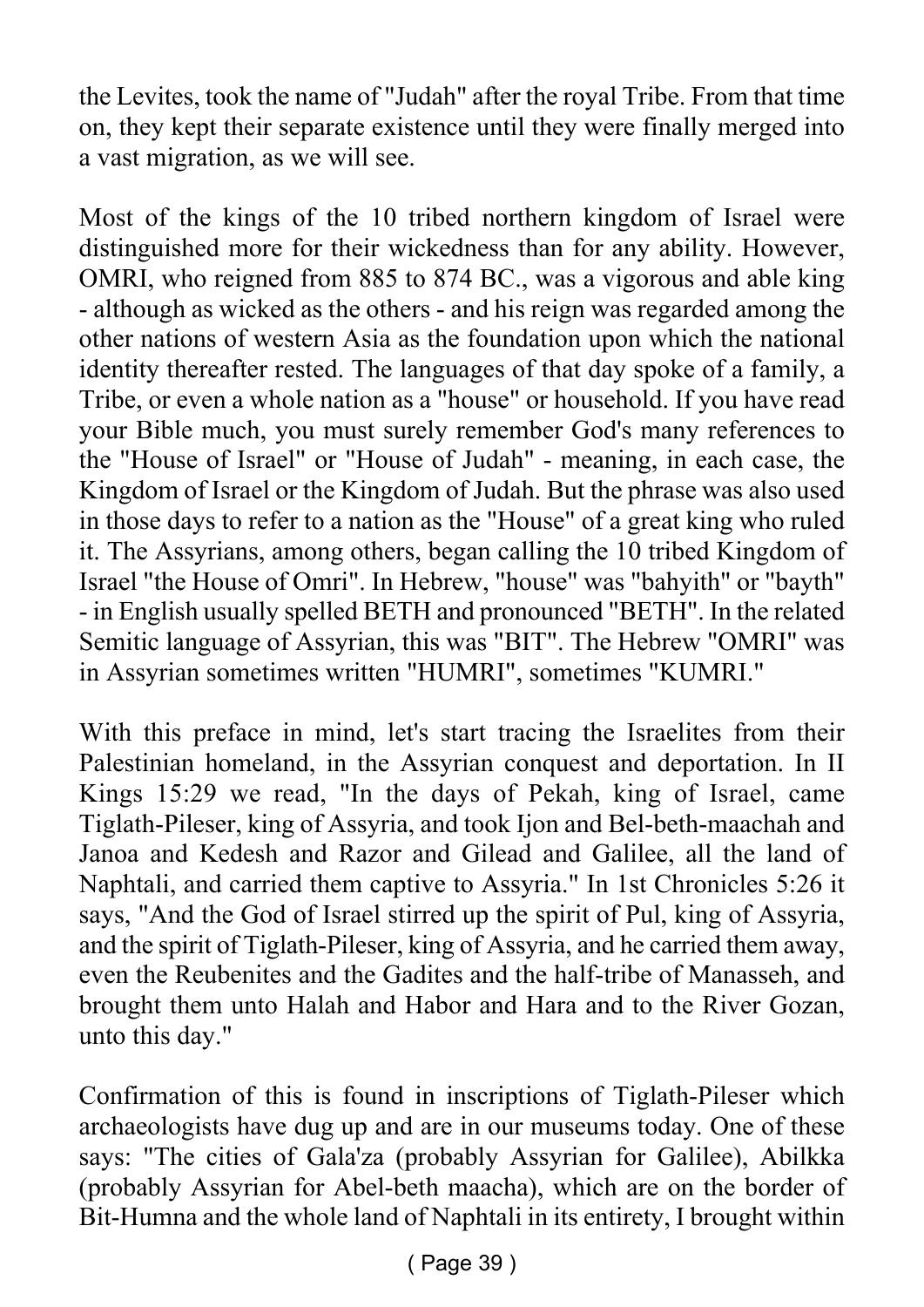the Levites, took the name of "Judah" after the royal Tribe. From that time on, they kept their separate existence until they were finally merged into a vast migration, as we will see.

Most of the kings of the 10 tribed northern kingdom of Israel were distinguished more for their wickedness than for any ability. However, OMRI, who reigned from 885 to 874 BC., was a vigorous and able king - although as wicked as the others - and his reign was regarded among the other nations of western Asia as the foundation upon which the national identity thereafter rested. The languages of that day spoke of a family, a Tribe, or even a whole nation as a "house" or household. If you have read your Bible much, you must surely remember God's many references to the "House of Israel" or "House of Judah" - meaning, in each case, the Kingdom of Israel or the Kingdom of Judah. But the phrase was also used in those days to refer to a nation as the "House" of a great king who ruled it. The Assyrians, among others, began calling the 10 tribed Kingdom of Israel "the House of Omri". In Hebrew, "house" was "bahyith" or "bayth" - in English usually spelled BETH and pronounced "BETH". In the related Semitic language of Assyrian, this was "BIT". The Hebrew "OMRI" was in Assyrian sometimes written "HUMRI", sometimes "KUMRI."

With this preface in mind, let's start tracing the Israelites from their Palestinian homeland, in the Assyrian conquest and deportation. In II Kings 15:29 we read, "In the days of Pekah, king of Israel, came Tiglath-Pileser, king of Assyria, and took Ijon and Bel-beth-maachah and Janoa and Kedesh and Razor and Gilead and Galilee, all the land of Naphtali, and carried them captive to Assyria." In 1st Chronicles 5:26 it says, "And the God of Israel stirred up the spirit of Pul, king of Assyria, and the spirit of Tiglath-Pileser, king of Assyria, and he carried them away, even the Reubenites and the Gadites and the half-tribe of Manasseh, and brought them unto Halah and Habor and Hara and to the River Gozan, unto this day."

Confirmation of this is found in inscriptions of Tiglath-Pileser which archaeologists have dug up and are in our museums today. One of these says: "The cities of Gala'za (probably Assyrian for Galilee), Abilkka (probably Assyrian for Abel-beth maacha), which are on the border of Bit-Humna and the whole land of Naphtali in its entirety, I brought within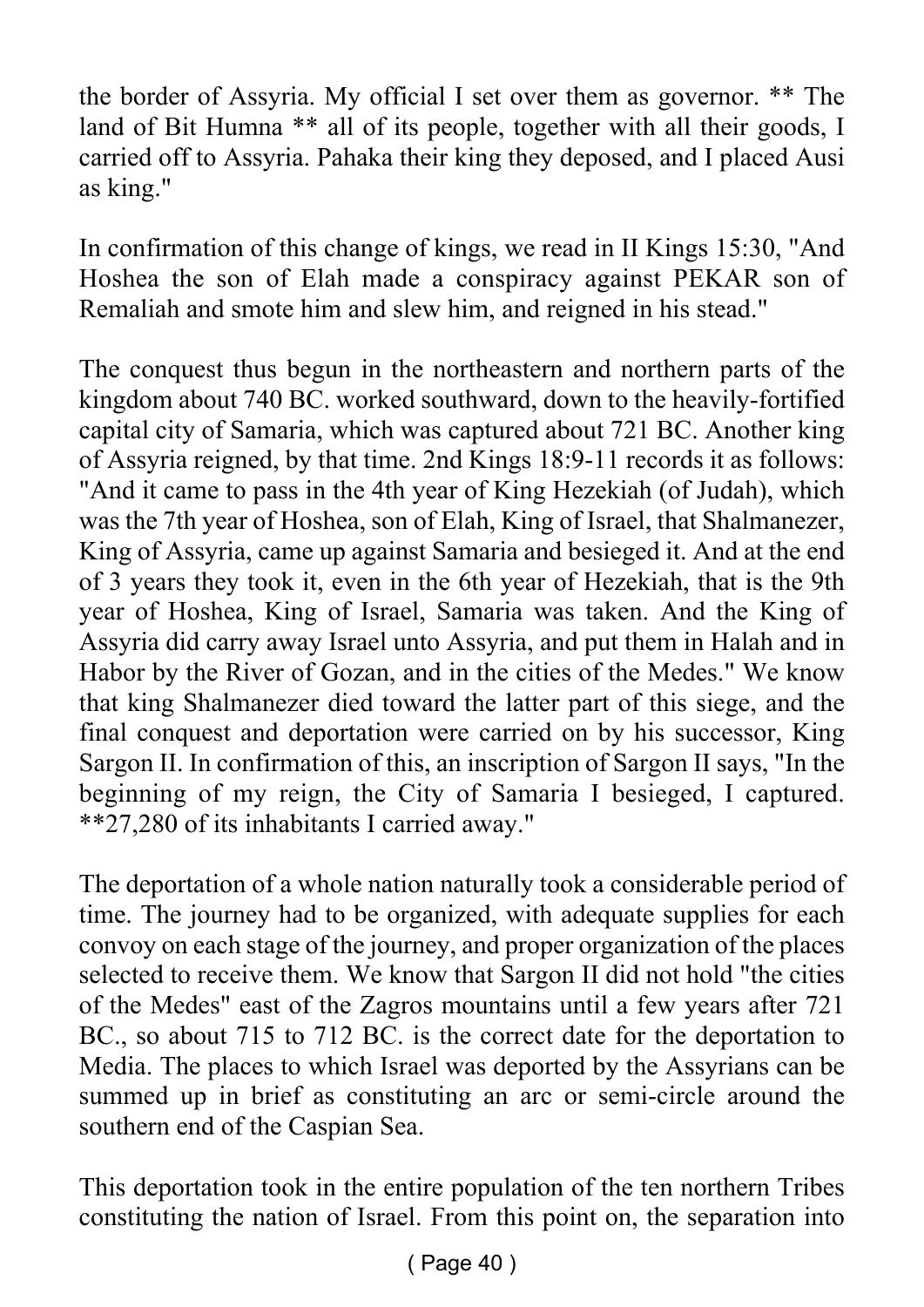the border of Assyria. My official I set over them as governor. ** The land of Bit Humna ** all of its people, together with all their goods, I carried off to Assyria. Pahaka their king they deposed, and I placed Ausi as king."

In confirmation of this change of kings, we read in II Kings 15:30, "And Hoshea the son of Elah made a conspiracy against PEKAR son of Remaliah and smote him and slew him, and reigned in his stead."

The conquest thus begun in the northeastern and northern parts of the kingdom about 740 BC. worked southward, down to the heavily-fortified capital city of Samaria, which was captured about 721 BC. Another king of Assyria reigned, by that time. 2nd Kings 18:9-11 records it as follows: "And it came to pass in the 4th year of King Hezekiah (of Judah), which was the 7th year of Hoshea, son of Elah, King of Israel, that Shalmanezer, King of Assyria, came up against Samaria and besieged it. And at the end of 3 years they took it, even in the 6th year of Hezekiah, that is the 9th year of Hoshea, King of Israel, Samaria was taken. And the King of Assyria did carry away Israel unto Assyria, and put them in Halah and in Habor by the River of Gozan, and in the cities of the Medes." We know that king Shalmanezer died toward the latter part of this siege, and the final conquest and deportation were carried on by his successor, King Sargon II. In confirmation of this, an inscription of Sargon II says, "In the beginning of my reign, the City of Samaria I besieged, I captured. **27,280 of its inhabitants I carried away."

The deportation of a whole nation naturally took a considerable period of time. The journey had to be organized, with adequate supplies for each convoy on each stage of the journey, and proper organization of the places selected to receive them. We know that Sargon II did not hold "the cities of the Medes" east of the Zagros mountains until a few years after 721 BC., so about 715 to 712 BC. is the correct date for the deportation to Media. The places to which Israel was deported by the Assyrians can be summed up in brief as constituting an arc or semi-circle around the southern end of the Caspian Sea.

This deportation took in the entire population of the ten northern Tribes constituting the nation of Israel. From this point on, the separation into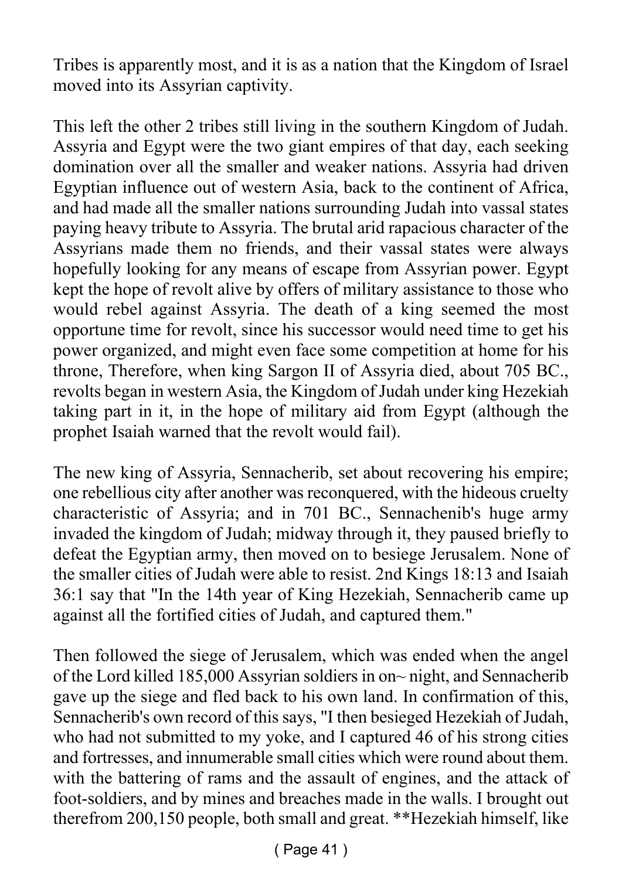Tribes is apparently most, and it is as a nation that the Kingdom of Israel moved into its Assyrian captivity.

This left the other 2 tribes still living in the southern Kingdom of Judah. Assyria and Egypt were the two giant empires of that day, each seeking domination over all the smaller and weaker nations. Assyria had driven Egyptian influence out of western Asia, back to the continent of Africa, and had made all the smaller nations surrounding Judah into vassal states paying heavy tribute to Assyria. The brutal arid rapacious character of the Assyrians made them no friends, and their vassal states were always hopefully looking for any means of escape from Assyrian power. Egypt kept the hope of revolt alive by offers of military assistance to those who would rebel against Assyria. The death of a king seemed the most opportune time for revolt, since his successor would need time to get his power organized, and might even face some competition at home for his throne, Therefore, when king Sargon II of Assyria died, about 705 BC., revolts began in western Asia, the Kingdom of Judah under king Hezekiah taking part in it, in the hope of military aid from Egypt (although the prophet Isaiah warned that the revolt would fail).

The new king of Assyria, Sennacherib, set about recovering his empire; one rebellious city after another was reconquered, with the hideous cruelty characteristic of Assyria; and in 701 BC., Sennachenib's huge army invaded the kingdom of Judah; midway through it, they paused briefly to defeat the Egyptian army, then moved on to besiege Jerusalem. None of the smaller cities of Judah were able to resist. 2nd Kings 18:13 and Isaiah 36:1 say that "In the 14th year of King Hezekiah, Sennacherib came up against all the fortified cities of Judah, and captured them."

Then followed the siege of Jerusalem, which was ended when the angel of the Lord killed 185,000 Assyrian soldiers in on~ night, and Sennacherib gave up the siege and fled back to his own land. In confirmation of this, Sennacherib's own record of this says, "I then besieged Hezekiah of Judah, who had not submitted to my yoke, and I captured 46 of his strong cities and fortresses, and innumerable small cities which were round about them. with the battering of rams and the assault of engines, and the attack of foot-soldiers, and by mines and breaches made in the walls. I brought out therefrom 200,150 people, both small and great. **Hezekiah himself, like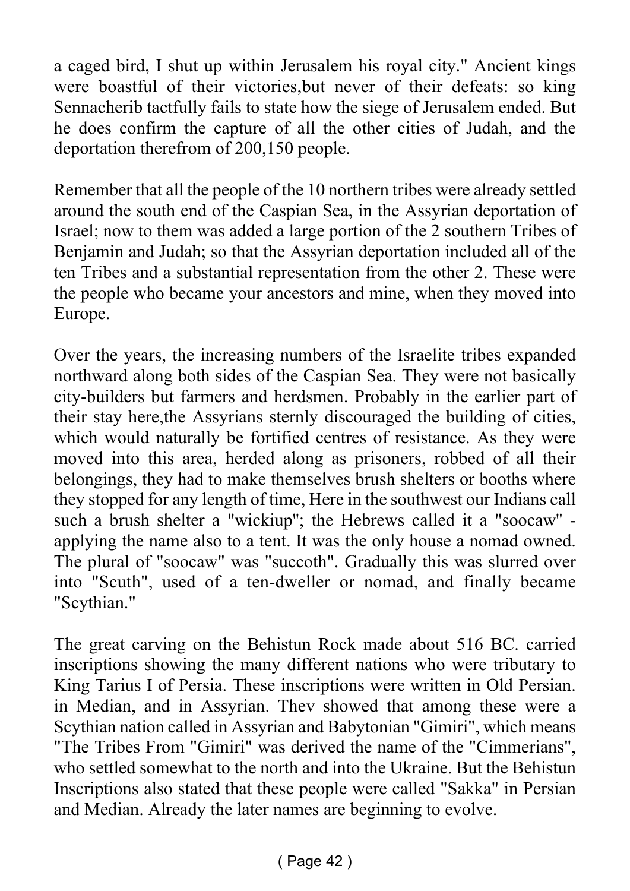a caged bird, I shut up within Jerusalem his royal city." Ancient kings were boastful of their victories,but never of their defeats: so king Sennacherib tactfully fails to state how the siege of Jerusalem ended. But he does confirm the capture of all the other cities of Judah, and the deportation therefrom of 200,150 people.

Remember that all the people of the 10 northern tribes were already settled around the south end of the Caspian Sea, in the Assyrian deportation of Israel; now to them was added a large portion of the 2 southern Tribes of Benjamin and Judah; so that the Assyrian deportation included all of the ten Tribes and a substantial representation from the other 2. These were the people who became your ancestors and mine, when they moved into Europe.

Over the years, the increasing numbers of the Israelite tribes expanded northward along both sides of the Caspian Sea. They were not basically city-builders but farmers and herdsmen. Probably in the earlier part of their stay here,the Assyrians sternly discouraged the building of cities, which would naturally be fortified centres of resistance. As they were moved into this area, herded along as prisoners, robbed of all their belongings, they had to make themselves brush shelters or booths where they stopped for any length of time, Here in the southwest our Indians call such a brush shelter a "wickiup"; the Hebrews called it a "soocaw" - applying the name also to a tent. It was the only house a nomad owned. The plural of "soocaw" was "succoth". Gradually this was slurred over into "Scuth", used of a ten-dweller or nomad, and finally became "Scythian."

The great carving on the Behistun Rock made about 516 BC. carried inscriptions showing the many different nations who were tributary to King Tarius I of Persia. These inscriptions were written in Old Persian. in Median, and in Assyrian. Thev showed that among these were a Scythian nation called in Assyrian and Babytonian "Gimiri", which means "The Tribes From "Gimiri" was derived the name of the "Cimmerians", who settled somewhat to the north and into the Ukraine. But the Behistun Inscriptions also stated that these people were called "Sakka" in Persian and Median. Already the later names are beginning to evolve.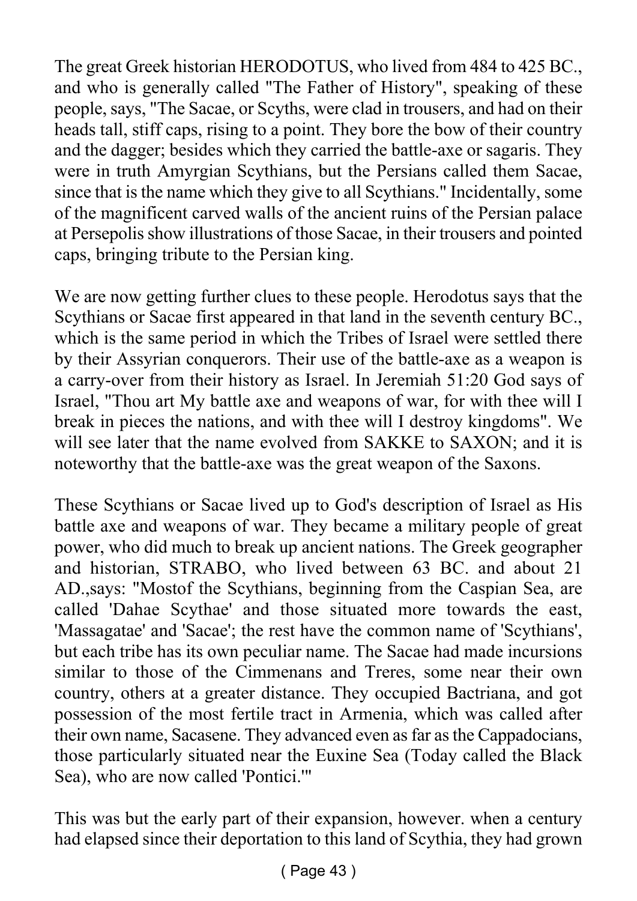The great Greek historian HERODOTUS, who lived from 484 to 425 BC., and who is generally called "The Father of History", speaking of these people, says, "The Sacae, or Scyths, were clad in trousers, and had on their heads tall, stiff caps, rising to a point. They bore the bow of their country and the dagger; besides which they carried the battle-axe or sagaris. They were in truth Amyrgian Scythians, but the Persians called them Sacae, since that is the name which they give to all Scythians." Incidentally, some of the magnificent carved walls of the ancient ruins of the Persian palace at Persepolis show illustrations of those Sacae, in their trousers and pointed caps, bringing tribute to the Persian king.

We are now getting further clues to these people. Herodotus says that the Scythians or Sacae first appeared in that land in the seventh century BC., which is the same period in which the Tribes of Israel were settled there by their Assyrian conquerors. Their use of the battle-axe as a weapon is a carry-over from their history as Israel. In Jeremiah 51:20 God says of Israel, "Thou art My battle axe and weapons of war, for with thee will I break in pieces the nations, and with thee will I destroy kingdoms". We will see later that the name evolved from SAKKE to SAXON; and it is noteworthy that the battle-axe was the great weapon of the Saxons.

These Scythians or Sacae lived up to God's description of Israel as His battle axe and weapons of war. They became a military people of great power, who did much to break up ancient nations. The Greek geographer and historian, STRABO, who lived between 63 BC. and about 21 AD.,says: "Mostof the Scythians, beginning from the Caspian Sea, are called 'Dahae Scythae' and those situated more towards the east, 'Massagatae' and 'Sacae'; the rest have the common name of 'Scythians', but each tribe has its own peculiar name. The Sacae had made incursions similar to those of the Cimmenans and Treres, some near their own country, others at a greater distance. They occupied Bactriana, and got possession of the most fertile tract in Armenia, which was called after their own name, Sacasene. They advanced even as far as the Cappadocians, those particularly situated near the Euxine Sea (Today called the Black Sea), who are now called 'Pontici.'"

This was but the early part of their expansion, however. when a century had elapsed since their deportation to this land of Scythia, they had grown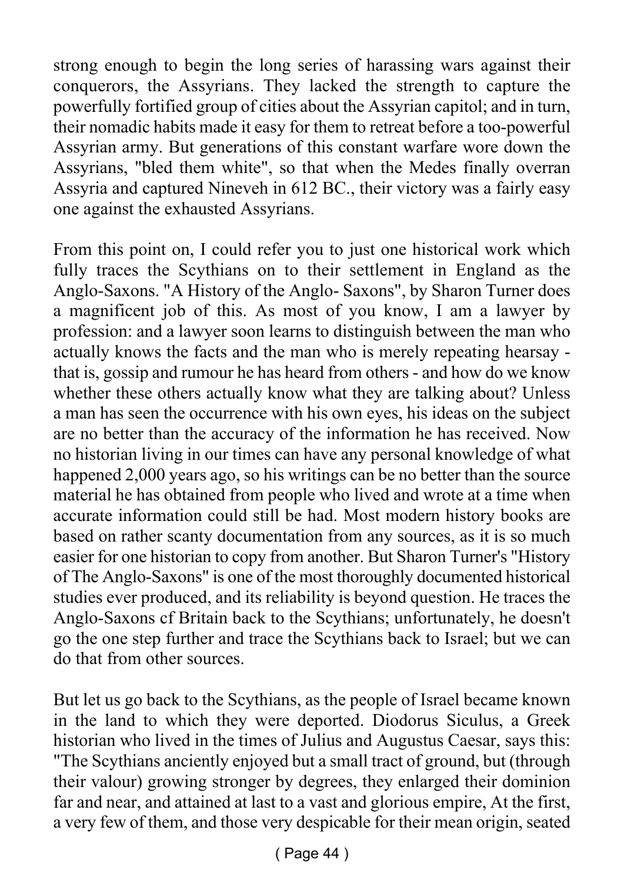strong enough to begin the long series of harassing wars against their conquerors, the Assyrians. They lacked the strength to capture the powerfully fortified group of cities about the Assyrian capitol; and in turn, their nomadic habits made it easy for them to retreat before a too-powerful Assyrian army. But generations of this constant warfare wore down the Assyrians, "bled them white", so that when the Medes finally overran Assyria and captured Nineveh in 612 BC., their victory was a fairly easy one against the exhausted Assyrians.

From this point on, I could refer you to just one historical work which fully traces the Scythians on to their settlement in England as the Anglo-Saxons. "A History of the Anglo- Saxons", by Sharon Turner does a magnificent job of this. As most of you know, I am a lawyer by profession: and a lawyer soon learns to distinguish between the man who actually knows the facts and the man who is merely repeating hearsay - that is, gossip and rumour he has heard from others - and how do we know whether these others actually know what they are talking about? Unless a man has seen the occurrence with his own eyes, his ideas on the subject are no better than the accuracy of the information he has received. Now no historian living in our times can have any personal knowledge of what happened 2,000 years ago, so his writings can be no better than the source material he has obtained from people who lived and wrote at a time when accurate information could still be had. Most modern history books are based on rather scanty documentation from any sources, as it is so much easier for one historian to copy from another. But Sharon Turner's "History of The Anglo-Saxons" is one of the most thoroughly documented historical studies ever produced, and its reliability is beyond question. He traces the Anglo-Saxons cf Britain back to the Scythians; unfortunately, he doesn't go the one step further and trace the Scythians back to Israel; but we can do that from other sources.

But let us go back to the Scythians, as the people of Israel became known in the land to which they were deported. Diodorus Siculus, a Greek historian who lived in the times of Julius and Augustus Caesar, says this: "The Scythians anciently enjoyed but a small tract of ground, but (through their valour) growing stronger by degrees, they enlarged their dominion far and near, and attained at last to a vast and glorious empire, At the first, a very few of them, and those very despicable for their mean origin, seated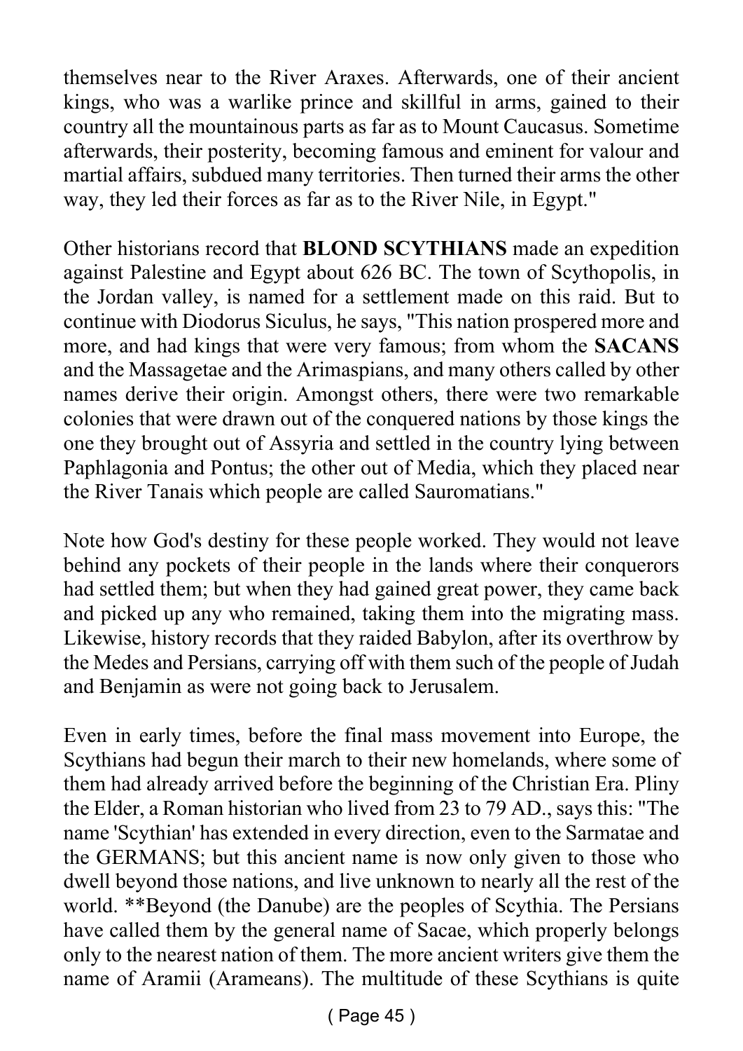themselves near to the River Araxes. Afterwards, one of their ancient kings, who was a warlike prince and skillful in arms, gained to their country all the mountainous parts as far as to Mount Caucasus. Sometime afterwards, their posterity, becoming famous and eminent for valour and martial affairs, subdued many territories. Then turned their arms the other way, they led their forces as far as to the River Nile, in Egypt."

Other historians record that **BLOND SCYTHIANS** made an expedition against Palestine and Egypt about 626 BC. The town of Scythopolis, in the Jordan valley, is named for a settlement made on this raid. But to continue with Diodorus Siculus, he says, "This nation prospered more and more, and had kings that were very famous; from whom the **SACANS** and the Massagetae and the Arimaspians, and many others called by other names derive their origin. Amongst others, there were two remarkable colonies that were drawn out of the conquered nations by those kings the one they brought out of Assyria and settled in the country lying between Paphlagonia and Pontus; the other out of Media, which they placed near the River Tanais which people are called Sauromatians."

Note how God's destiny for these people worked. They would not leave behind any pockets of their people in the lands where their conquerors had settled them; but when they had gained great power, they came back and picked up any who remained, taking them into the migrating mass. Likewise, history records that they raided Babylon, after its overthrow by the Medes and Persians, carrying off with them such of the people of Judah and Benjamin as were not going back to Jerusalem.

Even in early times, before the final mass movement into Europe, the Scythians had begun their march to their new homelands, where some of them had already arrived before the beginning of the Christian Era. Pliny the Elder, a Roman historian who lived from 23 to 79 AD., says this: "The name 'Scythian' has extended in every direction, even to the Sarmatae and the GERMANS; but this ancient name is now only given to those who dwell beyond those nations, and live unknown to nearly all the rest of the world. **Beyond (the Danube) are the peoples of Scythia. The Persians have called them by the general name of Sacae, which properly belongs only to the nearest nation of them. The more ancient writers give them the name of Aramii (Arameans). The multitude of these Scythians is quite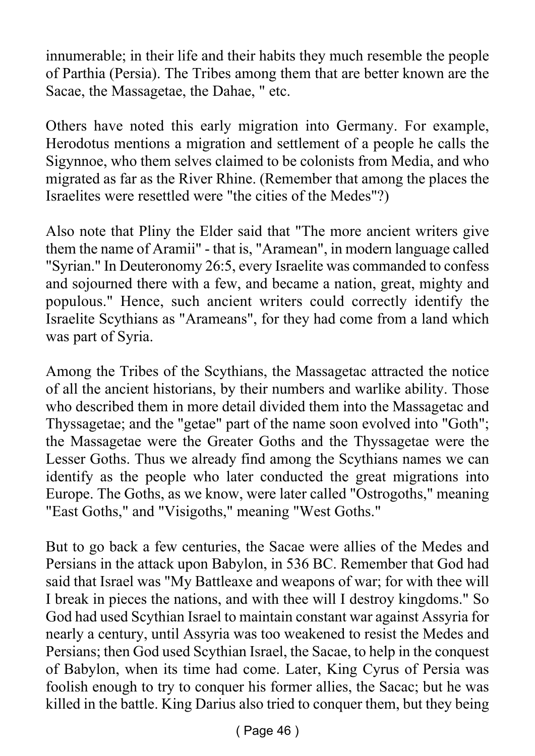innumerable; in their life and their habits they much resemble the people of Parthia (Persia). The Tribes among them that are better known are the Sacae, the Massagetae, the Dahae, " etc.

Others have noted this early migration into Germany. For example, Herodotus mentions a migration and settlement of a people he calls the Sigynnoe, who them selves claimed to be colonists from Media, and who migrated as far as the River Rhine. (Remember that among the places the Israelites were resettled were "the cities of the Medes"?)

Also note that Pliny the Elder said that "The more ancient writers give them the name of Aramii" - that is, "Aramean", in modern language called "Syrian." In Deuteronomy 26:5, every Israelite was commanded to confess and sojourned there with a few, and became a nation, great, mighty and populous." Hence, such ancient writers could correctly identify the Israelite Scythians as "Arameans", for they had come from a land which was part of Syria.

Among the Tribes of the Scythians, the Massagetac attracted the notice of all the ancient historians, by their numbers and warlike ability. Those who described them in more detail divided them into the Massagetac and Thyssagetae; and the "getae" part of the name soon evolved into "Goth"; the Massagetae were the Greater Goths and the Thyssagetae were the Lesser Goths. Thus we already find among the Scythians names we can identify as the people who later conducted the great migrations into Europe. The Goths, as we know, were later called "Ostrogoths," meaning "East Goths," and "Visigoths," meaning "West Goths."

But to go back a few centuries, the Sacae were allies of the Medes and Persians in the attack upon Babylon, in 536 BC. Remember that God had said that Israel was "My Battleaxe and weapons of war; for with thee will I break in pieces the nations, and with thee will I destroy kingdoms." So God had used Scythian Israel to maintain constant war against Assyria for nearly a century, until Assyria was too weakened to resist the Medes and Persians; then God used Scythian Israel, the Sacae, to help in the conquest of Babylon, when its time had come. Later, King Cyrus of Persia was foolish enough to try to conquer his former allies, the Sacac; but he was killed in the battle. King Darius also tried to conquer them, but they being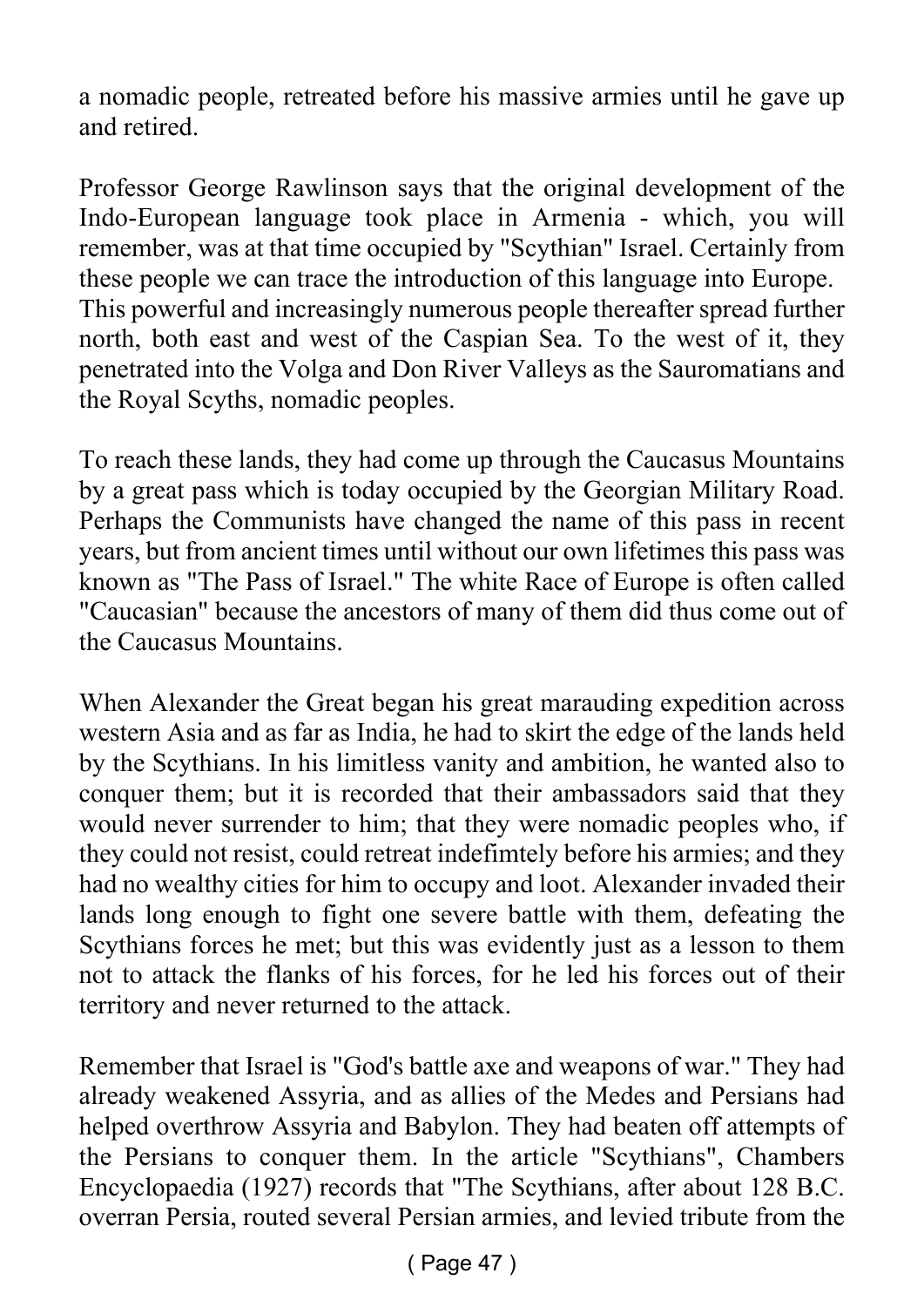a nomadic people, retreated before his massive armies until he gave up and retired.

Professor George Rawlinson says that the original development of the Indo-European language took place in Armenia - which, you will remember, was at that time occupied by "Scythian" Israel. Certainly from these people we can trace the introduction of this language into Europe. This powerful and increasingly numerous people thereafter spread further north, both east and west of the Caspian Sea. To the west of it, they penetrated into the Volga and Don River Valleys as the Sauromatians and the Royal Scyths, nomadic peoples.

To reach these lands, they had come up through the Caucasus Mountains by a great pass which is today occupied by the Georgian Military Road. Perhaps the Communists have changed the name of this pass in recent years, but from ancient times until without our own lifetimes this pass was known as "The Pass of Israel." The white Race of Europe is often called "Caucasian" because the ancestors of many of them did thus come out of the Caucasus Mountains.

When Alexander the Great began his great marauding expedition across western Asia and as far as India, he had to skirt the edge of the lands held by the Scythians. In his limitless vanity and ambition, he wanted also to conquer them; but it is recorded that their ambassadors said that they would never surrender to him; that they were nomadic peoples who, if they could not resist, could retreat indefimtely before his armies; and they had no wealthy cities for him to occupy and loot. Alexander invaded their lands long enough to fight one severe battle with them, defeating the Scythians forces he met; but this was evidently just as a lesson to them not to attack the flanks of his forces, for he led his forces out of their territory and never returned to the attack.

Remember that Israel is "God's battle axe and weapons of war." They had already weakened Assyria, and as allies of the Medes and Persians had helped overthrow Assyria and Babylon. They had beaten off attempts of the Persians to conquer them. In the article "Scythians", Chambers Encyclopaedia (1927) records that "The Scythians, after about 128 B.C. overran Persia, routed several Persian armies, and levied tribute from the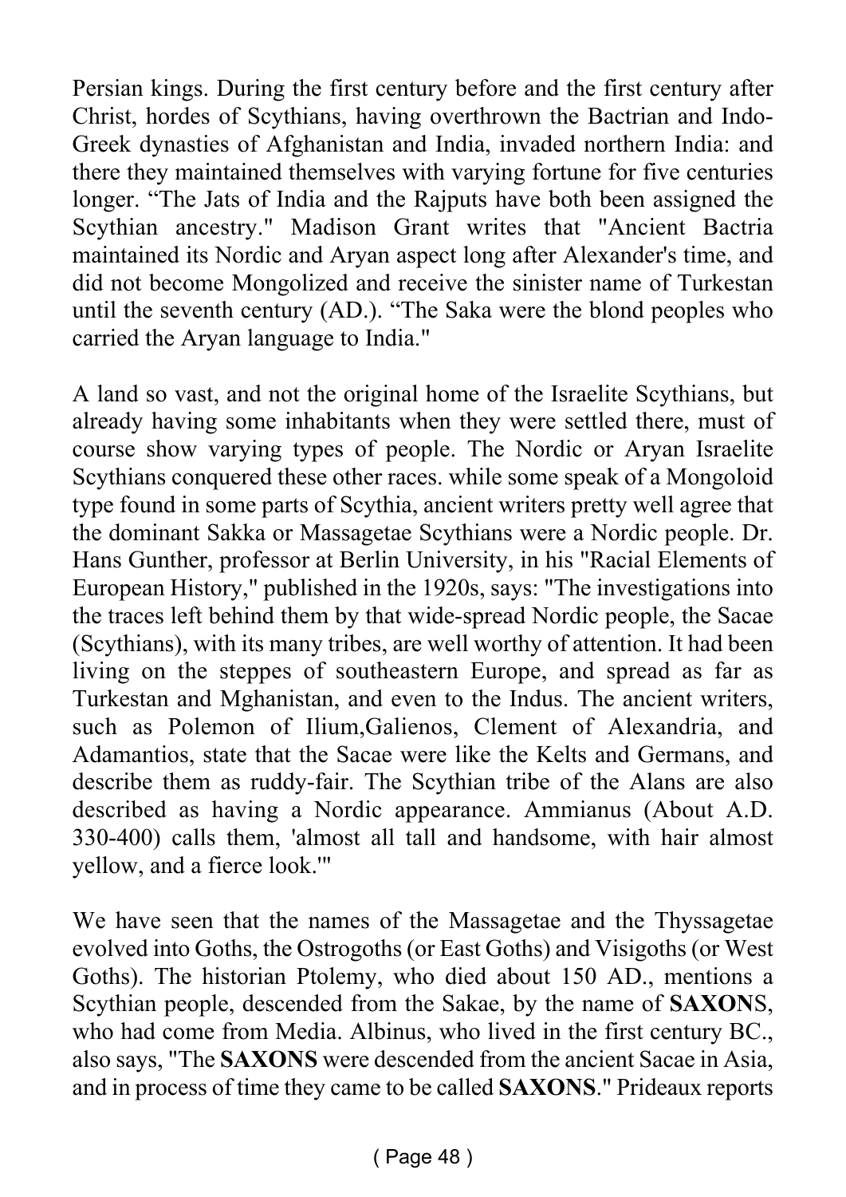Persian kings. During the first century before and the first century after Christ, hordes of Scythians, having overthrown the Bactrian and Indo-Greek dynasties of Afghanistan and India, invaded northern India: and there they maintained themselves with varying fortune for five centuries longer. “The Jats of India and the Rajputs have both been assigned the Scythian ancestry." Madison Grant writes that "Ancient Bactria maintained its Nordic and Aryan aspect long after Alexander's time, and did not become Mongolized and receive the sinister name of Turkestan until the seventh century (AD.). “The Saka were the blond peoples who carried the Aryan language to India."

A land so vast, and not the original home of the Israelite Scythians, but already having some inhabitants when they were settled there, must of course show varying types of people. The Nordic or Aryan Israelite Scythians conquered these other races. while some speak of a Mongoloid type found in some parts of Scythia, ancient writers pretty well agree that the dominant Sakka or Massagetae Scythians were a Nordic people. Dr. Hans Gunther, professor at Berlin University, in his "Racial Elements of European History," published in the 1920s, says: "The investigations into the traces left behind them by that wide-spread Nordic people, the Sacae (Scythians), with its many tribes, are well worthy of attention. It had been living on the steppes of southeastern Europe, and spread as far as Turkestan and Mghanistan, and even to the Indus. The ancient writers, such as Polemon of Ilium,Galienos, Clement of Alexandria, and Adamantios, state that the Sacae were like the Kelts and Germans, and describe them as ruddy-fair. The Scythian tribe of the Alans are also described as having a Nordic appearance. Ammianus (About A.D. 330-400) calls them, 'almost all tall and handsome, with hair almost yellow, and a fierce look.'"

We have seen that the names of the Massagetae and the Thyssagetae evolved into Goths, the Ostrogoths (or East Goths) and Visigoths (or West Goths). The historian Ptolemy, who died about 150 AD., mentions a Scythian people, descended from the Sakae, by the name of **SAXON**S, who had come from Media. Albinus, who lived in the first century BC., also says, "The **SAXONS** were descended from the ancient Sacae in Asia, and in process of time they came to be called **SAXONS**." Prideaux reports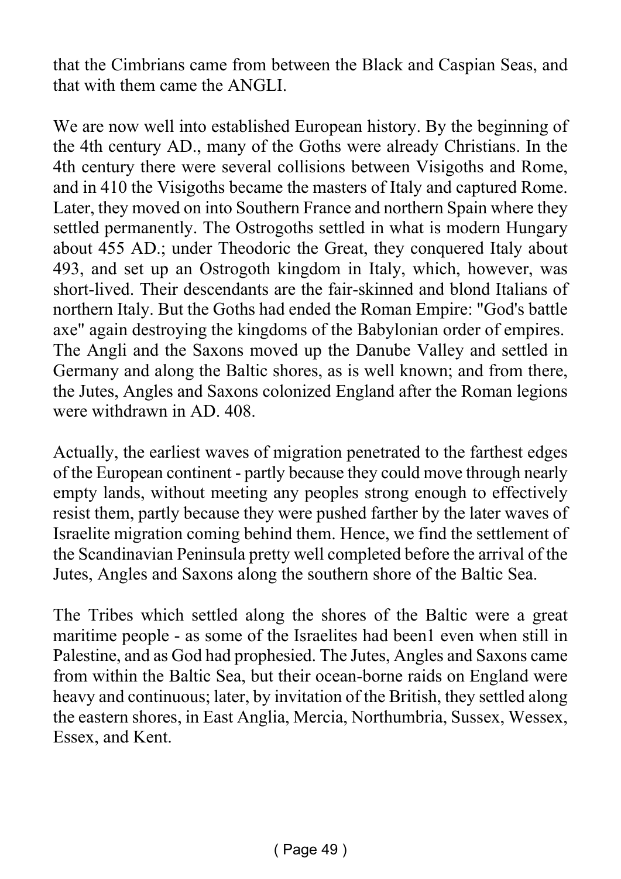that the Cimbrians came from between the Black and Caspian Seas, and that with them came the ANGLI.

We are now well into established European history. By the beginning of the 4th century AD., many of the Goths were already Christians. In the 4th century there were several collisions between Visigoths and Rome, and in 410 the Visigoths became the masters of Italy and captured Rome. Later, they moved on into Southern France and northern Spain where they settled permanently. The Ostrogoths settled in what is modern Hungary about 455 AD.; under Theodoric the Great, they conquered Italy about 493, and set up an Ostrogoth kingdom in Italy, which, however, was short-lived. Their descendants are the fair-skinned and blond Italians of northern Italy. But the Goths had ended the Roman Empire: "God's battle axe" again destroying the kingdoms of the Babylonian order of empires. The Angli and the Saxons moved up the Danube Valley and settled in Germany and along the Baltic shores, as is well known; and from there, the Jutes, Angles and Saxons colonized England after the Roman legions were withdrawn in AD. 408.

Actually, the earliest waves of migration penetrated to the farthest edges of the European continent - partly because they could move through nearly empty lands, without meeting any peoples strong enough to effectively resist them, partly because they were pushed farther by the later waves of Israelite migration coming behind them. Hence, we find the settlement of the Scandinavian Peninsula pretty well completed before the arrival of the Jutes, Angles and Saxons along the southern shore of the Baltic Sea.

The Tribes which settled along the shores of the Baltic were a great maritime people - as some of the Israelites had been1 even when still in Palestine, and as God had prophesied. The Jutes, Angles and Saxons came from within the Baltic Sea, but their ocean-borne raids on England were heavy and continuous; later, by invitation of the British, they settled along the eastern shores, in East Anglia, Mercia, Northumbria, Sussex, Wessex, Essex, and Kent.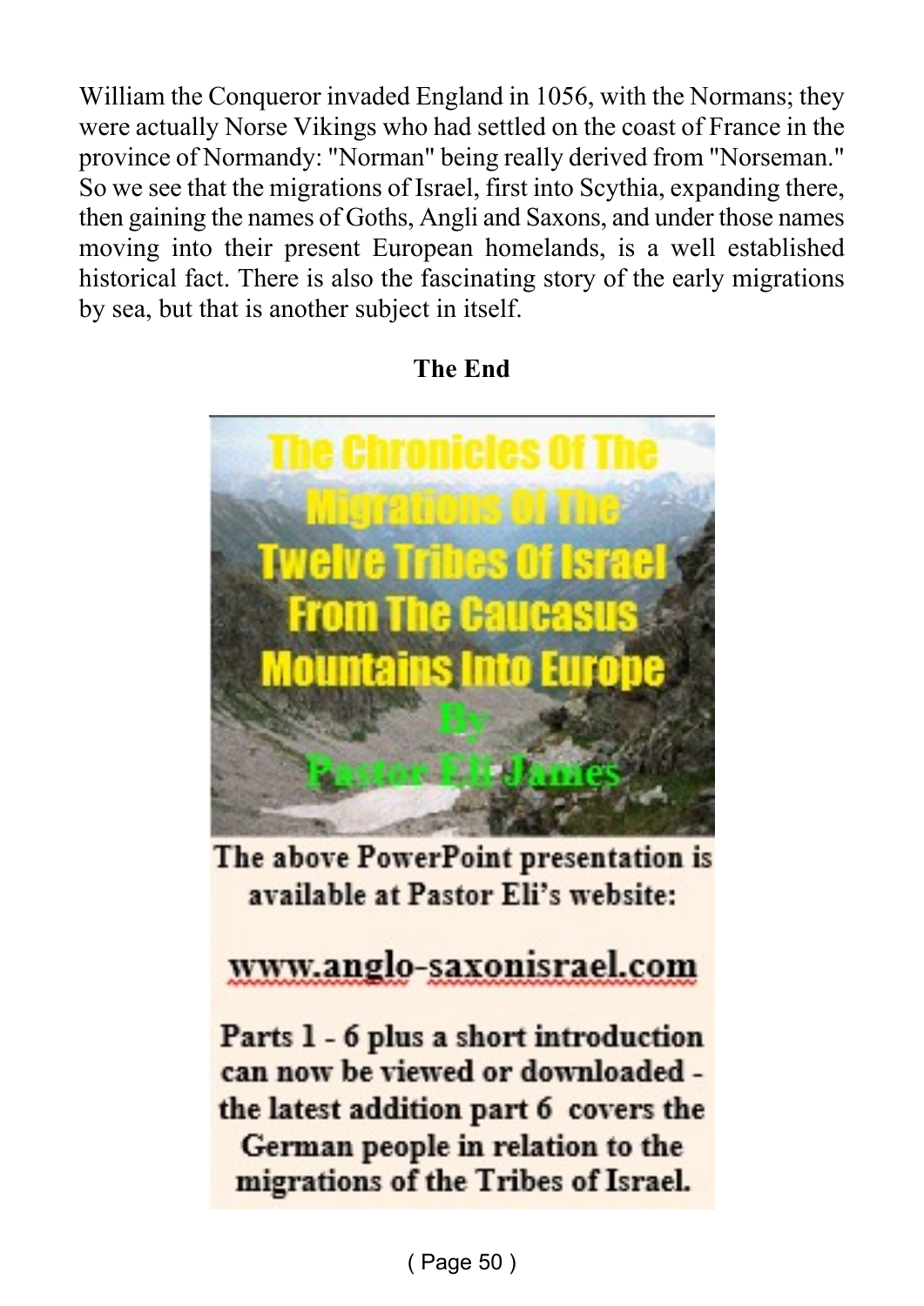William the Conqueror invaded England in 1056, with the Normans; they were actually Norse Vikings who had settled on the coast of France in the province of Normandy: "Norman" being really derived from "Norseman." So we see that the migrations of Israel, first into Scythia, expanding there, then gaining the names of Goths, Angli and Saxons, and under those names moving into their present European homelands, is a well established historical fact. There is also the fascinating story of the early migrations by sea, but that is another subject in itself.

**The End**

The Chronicles Of The Migrations Of The Twelve Tribes Of Israel From The Caucasus Mountains Into Europe By Pastor Eli James

The above PowerPoint presentation is available at Pastor Eli's website:

**www.anglo-saxonisrael.com**

**Parts 1 - 6 plus a short introduction can now be viewed or downloaded - the latest addition part 6 covers the German people in relation to the migrations of the Tribes of Israel.**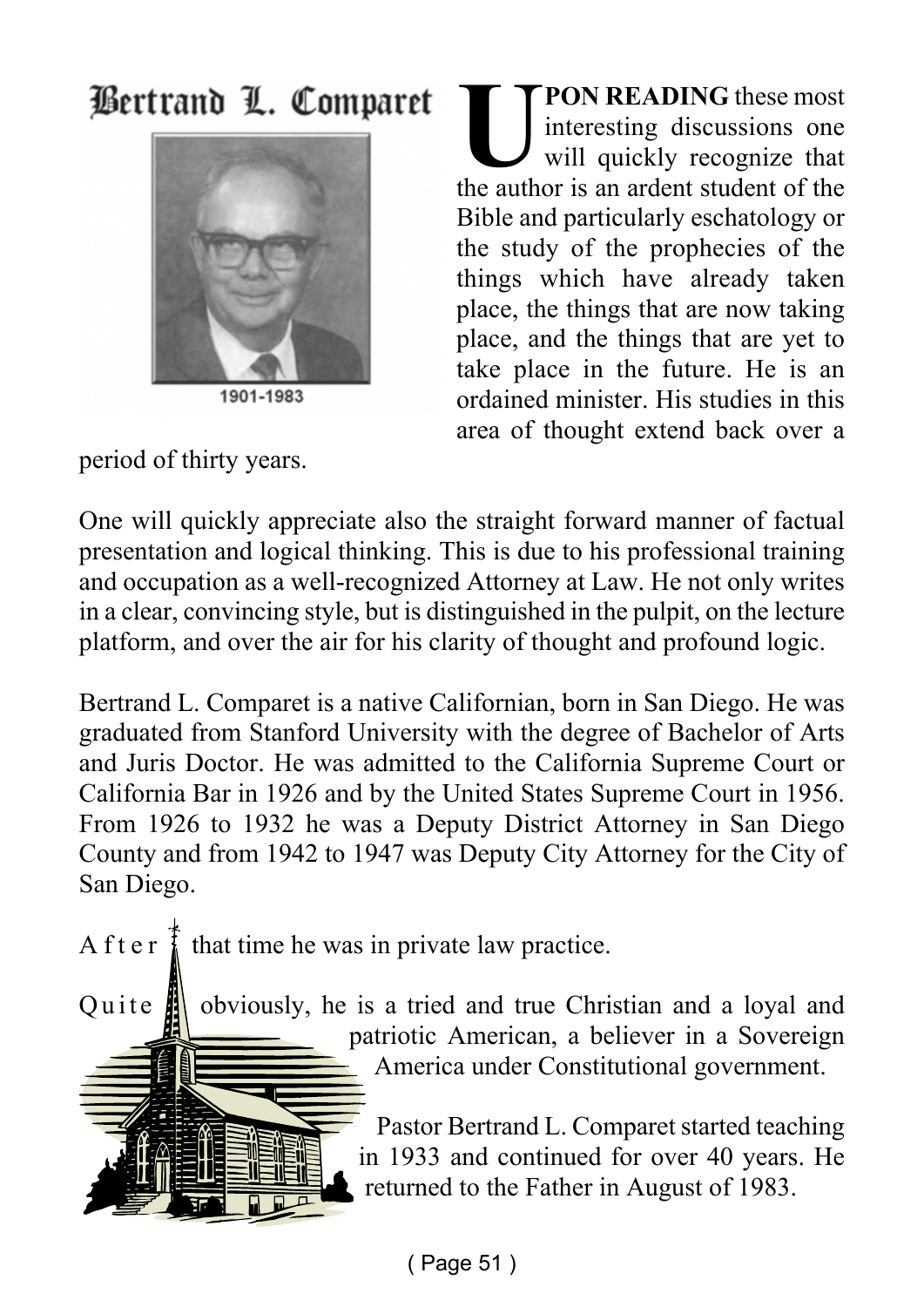# Bertrand L. Comparet

1901-1983

**UPON READING** these most interesting discussions one will quickly recognize that the author is an ardent student of the Bible and particularly eschatology or the study of the prophecies of the things which have already taken place, the things that are now taking place, and the things that are yet to take place in the future. He is an ordained minister. His studies in this area of thought extend back over a period of thirty years.

One will quickly appreciate also the straight forward manner of factual presentation and logical thinking. This is due to his professional training and occupation as a well-recognized Attorney at Law. He not only writes in a clear, convincing style, but is distinguished in the pulpit, on the lecture platform, and over the air for his clarity of thought and profound logic.

Bertrand L. Comparet is a native Californian, born in San Diego. He was graduated from Stanford University with the degree of Bachelor of Arts and Juris Doctor. He was admitted to the California Supreme Court or California Bar in 1926 and by the United States Supreme Court in 1956. From 1926 to 1932 he was a Deputy District Attorney in San Diego County and from 1942 to 1947 was Deputy City Attorney for the City of San Diego.

After that time he was in private law practice.

Quite obviously, he is a tried and true Christian and a loyal and patriotic American, a believer in a Sovereign America under Constitutional government.

Pastor Bertrand L. Comparet started teaching in 1933 and continued for over 40 years. He returned to the Father in August of 1983.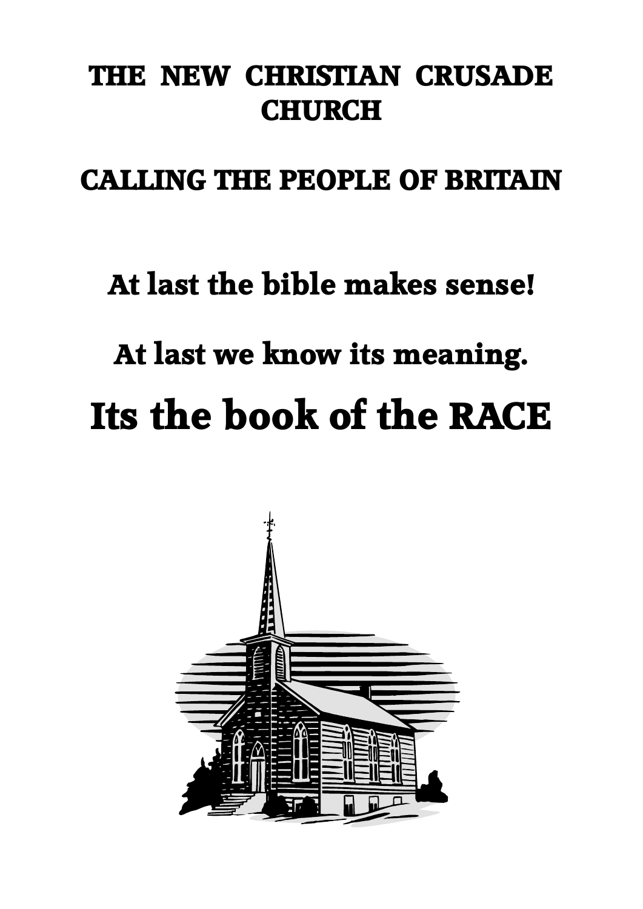# THE NEW CHRISTIAN CRUSADE CHURCH

## CALLING THE PEOPLE OF BRITAIN

### At last the bible makes sense!

### At last we know its meaning.

## Its the book of the RACE